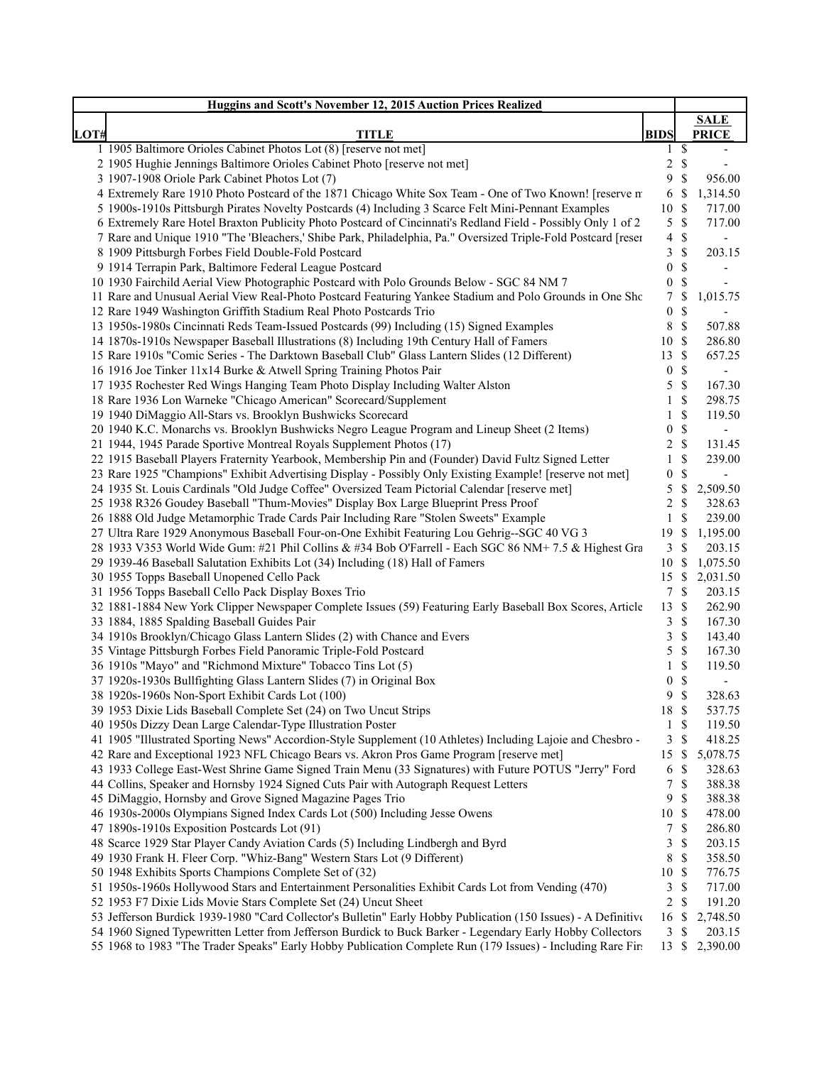| Huggins and Scott's November 12, 2015 Auction Prices Realized | | | |
|---|---|---|---|
| **LOT#** | **TITLE** | **BIDS** | **SALE PRICE** |
| 1 | 1905 Baltimore Orioles Cabinet Photos Lot (8) [reserve not met] | 1 | $ - |
| 2 | 1905 Hughie Jennings Baltimore Orioles Cabinet Photo [reserve not met] | 2 | $ - |
| 3 | 1907-1908 Oriole Park Cabinet Photos Lot (7) | 9 | $ 956.00 |
| 4 | Extremely Rare 1910 Photo Postcard of the 1871 Chicago White Sox Team - One of Two Known! [reserve m | 6 | $ 1,314.50 |
| 5 | 1900s-1910s Pittsburgh Pirates Novelty Postcards (4) Including 3 Scarce Felt Mini-Pennant Examples | 10 | $ 717.00 |
| 6 | Extremely Rare Hotel Braxton Publicity Photo Postcard of Cincinnati's Redland Field - Possibly Only 1 of 2 | 5 | $ 717.00 |
| 7 | Rare and Unique 1910 "The 'Bleachers,' Shibe Park, Philadelphia, Pa." Oversized Triple-Fold Postcard [reser | 4 | $ - |
| 8 | 1909 Pittsburgh Forbes Field Double-Fold Postcard | 3 | $ 203.15 |
| 9 | 1914 Terrapin Park, Baltimore Federal League Postcard | 0 | $ - |
| 10 | 1930 Fairchild Aerial View Photographic Postcard with Polo Grounds Below - SGC 84 NM 7 | 0 | $ - |
| 11 | Rare and Unusual Aerial View Real-Photo Postcard Featuring Yankee Stadium and Polo Grounds in One Sho | 7 | $ 1,015.75 |
| 12 | Rare 1949 Washington Griffith Stadium Real Photo Postcards Trio | 0 | $ - |
| 13 | 1950s-1980s Cincinnati Reds Team-Issued Postcards (99) Including (15) Signed Examples | 8 | $ 507.88 |
| 14 | 1870s-1910s Newspaper Baseball Illustrations (8) Including 19th Century Hall of Famers | 10 | $ 286.80 |
| 15 | Rare 1910s "Comic Series - The Darktown Baseball Club" Glass Lantern Slides (12 Different) | 13 | $ 657.25 |
| 16 | 1916 Joe Tinker 11x14 Burke & Atwell Spring Training Photos Pair | 0 | $ - |
| 17 | 1935 Rochester Red Wings Hanging Team Photo Display Including Walter Alston | 5 | $ 167.30 |
| 18 | Rare 1936 Lon Warneke "Chicago American" Scorecard/Supplement | 1 | $ 298.75 |
| 19 | 1940 DiMaggio All-Stars vs. Brooklyn Bushwicks Scorecard | 1 | $ 119.50 |
| 20 | 1940 K.C. Monarchs vs. Brooklyn Bushwicks Negro League Program and Lineup Sheet (2 Items) | 0 | $ - |
| 21 | 1944, 1945 Parade Sportive Montreal Royals Supplement Photos (17) | 2 | $ 131.45 |
| 22 | 1915 Baseball Players Fraternity Yearbook, Membership Pin and (Founder) David Fultz Signed Letter | 1 | $ 239.00 |
| 23 | Rare 1925 "Champions" Exhibit Advertising Display - Possibly Only Existing Example! [reserve not met] | 0 | $ - |
| 24 | 1935 St. Louis Cardinals "Old Judge Coffee" Oversized Team Pictorial Calendar [reserve met] | 5 | $ 2,509.50 |
| 25 | 1938 R326 Goudey Baseball "Thum-Movies" Display Box Large Blueprint Press Proof | 2 | $ 328.63 |
| 26 | 1888 Old Judge Metamorphic Trade Cards Pair Including Rare "Stolen Sweets" Example | 1 | $ 239.00 |
| 27 | Ultra Rare 1929 Anonymous Baseball Four-on-One Exhibit Featuring Lou Gehrig--SGC 40 VG 3 | 19 | $ 1,195.00 |
| 28 | 1933 V353 World Wide Gum: #21 Phil Collins & #34 Bob O'Farrell - Each SGC 86 NM+ 7.5 & Highest Gra | 3 | $ 203.15 |
| 29 | 1939-46 Baseball Salutation Exhibits Lot (34) Including (18) Hall of Famers | 10 | $ 1,075.50 |
| 30 | 1955 Topps Baseball Unopened Cello Pack | 15 | $ 2,031.50 |
| 31 | 1956 Topps Baseball Cello Pack Display Boxes Trio | 7 | $ 203.15 |
| 32 | 1881-1884 New York Clipper Newspaper Complete Issues (59) Featuring Early Baseball Box Scores, Article | 13 | $ 262.90 |
| 33 | 1884, 1885 Spalding Baseball Guides Pair | 3 | $ 167.30 |
| 34 | 1910s Brooklyn/Chicago Glass Lantern Slides (2) with Chance and Evers | 3 | $ 143.40 |
| 35 | Vintage Pittsburgh Forbes Field Panoramic Triple-Fold Postcard | 5 | $ 167.30 |
| 36 | 1910s "Mayo" and "Richmond Mixture" Tobacco Tins Lot (5) | 1 | $ 119.50 |
| 37 | 1920s-1930s Bullfighting Glass Lantern Slides (7) in Original Box | 0 | $ - |
| 38 | 1920s-1960s Non-Sport Exhibit Cards Lot (100) | 9 | $ 328.63 |
| 39 | 1953 Dixie Lids Baseball Complete Set (24) on Two Uncut Strips | 18 | $ 537.75 |
| 40 | 1950s Dizzy Dean Large Calendar-Type Illustration Poster | 1 | $ 119.50 |
| 41 | 1905 "Illustrated Sporting News" Accordion-Style Supplement (10 Athletes) Including Lajoie and Chesbro - | 3 | $ 418.25 |
| 42 | Rare and Exceptional 1923 NFL Chicago Bears vs. Akron Pros Game Program [reserve met] | 15 | $ 5,078.75 |
| 43 | 1933 College East-West Shrine Game Signed Train Menu (33 Signatures) with Future POTUS "Jerry" Ford | 6 | $ 328.63 |
| 44 | Collins, Speaker and Hornsby 1924 Signed Cuts Pair with Autograph Request Letters | 7 | $ 388.38 |
| 45 | DiMaggio, Hornsby and Grove Signed Magazine Pages Trio | 9 | $ 388.38 |
| 46 | 1930s-2000s Olympians Signed Index Cards Lot (500) Including Jesse Owens | 10 | $ 478.00 |
| 47 | 1890s-1910s Exposition Postcards Lot (91) | 7 | $ 286.80 |
| 48 | Scarce 1929 Star Player Candy Aviation Cards (5) Including Lindbergh and Byrd | 3 | $ 203.15 |
| 49 | 1930 Frank H. Fleer Corp. "Whiz-Bang" Western Stars Lot (9 Different) | 8 | $ 358.50 |
| 50 | 1948 Exhibits Sports Champions Complete Set of (32) | 10 | $ 776.75 |
| 51 | 1950s-1960s Hollywood Stars and Entertainment Personalities Exhibit Cards Lot from Vending (470) | 3 | $ 717.00 |
| 52 | 1953 F7 Dixie Lids Movie Stars Complete Set (24) Uncut Sheet | 2 | $ 191.20 |
| 53 | Jefferson Burdick 1939-1980 "Card Collector's Bulletin" Early Hobby Publication (150 Issues) - A Definitive | 16 | $ 2,748.50 |
| 54 | 1960 Signed Typewritten Letter from Jefferson Burdick to Buck Barker - Legendary Early Hobby Collectors | 3 | $ 203.15 |
| 55 | 1968 to 1983 "The Trader Speaks" Early Hobby Publication Complete Run (179 Issues) - Including Rare Firs | 13 | $ 2,390.00 |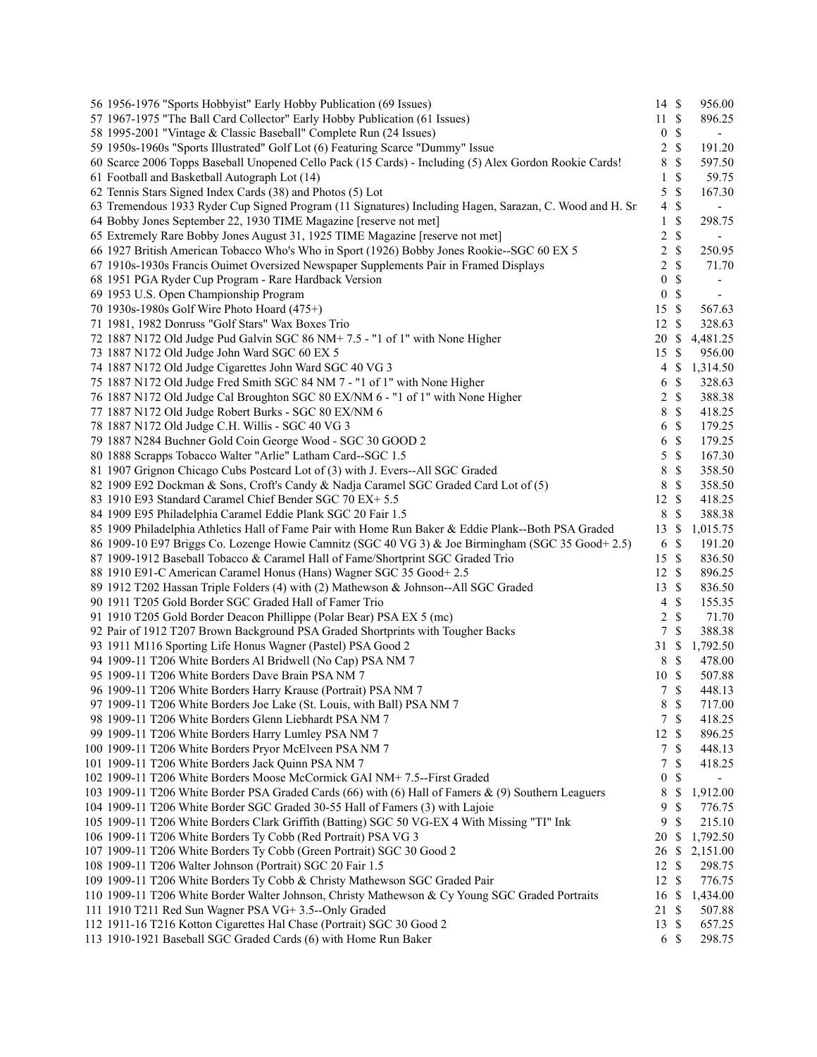| Lot | Description | Bids | | Price |
|---|---|---|---|---|
| 56 | 1956-1976 "Sports Hobbyist" Early Hobby Publication (69 Issues) | 14 | $ | 956.00 |
| 57 | 1967-1975 "The Ball Card Collector" Early Hobby Publication (61 Issues) | 11 | $ | 896.25 |
| 58 | 1995-2001 "Vintage & Classic Baseball" Complete Run (24 Issues) | 0 | $ | - |
| 59 | 1950s-1960s "Sports Illustrated" Golf Lot (6) Featuring Scarce "Dummy" Issue | 2 | $ | 191.20 |
| 60 | Scarce 2006 Topps Baseball Unopened Cello Pack (15 Cards) - Including (5) Alex Gordon Rookie Cards! | 8 | $ | 597.50 |
| 61 | Football and Basketball Autograph Lot (14) | 1 | $ | 59.75 |
| 62 | Tennis Stars Signed Index Cards (38) and Photos (5) Lot | 5 | $ | 167.30 |
| 63 | Tremendous 1933 Ryder Cup Signed Program (11 Signatures) Including Hagen, Sarazan, C. Wood and H. Sr | 4 | $ | - |
| 64 | Bobby Jones September 22, 1930 TIME Magazine [reserve not met] | 1 | $ | 298.75 |
| 65 | Extremely Rare Bobby Jones August 31, 1925 TIME Magazine [reserve not met] | 2 | $ | - |
| 66 | 1927 British American Tobacco Who's Who in Sport (1926) Bobby Jones Rookie--SGC 60 EX 5 | 2 | $ | 250.95 |
| 67 | 1910s-1930s Francis Ouimet Oversized Newspaper Supplements Pair in Framed Displays | 2 | $ | 71.70 |
| 68 | 1951 PGA Ryder Cup Program - Rare Hardback Version | 0 | $ | - |
| 69 | 1953 U.S. Open Championship Program | 0 | $ | - |
| 70 | 1930s-1980s Golf Wire Photo Hoard (475+) | 15 | $ | 567.63 |
| 71 | 1981, 1982 Donruss "Golf Stars" Wax Boxes Trio | 12 | $ | 328.63 |
| 72 | 1887 N172 Old Judge Pud Galvin SGC 86 NM+ 7.5 - "1 of 1" with None Higher | 20 | $ | 4,481.25 |
| 73 | 1887 N172 Old Judge John Ward SGC 60 EX 5 | 15 | $ | 956.00 |
| 74 | 1887 N172 Old Judge Cigarettes John Ward SGC 40 VG 3 | 4 | $ | 1,314.50 |
| 75 | 1887 N172 Old Judge Fred Smith SGC 84 NM 7 - "1 of 1" with None Higher | 6 | $ | 328.63 |
| 76 | 1887 N172 Old Judge Cal Broughton SGC 80 EX/NM 6 - "1 of 1" with None Higher | 2 | $ | 388.38 |
| 77 | 1887 N172 Old Judge Robert Burks - SGC 80 EX/NM 6 | 8 | $ | 418.25 |
| 78 | 1887 N172 Old Judge C.H. Willis - SGC 40 VG 3 | 6 | $ | 179.25 |
| 79 | 1887 N284 Buchner Gold Coin George Wood - SGC 30 GOOD 2 | 6 | $ | 179.25 |
| 80 | 1888 Scrapps Tobacco Walter "Arlie" Latham Card--SGC 1.5 | 5 | $ | 167.30 |
| 81 | 1907 Grignon Chicago Cubs Postcard Lot of (3) with J. Evers--All SGC Graded | 8 | $ | 358.50 |
| 82 | 1909 E92 Dockman & Sons, Croft's Candy & Nadja Caramel SGC Graded Card Lot of (5) | 8 | $ | 358.50 |
| 83 | 1910 E93 Standard Caramel Chief Bender SGC 70 EX+ 5.5 | 12 | $ | 418.25 |
| 84 | 1909 E95 Philadelphia Caramel Eddie Plank SGC 20 Fair 1.5 | 8 | $ | 388.38 |
| 85 | 1909 Philadelphia Athletics Hall of Fame Pair with Home Run Baker & Eddie Plank--Both PSA Graded | 13 | $ | 1,015.75 |
| 86 | 1909-10 E97 Briggs Co. Lozenge Howie Camnitz (SGC 40 VG 3) & Joe Birmingham (SGC 35 Good+ 2.5) | 6 | $ | 191.20 |
| 87 | 1909-1912 Baseball Tobacco & Caramel Hall of Fame/Shortprint SGC Graded Trio | 15 | $ | 836.50 |
| 88 | 1910 E91-C American Caramel Honus (Hans) Wagner SGC 35 Good+ 2.5 | 12 | $ | 896.25 |
| 89 | 1912 T202 Hassan Triple Folders (4) with (2) Mathewson & Johnson--All SGC Graded | 13 | $ | 836.50 |
| 90 | 1911 T205 Gold Border SGC Graded Hall of Famer Trio | 4 | $ | 155.35 |
| 91 | 1910 T205 Gold Border Deacon Phillippe (Polar Bear) PSA EX 5 (mc) | 2 | $ | 71.70 |
| 92 | Pair of 1912 T207 Brown Background PSA Graded Shortprints with Tougher Backs | 7 | $ | 388.38 |
| 93 | 1911 M116 Sporting Life Honus Wagner (Pastel) PSA Good 2 | 31 | $ | 1,792.50 |
| 94 | 1909-11 T206 White Borders Al Bridwell (No Cap) PSA NM 7 | 8 | $ | 478.00 |
| 95 | 1909-11 T206 White Borders Dave Brain PSA NM 7 | 10 | $ | 507.88 |
| 96 | 1909-11 T206 White Borders Harry Krause (Portrait) PSA NM 7 | 7 | $ | 448.13 |
| 97 | 1909-11 T206 White Borders Joe Lake (St. Louis, with Ball) PSA NM 7 | 8 | $ | 717.00 |
| 98 | 1909-11 T206 White Borders Glenn Liebhardt PSA NM 7 | 7 | $ | 418.25 |
| 99 | 1909-11 T206 White Borders Harry Lumley PSA NM 7 | 12 | $ | 896.25 |
| 100 | 1909-11 T206 White Borders Pryor McElveen PSA NM 7 | 7 | $ | 448.13 |
| 101 | 1909-11 T206 White Borders Jack Quinn PSA NM 7 | 7 | $ | 418.25 |
| 102 | 1909-11 T206 White Borders Moose McCormick GAI NM+ 7.5--First Graded | 0 | $ | - |
| 103 | 1909-11 T206 White Border PSA Graded Cards (66) with (6) Hall of Famers & (9) Southern Leaguers | 8 | $ | 1,912.00 |
| 104 | 1909-11 T206 White Border SGC Graded 30-55 Hall of Famers (3) with Lajoie | 9 | $ | 776.75 |
| 105 | 1909-11 T206 White Borders Clark Griffith (Batting) SGC 50 VG-EX 4 With Missing "TI" Ink | 9 | $ | 215.10 |
| 106 | 1909-11 T206 White Borders Ty Cobb (Red Portrait) PSA VG 3 | 20 | $ | 1,792.50 |
| 107 | 1909-11 T206 White Borders Ty Cobb (Green Portrait) SGC 30 Good 2 | 26 | $ | 2,151.00 |
| 108 | 1909-11 T206 Walter Johnson (Portrait) SGC 20 Fair 1.5 | 12 | $ | 298.75 |
| 109 | 1909-11 T206 White Borders Ty Cobb & Christy Mathewson SGC Graded Pair | 12 | $ | 776.75 |
| 110 | 1909-11 T206 White Border Walter Johnson, Christy Mathewson & Cy Young SGC Graded Portraits | 16 | $ | 1,434.00 |
| 111 | 1910 T211 Red Sun Wagner PSA VG+ 3.5--Only Graded | 21 | $ | 507.88 |
| 112 | 1911-16 T216 Kotton Cigarettes Hal Chase (Portrait) SGC 30 Good 2 | 13 | $ | 657.25 |
| 113 | 1910-1921 Baseball SGC Graded Cards (6) with Home Run Baker | 6 | $ | 298.75 |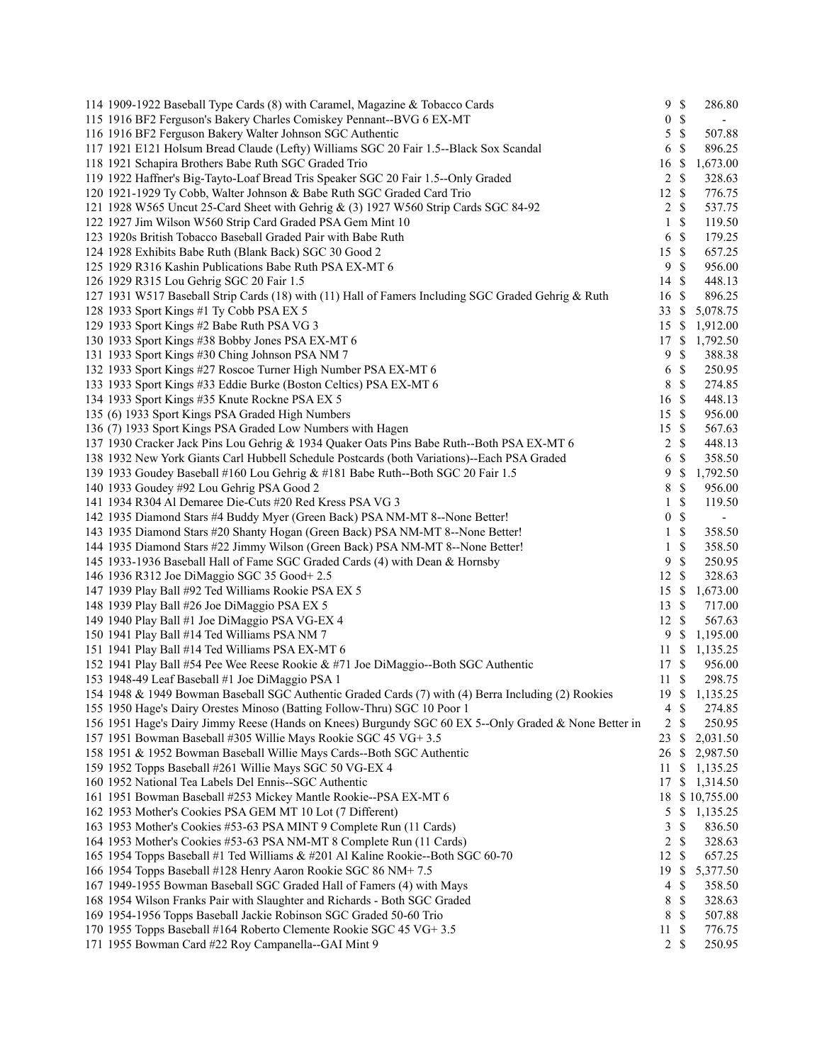| | | | | |
|---|---|---|---|---|
| 114 | 1909-1922 Baseball Type Cards (8) with Caramel, Magazine & Tobacco Cards | 9 | $ | 286.80 |
| 115 | 1916 BF2 Ferguson's Bakery Charles Comiskey Pennant--BVG 6 EX-MT | 0 | $ | - |
| 116 | 1916 BF2 Ferguson Bakery Walter Johnson SGC Authentic | 5 | $ | 507.88 |
| 117 | 1921 E121 Holsum Bread Claude (Lefty) Williams SGC 20 Fair 1.5--Black Sox Scandal | 6 | $ | 896.25 |
| 118 | 1921 Schapira Brothers Babe Ruth SGC Graded Trio | 16 | $ | 1,673.00 |
| 119 | 1922 Haffner's Big-Tayto-Loaf Bread Tris Speaker SGC 20 Fair 1.5--Only Graded | 2 | $ | 328.63 |
| 120 | 1921-1929 Ty Cobb, Walter Johnson & Babe Ruth SGC Graded Card Trio | 12 | $ | 776.75 |
| 121 | 1928 W565 Uncut 25-Card Sheet with Gehrig & (3) 1927 W560 Strip Cards SGC 84-92 | 2 | $ | 537.75 |
| 122 | 1927 Jim Wilson W560 Strip Card Graded PSA Gem Mint 10 | 1 | $ | 119.50 |
| 123 | 1920s British Tobacco Baseball Graded Pair with Babe Ruth | 6 | $ | 179.25 |
| 124 | 1928 Exhibits Babe Ruth (Blank Back) SGC 30 Good 2 | 15 | $ | 657.25 |
| 125 | 1929 R316 Kashin Publications Babe Ruth PSA EX-MT 6 | 9 | $ | 956.00 |
| 126 | 1929 R315 Lou Gehrig SGC 20 Fair 1.5 | 14 | $ | 448.13 |
| 127 | 1931 W517 Baseball Strip Cards (18) with (11) Hall of Famers Including SGC Graded Gehrig & Ruth | 16 | $ | 896.25 |
| 128 | 1933 Sport Kings #1 Ty Cobb PSA EX 5 | 33 | $ | 5,078.75 |
| 129 | 1933 Sport Kings #2 Babe Ruth PSA VG 3 | 15 | $ | 1,912.00 |
| 130 | 1933 Sport Kings #38 Bobby Jones PSA EX-MT 6 | 17 | $ | 1,792.50 |
| 131 | 1933 Sport Kings #30 Ching Johnson PSA NM 7 | 9 | $ | 388.38 |
| 132 | 1933 Sport Kings #27 Roscoe Turner High Number PSA EX-MT 6 | 6 | $ | 250.95 |
| 133 | 1933 Sport Kings #33 Eddie Burke (Boston Celtics) PSA EX-MT 6 | 8 | $ | 274.85 |
| 134 | 1933 Sport Kings #35 Knute Rockne PSA EX 5 | 16 | $ | 448.13 |
| 135 | (6) 1933 Sport Kings PSA Graded High Numbers | 15 | $ | 956.00 |
| 136 | (7) 1933 Sport Kings PSA Graded Low Numbers with Hagen | 15 | $ | 567.63 |
| 137 | 1930 Cracker Jack Pins Lou Gehrig & 1934 Quaker Oats Pins Babe Ruth--Both PSA EX-MT 6 | 2 | $ | 448.13 |
| 138 | 1932 New York Giants Carl Hubbell Schedule Postcards (both Variations)--Each PSA Graded | 6 | $ | 358.50 |
| 139 | 1933 Goudey Baseball #160 Lou Gehrig & #181 Babe Ruth--Both SGC 20 Fair 1.5 | 9 | $ | 1,792.50 |
| 140 | 1933 Goudey #92 Lou Gehrig PSA Good 2 | 8 | $ | 956.00 |
| 141 | 1934 R304 Al Demaree Die-Cuts #20 Red Kress PSA VG 3 | 1 | $ | 119.50 |
| 142 | 1935 Diamond Stars #4 Buddy Myer (Green Back) PSA NM-MT 8--None Better! | 0 | $ | - |
| 143 | 1935 Diamond Stars #20 Shanty Hogan (Green Back) PSA NM-MT 8--None Better! | 1 | $ | 358.50 |
| 144 | 1935 Diamond Stars #22 Jimmy Wilson (Green Back) PSA NM-MT 8--None Better! | 1 | $ | 358.50 |
| 145 | 1933-1936 Baseball Hall of Fame SGC Graded Cards (4) with Dean & Hornsby | 9 | $ | 250.95 |
| 146 | 1936 R312 Joe DiMaggio SGC 35 Good+ 2.5 | 12 | $ | 328.63 |
| 147 | 1939 Play Ball #92 Ted Williams Rookie PSA EX 5 | 15 | $ | 1,673.00 |
| 148 | 1939 Play Ball #26 Joe DiMaggio PSA EX 5 | 13 | $ | 717.00 |
| 149 | 1940 Play Ball #1 Joe DiMaggio PSA VG-EX 4 | 12 | $ | 567.63 |
| 150 | 1941 Play Ball #14 Ted Williams PSA NM 7 | 9 | $ | 1,195.00 |
| 151 | 1941 Play Ball #14 Ted Williams PSA EX-MT 6 | 11 | $ | 1,135.25 |
| 152 | 1941 Play Ball #54 Pee Wee Reese Rookie & #71 Joe DiMaggio--Both SGC Authentic | 17 | $ | 956.00 |
| 153 | 1948-49 Leaf Baseball #1 Joe DiMaggio PSA 1 | 11 | $ | 298.75 |
| 154 | 1948 & 1949 Bowman Baseball SGC Authentic Graded Cards (7) with (4) Berra Including (2) Rookies | 19 | $ | 1,135.25 |
| 155 | 1950 Hage's Dairy Orestes Minoso (Batting Follow-Thru) SGC 10 Poor 1 | 4 | $ | 274.85 |
| 156 | 1951 Hage's Dairy Jimmy Reese (Hands on Knees) Burgundy SGC 60 EX 5--Only Graded & None Better in | 2 | $ | 250.95 |
| 157 | 1951 Bowman Baseball #305 Willie Mays Rookie SGC 45 VG+ 3.5 | 23 | $ | 2,031.50 |
| 158 | 1951 & 1952 Bowman Baseball Willie Mays Cards--Both SGC Authentic | 26 | $ | 2,987.50 |
| 159 | 1952 Topps Baseball #261 Willie Mays SGC 50 VG-EX 4 | 11 | $ | 1,135.25 |
| 160 | 1952 National Tea Labels Del Ennis--SGC Authentic | 17 | $ | 1,314.50 |
| 161 | 1951 Bowman Baseball #253 Mickey Mantle Rookie--PSA EX-MT 6 | 18 | $ | 10,755.00 |
| 162 | 1953 Mother's Cookies PSA GEM MT 10 Lot (7 Different) | 5 | $ | 1,135.25 |
| 163 | 1953 Mother's Cookies #53-63 PSA MINT 9 Complete Run (11 Cards) | 3 | $ | 836.50 |
| 164 | 1953 Mother's Cookies #53-63 PSA NM-MT 8 Complete Run (11 Cards) | 2 | $ | 328.63 |
| 165 | 1954 Topps Baseball #1 Ted Williams & #201 Al Kaline Rookie--Both SGC 60-70 | 12 | $ | 657.25 |
| 166 | 1954 Topps Baseball #128 Henry Aaron Rookie SGC 86 NM+ 7.5 | 19 | $ | 5,377.50 |
| 167 | 1949-1955 Bowman Baseball SGC Graded Hall of Famers (4) with Mays | 4 | $ | 358.50 |
| 168 | 1954 Wilson Franks Pair with Slaughter and Richards - Both SGC Graded | 8 | $ | 328.63 |
| 169 | 1954-1956 Topps Baseball Jackie Robinson SGC Graded 50-60 Trio | 8 | $ | 507.88 |
| 170 | 1955 Topps Baseball #164 Roberto Clemente Rookie SGC 45 VG+ 3.5 | 11 | $ | 776.75 |
| 171 | 1955 Bowman Card #22 Roy Campanella--GAI Mint 9 | 2 | $ | 250.95 |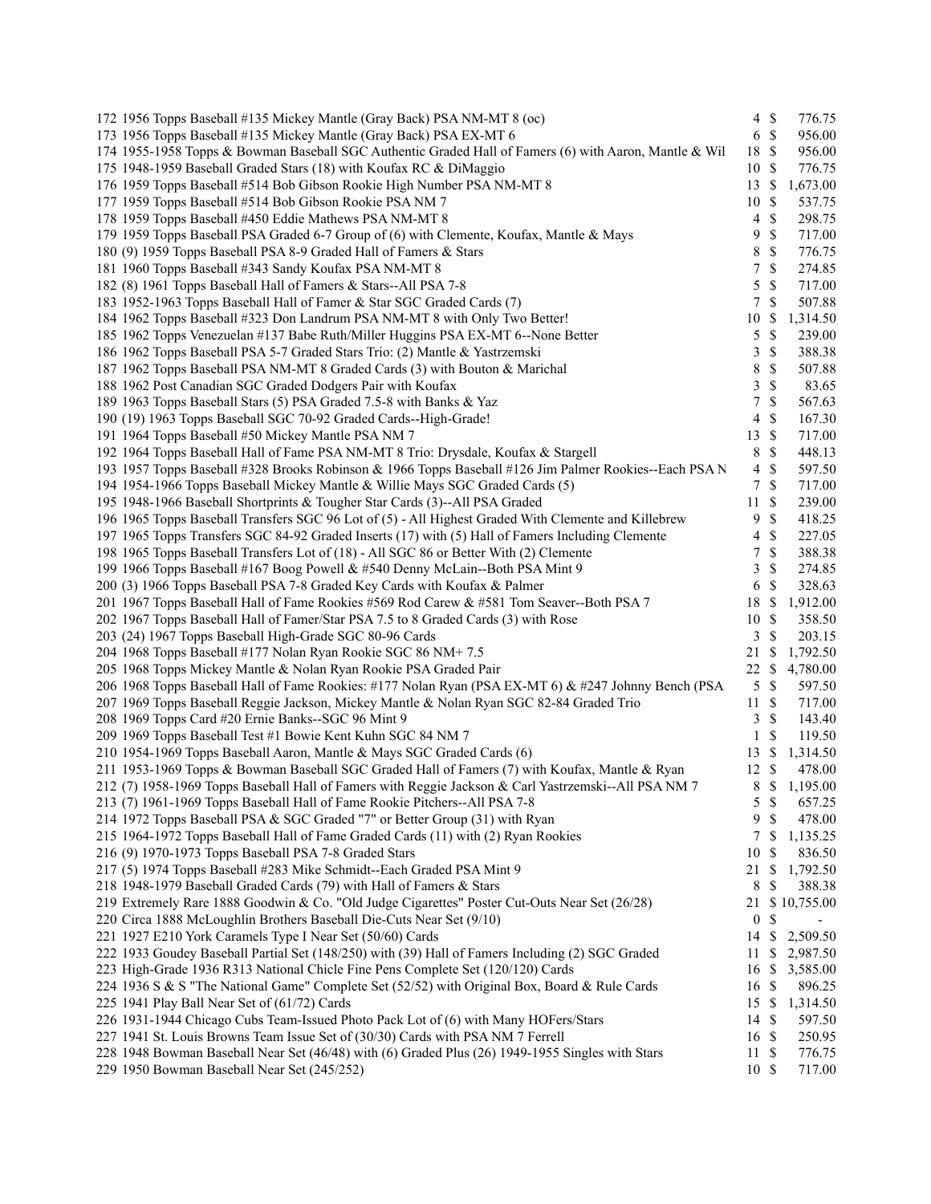| | | | |
|---|---|---|---|
| 172 1956 Topps Baseball #135 Mickey Mantle (Gray Back) PSA NM-MT 8 (oc) | 4 | $ | 776.75 |
| 173 1956 Topps Baseball #135 Mickey Mantle (Gray Back) PSA EX-MT 6 | 6 | $ | 956.00 |
| 174 1955-1958 Topps & Bowman Baseball SGC Authentic Graded Hall of Famers (6) with Aaron, Mantle & Wil | 18 | $ | 956.00 |
| 175 1948-1959 Baseball Graded Stars (18) with Koufax RC & DiMaggio | 10 | $ | 776.75 |
| 176 1959 Topps Baseball #514 Bob Gibson Rookie High Number PSA NM-MT 8 | 13 | $ | 1,673.00 |
| 177 1959 Topps Baseball #514 Bob Gibson Rookie PSA NM 7 | 10 | $ | 537.75 |
| 178 1959 Topps Baseball #450 Eddie Mathews PSA NM-MT 8 | 4 | $ | 298.75 |
| 179 1959 Topps Baseball PSA Graded 6-7 Group of (6) with Clemente, Koufax, Mantle & Mays | 9 | $ | 717.00 |
| 180 (9) 1959 Topps Baseball PSA 8-9 Graded Hall of Famers & Stars | 8 | $ | 776.75 |
| 181 1960 Topps Baseball #343 Sandy Koufax PSA NM-MT 8 | 7 | $ | 274.85 |
| 182 (8) 1961 Topps Baseball Hall of Famers & Stars--All PSA 7-8 | 5 | $ | 717.00 |
| 183 1952-1963 Topps Baseball Hall of Famer & Star SGC Graded Cards (7) | 7 | $ | 507.88 |
| 184 1962 Topps Baseball #323 Don Landrum PSA NM-MT 8 with Only Two Better! | 10 | $ | 1,314.50 |
| 185 1962 Topps Venezuelan #137 Babe Ruth/Miller Huggins PSA EX-MT 6--None Better | 5 | $ | 239.00 |
| 186 1962 Topps Baseball PSA 5-7 Graded Stars Trio: (2) Mantle & Yastrzemski | 3 | $ | 388.38 |
| 187 1962 Topps Baseball PSA NM-MT 8 Graded Cards (3) with Bouton & Marichal | 8 | $ | 507.88 |
| 188 1962 Post Canadian SGC Graded Dodgers Pair with Koufax | 3 | $ | 83.65 |
| 189 1963 Topps Baseball Stars (5) PSA Graded 7.5-8 with Banks & Yaz | 7 | $ | 567.63 |
| 190 (19) 1963 Topps Baseball SGC 70-92 Graded Cards--High-Grade! | 4 | $ | 167.30 |
| 191 1964 Topps Baseball #50 Mickey Mantle PSA NM 7 | 13 | $ | 717.00 |
| 192 1964 Topps Baseball Hall of Fame PSA NM-MT 8 Trio: Drysdale, Koufax & Stargell | 8 | $ | 448.13 |
| 193 1957 Topps Baseball #328 Brooks Robinson & 1966 Topps Baseball #126 Jim Palmer Rookies--Each PSA N | 4 | $ | 597.50 |
| 194 1954-1966 Topps Baseball Mickey Mantle & Willie Mays SGC Graded Cards (5) | 7 | $ | 717.00 |
| 195 1948-1966 Baseball Shortprints & Tougher Star Cards (3)--All PSA Graded | 11 | $ | 239.00 |
| 196 1965 Topps Baseball Transfers SGC 96 Lot of (5) - All Highest Graded With Clemente and Killebrew | 9 | $ | 418.25 |
| 197 1965 Topps Transfers SGC 84-92 Graded Inserts (17) with (5) Hall of Famers Including Clemente | 4 | $ | 227.05 |
| 198 1965 Topps Baseball Transfers Lot of (18) - All SGC 86 or Better With (2) Clemente | 7 | $ | 388.38 |
| 199 1966 Topps Baseball #167 Boog Powell & #540 Denny McLain--Both PSA Mint 9 | 3 | $ | 274.85 |
| 200 (3) 1966 Topps Baseball PSA 7-8 Graded Key Cards with Koufax & Palmer | 6 | $ | 328.63 |
| 201 1967 Topps Baseball Hall of Fame Rookies #569 Rod Carew & #581 Tom Seaver--Both PSA 7 | 18 | $ | 1,912.00 |
| 202 1967 Topps Baseball Hall of Famer/Star PSA 7.5 to 8 Graded Cards (3) with Rose | 10 | $ | 358.50 |
| 203 (24) 1967 Topps Baseball High-Grade SGC 80-96 Cards | 3 | $ | 203.15 |
| 204 1968 Topps Baseball #177 Nolan Ryan Rookie SGC 86 NM+ 7.5 | 21 | $ | 1,792.50 |
| 205 1968 Topps Mickey Mantle & Nolan Ryan Rookie PSA Graded Pair | 22 | $ | 4,780.00 |
| 206 1968 Topps Baseball Hall of Fame Rookies: #177 Nolan Ryan (PSA EX-MT 6) & #247 Johnny Bench (PSA | 5 | $ | 597.50 |
| 207 1969 Topps Baseball Reggie Jackson, Mickey Mantle & Nolan Ryan SGC 82-84 Graded Trio | 11 | $ | 717.00 |
| 208 1969 Topps Card #20 Ernie Banks--SGC 96 Mint 9 | 3 | $ | 143.40 |
| 209 1969 Topps Baseball Test #1 Bowie Kent Kuhn SGC 84 NM 7 | 1 | $ | 119.50 |
| 210 1954-1969 Topps Baseball Aaron, Mantle & Mays SGC Graded Cards (6) | 13 | $ | 1,314.50 |
| 211 1953-1969 Topps & Bowman Baseball SGC Graded Hall of Famers (7) with Koufax, Mantle & Ryan | 12 | $ | 478.00 |
| 212 (7) 1958-1969 Topps Baseball Hall of Famers with Reggie Jackson & Carl Yastrzemski--All PSA NM 7 | 8 | $ | 1,195.00 |
| 213 (7) 1961-1969 Topps Baseball Hall of Fame Rookie Pitchers--All PSA 7-8 | 5 | $ | 657.25 |
| 214 1972 Topps Baseball PSA & SGC Graded "7" or Better Group (31) with Ryan | 9 | $ | 478.00 |
| 215 1964-1972 Topps Baseball Hall of Fame Graded Cards (11) with (2) Ryan Rookies | 7 | $ | 1,135.25 |
| 216 (9) 1970-1973 Topps Baseball PSA 7-8 Graded Stars | 10 | $ | 836.50 |
| 217 (5) 1974 Topps Baseball #283 Mike Schmidt--Each Graded PSA Mint 9 | 21 | $ | 1,792.50 |
| 218 1948-1979 Baseball Graded Cards (79) with Hall of Famers & Stars | 8 | $ | 388.38 |
| 219 Extremely Rare 1888 Goodwin & Co. "Old Judge Cigarettes" Poster Cut-Outs Near Set (26/28) | 21 | $ | 10,755.00 |
| 220 Circa 1888 McLoughlin Brothers Baseball Die-Cuts Near Set (9/10) | 0 | $ | - |
| 221 1927 E210 York Caramels Type I Near Set (50/60) Cards | 14 | $ | 2,509.50 |
| 222 1933 Goudey Baseball Partial Set (148/250) with (39) Hall of Famers Including (2) SGC Graded | 11 | $ | 2,987.50 |
| 223 High-Grade 1936 R313 National Chicle Fine Pens Complete Set (120/120) Cards | 16 | $ | 3,585.00 |
| 224 1936 S & S "The National Game" Complete Set (52/52) with Original Box, Board & Rule Cards | 16 | $ | 896.25 |
| 225 1941 Play Ball Near Set of (61/72) Cards | 15 | $ | 1,314.50 |
| 226 1931-1944 Chicago Cubs Team-Issued Photo Pack Lot of (6) with Many HOFers/Stars | 14 | $ | 597.50 |
| 227 1941 St. Louis Browns Team Issue Set of (30/30) Cards with PSA NM 7 Ferrell | 16 | $ | 250.95 |
| 228 1948 Bowman Baseball Near Set (46/48) with (6) Graded Plus (26) 1949-1955 Singles with Stars | 11 | $ | 776.75 |
| 229 1950 Bowman Baseball Near Set (245/252) | 10 | $ | 717.00 |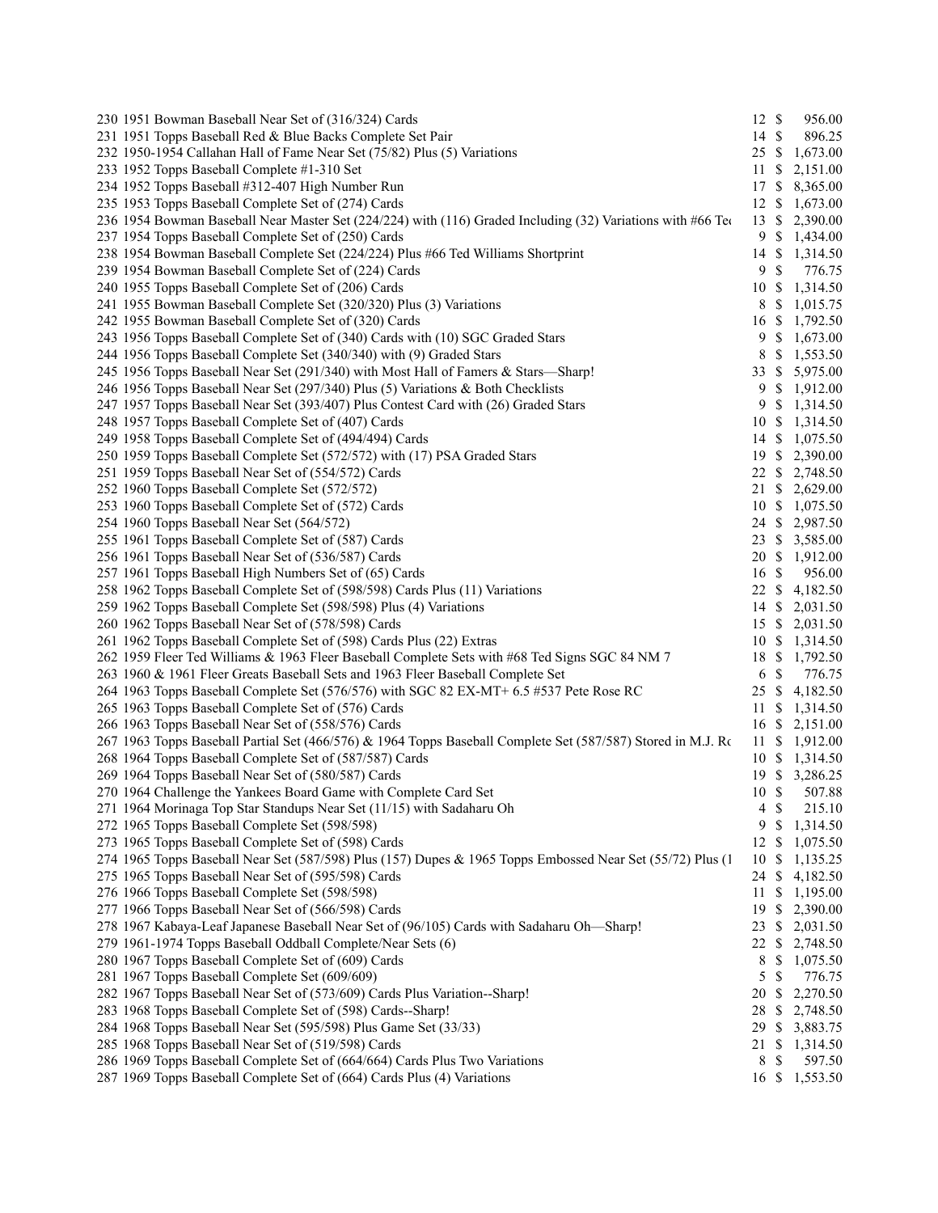| Lot | Description | Bids | | Price |
|---|---|---|---|---|
| 230 | 1951 Bowman Baseball Near Set of (316/324) Cards | 12 | $ | 956.00 |
| 231 | 1951 Topps Baseball Red & Blue Backs Complete Set Pair | 14 | $ | 896.25 |
| 232 | 1950-1954 Callahan Hall of Fame Near Set (75/82) Plus (5) Variations | 25 | $ | 1,673.00 |
| 233 | 1952 Topps Baseball Complete #1-310 Set | 11 | $ | 2,151.00 |
| 234 | 1952 Topps Baseball #312-407 High Number Run | 17 | $ | 8,365.00 |
| 235 | 1953 Topps Baseball Complete Set of (274) Cards | 12 | $ | 1,673.00 |
| 236 | 1954 Bowman Baseball Near Master Set (224/224) with (116) Graded Including (32) Variations with #66 Ted | 13 | $ | 2,390.00 |
| 237 | 1954 Topps Baseball Complete Set of (250) Cards | 9 | $ | 1,434.00 |
| 238 | 1954 Bowman Baseball Complete Set (224/224) Plus #66 Ted Williams Shortprint | 14 | $ | 1,314.50 |
| 239 | 1954 Bowman Baseball Complete Set of (224) Cards | 9 | $ | 776.75 |
| 240 | 1955 Topps Baseball Complete Set of (206) Cards | 10 | $ | 1,314.50 |
| 241 | 1955 Bowman Baseball Complete Set (320/320) Plus (3) Variations | 8 | $ | 1,015.75 |
| 242 | 1955 Bowman Baseball Complete Set of (320) Cards | 16 | $ | 1,792.50 |
| 243 | 1956 Topps Baseball Complete Set of (340) Cards with (10) SGC Graded Stars | 9 | $ | 1,673.00 |
| 244 | 1956 Topps Baseball Complete Set (340/340) with (9) Graded Stars | 8 | $ | 1,553.50 |
| 245 | 1956 Topps Baseball Near Set (291/340) with Most Hall of Famers & Stars—Sharp! | 33 | $ | 5,975.00 |
| 246 | 1956 Topps Baseball Near Set (297/340) Plus (5) Variations & Both Checklists | 9 | $ | 1,912.00 |
| 247 | 1957 Topps Baseball Near Set (393/407) Plus Contest Card with (26) Graded Stars | 9 | $ | 1,314.50 |
| 248 | 1957 Topps Baseball Complete Set of (407) Cards | 10 | $ | 1,314.50 |
| 249 | 1958 Topps Baseball Complete Set of (494/494) Cards | 14 | $ | 1,075.50 |
| 250 | 1959 Topps Baseball Complete Set (572/572) with (17) PSA Graded Stars | 19 | $ | 2,390.00 |
| 251 | 1959 Topps Baseball Near Set of (554/572) Cards | 22 | $ | 2,748.50 |
| 252 | 1960 Topps Baseball Complete Set (572/572) | 21 | $ | 2,629.00 |
| 253 | 1960 Topps Baseball Complete Set of (572) Cards | 10 | $ | 1,075.50 |
| 254 | 1960 Topps Baseball Near Set (564/572) | 24 | $ | 2,987.50 |
| 255 | 1961 Topps Baseball Complete Set of (587) Cards | 23 | $ | 3,585.00 |
| 256 | 1961 Topps Baseball Near Set of (536/587) Cards | 20 | $ | 1,912.00 |
| 257 | 1961 Topps Baseball High Numbers Set of (65) Cards | 16 | $ | 956.00 |
| 258 | 1962 Topps Baseball Complete Set of (598/598) Cards Plus (11) Variations | 22 | $ | 4,182.50 |
| 259 | 1962 Topps Baseball Complete Set (598/598) Plus (4) Variations | 14 | $ | 2,031.50 |
| 260 | 1962 Topps Baseball Near Set of (578/598) Cards | 15 | $ | 2,031.50 |
| 261 | 1962 Topps Baseball Complete Set of (598) Cards Plus (22) Extras | 10 | $ | 1,314.50 |
| 262 | 1959 Fleer Ted Williams & 1963 Fleer Baseball Complete Sets with #68 Ted Signs SGC 84 NM 7 | 18 | $ | 1,792.50 |
| 263 | 1960 & 1961 Fleer Greats Baseball Sets and 1963 Fleer Baseball Complete Set | 6 | $ | 776.75 |
| 264 | 1963 Topps Baseball Complete Set (576/576) with SGC 82 EX-MT+ 6.5 #537 Pete Rose RC | 25 | $ | 4,182.50 |
| 265 | 1963 Topps Baseball Complete Set of (576) Cards | 11 | $ | 1,314.50 |
| 266 | 1963 Topps Baseball Near Set of (558/576) Cards | 16 | $ | 2,151.00 |
| 267 | 1963 Topps Baseball Partial Set (466/576) & 1964 Topps Baseball Complete Set (587/587) Stored in M.J. Ro | 11 | $ | 1,912.00 |
| 268 | 1964 Topps Baseball Complete Set of (587/587) Cards | 10 | $ | 1,314.50 |
| 269 | 1964 Topps Baseball Near Set of (580/587) Cards | 19 | $ | 3,286.25 |
| 270 | 1964 Challenge the Yankees Board Game with Complete Card Set | 10 | $ | 507.88 |
| 271 | 1964 Morinaga Top Star Standups Near Set (11/15) with Sadaharu Oh | 4 | $ | 215.10 |
| 272 | 1965 Topps Baseball Complete Set (598/598) | 9 | $ | 1,314.50 |
| 273 | 1965 Topps Baseball Complete Set of (598) Cards | 12 | $ | 1,075.50 |
| 274 | 1965 Topps Baseball Near Set (587/598) Plus (157) Dupes & 1965 Topps Embossed Near Set (55/72) Plus (1 | 10 | $ | 1,135.25 |
| 275 | 1965 Topps Baseball Near Set of (595/598) Cards | 24 | $ | 4,182.50 |
| 276 | 1966 Topps Baseball Complete Set (598/598) | 11 | $ | 1,195.00 |
| 277 | 1966 Topps Baseball Near Set of (566/598) Cards | 19 | $ | 2,390.00 |
| 278 | 1967 Kabaya-Leaf Japanese Baseball Near Set of (96/105) Cards with Sadaharu Oh—Sharp! | 23 | $ | 2,031.50 |
| 279 | 1961-1974 Topps Baseball Oddball Complete/Near Sets (6) | 22 | $ | 2,748.50 |
| 280 | 1967 Topps Baseball Complete Set of (609) Cards | 8 | $ | 1,075.50 |
| 281 | 1967 Topps Baseball Complete Set (609/609) | 5 | $ | 776.75 |
| 282 | 1967 Topps Baseball Near Set of (573/609) Cards Plus Variation--Sharp! | 20 | $ | 2,270.50 |
| 283 | 1968 Topps Baseball Complete Set of (598) Cards--Sharp! | 28 | $ | 2,748.50 |
| 284 | 1968 Topps Baseball Near Set (595/598) Plus Game Set (33/33) | 29 | $ | 3,883.75 |
| 285 | 1968 Topps Baseball Near Set of (519/598) Cards | 21 | $ | 1,314.50 |
| 286 | 1969 Topps Baseball Complete Set of (664/664) Cards Plus Two Variations | 8 | $ | 597.50 |
| 287 | 1969 Topps Baseball Complete Set of (664) Cards Plus (4) Variations | 16 | $ | 1,553.50 |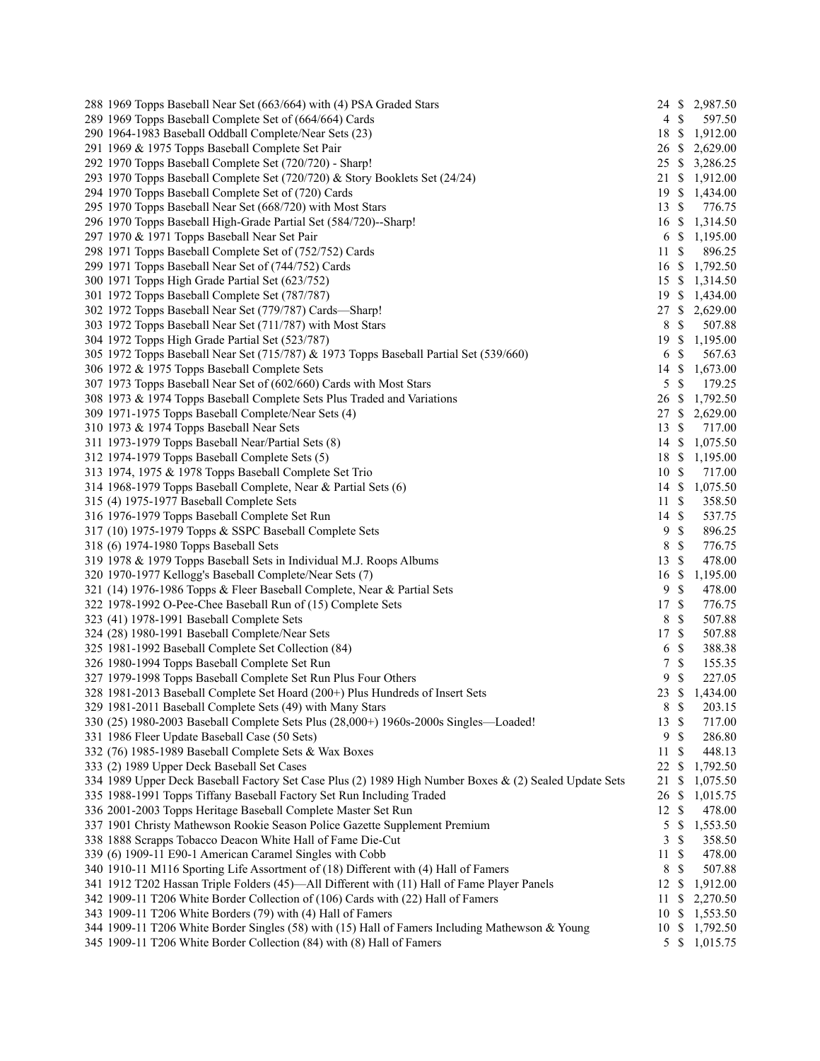| | | | |
|---|---|---|---|
| 288 1969 Topps Baseball Near Set (663/664) with (4) PSA Graded Stars | 24 | $ | 2,987.50 |
| 289 1969 Topps Baseball Complete Set of (664/664) Cards | 4 | $ | 597.50 |
| 290 1964-1983 Baseball Oddball Complete/Near Sets (23) | 18 | $ | 1,912.00 |
| 291 1969 & 1975 Topps Baseball Complete Set Pair | 26 | $ | 2,629.00 |
| 292 1970 Topps Baseball Complete Set (720/720) - Sharp! | 25 | $ | 3,286.25 |
| 293 1970 Topps Baseball Complete Set (720/720) & Story Booklets Set (24/24) | 21 | $ | 1,912.00 |
| 294 1970 Topps Baseball Complete Set of (720) Cards | 19 | $ | 1,434.00 |
| 295 1970 Topps Baseball Near Set (668/720) with Most Stars | 13 | $ | 776.75 |
| 296 1970 Topps Baseball High-Grade Partial Set (584/720)--Sharp! | 16 | $ | 1,314.50 |
| 297 1970 & 1971 Topps Baseball Near Set Pair | 6 | $ | 1,195.00 |
| 298 1971 Topps Baseball Complete Set of (752/752) Cards | 11 | $ | 896.25 |
| 299 1971 Topps Baseball Near Set of (744/752) Cards | 16 | $ | 1,792.50 |
| 300 1971 Topps High Grade Partial Set (623/752) | 15 | $ | 1,314.50 |
| 301 1972 Topps Baseball Complete Set (787/787) | 19 | $ | 1,434.00 |
| 302 1972 Topps Baseball Near Set (779/787) Cards—Sharp! | 27 | $ | 2,629.00 |
| 303 1972 Topps Baseball Near Set (711/787) with Most Stars | 8 | $ | 507.88 |
| 304 1972 Topps High Grade Partial Set (523/787) | 19 | $ | 1,195.00 |
| 305 1972 Topps Baseball Near Set (715/787) & 1973 Topps Baseball Partial Set (539/660) | 6 | $ | 567.63 |
| 306 1972 & 1975 Topps Baseball Complete Sets | 14 | $ | 1,673.00 |
| 307 1973 Topps Baseball Near Set of (602/660) Cards with Most Stars | 5 | $ | 179.25 |
| 308 1973 & 1974 Topps Baseball Complete Sets Plus Traded and Variations | 26 | $ | 1,792.50 |
| 309 1971-1975 Topps Baseball Complete/Near Sets (4) | 27 | $ | 2,629.00 |
| 310 1973 & 1974 Topps Baseball Near Sets | 13 | $ | 717.00 |
| 311 1973-1979 Topps Baseball Near/Partial Sets (8) | 14 | $ | 1,075.50 |
| 312 1974-1979 Topps Baseball Complete Sets (5) | 18 | $ | 1,195.00 |
| 313 1974, 1975 & 1978 Topps Baseball Complete Set Trio | 10 | $ | 717.00 |
| 314 1968-1979 Topps Baseball Complete, Near & Partial Sets (6) | 14 | $ | 1,075.50 |
| 315 (4) 1975-1977 Baseball Complete Sets | 11 | $ | 358.50 |
| 316 1976-1979 Topps Baseball Complete Set Run | 14 | $ | 537.75 |
| 317 (10) 1975-1979 Topps & SSPC Baseball Complete Sets | 9 | $ | 896.25 |
| 318 (6) 1974-1980 Topps Baseball Sets | 8 | $ | 776.75 |
| 319 1978 & 1979 Topps Baseball Sets in Individual M.J. Roops Albums | 13 | $ | 478.00 |
| 320 1970-1977 Kellogg's Baseball Complete/Near Sets (7) | 16 | $ | 1,195.00 |
| 321 (14) 1976-1986 Topps & Fleer Baseball Complete, Near & Partial Sets | 9 | $ | 478.00 |
| 322 1978-1992 O-Pee-Chee Baseball Run of (15) Complete Sets | 17 | $ | 776.75 |
| 323 (41) 1978-1991 Baseball Complete Sets | 8 | $ | 507.88 |
| 324 (28) 1980-1991 Baseball Complete/Near Sets | 17 | $ | 507.88 |
| 325 1981-1992 Baseball Complete Set Collection (84) | 6 | $ | 388.38 |
| 326 1980-1994 Topps Baseball Complete Set Run | 7 | $ | 155.35 |
| 327 1979-1998 Topps Baseball Complete Set Run Plus Four Others | 9 | $ | 227.05 |
| 328 1981-2013 Baseball Complete Set Hoard (200+) Plus Hundreds of Insert Sets | 23 | $ | 1,434.00 |
| 329 1981-2011 Baseball Complete Sets (49) with Many Stars | 8 | $ | 203.15 |
| 330 (25) 1980-2003 Baseball Complete Sets Plus (28,000+) 1960s-2000s Singles—Loaded! | 13 | $ | 717.00 |
| 331 1986 Fleer Update Baseball Case (50 Sets) | 9 | $ | 286.80 |
| 332 (76) 1985-1989 Baseball Complete Sets & Wax Boxes | 11 | $ | 448.13 |
| 333 (2) 1989 Upper Deck Baseball Set Cases | 22 | $ | 1,792.50 |
| 334 1989 Upper Deck Baseball Factory Set Case Plus (2) 1989 High Number Boxes & (2) Sealed Update Sets | 21 | $ | 1,075.50 |
| 335 1988-1991 Topps Tiffany Baseball Factory Set Run Including Traded | 26 | $ | 1,015.75 |
| 336 2001-2003 Topps Heritage Baseball Complete Master Set Run | 12 | $ | 478.00 |
| 337 1901 Christy Mathewson Rookie Season Police Gazette Supplement Premium | 5 | $ | 1,553.50 |
| 338 1888 Scrapps Tobacco Deacon White Hall of Fame Die-Cut | 3 | $ | 358.50 |
| 339 (6) 1909-11 E90-1 American Caramel Singles with Cobb | 11 | $ | 478.00 |
| 340 1910-11 M116 Sporting Life Assortment of (18) Different with (4) Hall of Famers | 8 | $ | 507.88 |
| 341 1912 T202 Hassan Triple Folders (45)—All Different with (11) Hall of Fame Player Panels | 12 | $ | 1,912.00 |
| 342 1909-11 T206 White Border Collection of (106) Cards with (22) Hall of Famers | 11 | $ | 2,270.50 |
| 343 1909-11 T206 White Borders (79) with (4) Hall of Famers | 10 | $ | 1,553.50 |
| 344 1909-11 T206 White Border Singles (58) with (15) Hall of Famers Including Mathewson & Young | 10 | $ | 1,792.50 |
| 345 1909-11 T206 White Border Collection (84) with (8) Hall of Famers | 5 | $ | 1,015.75 |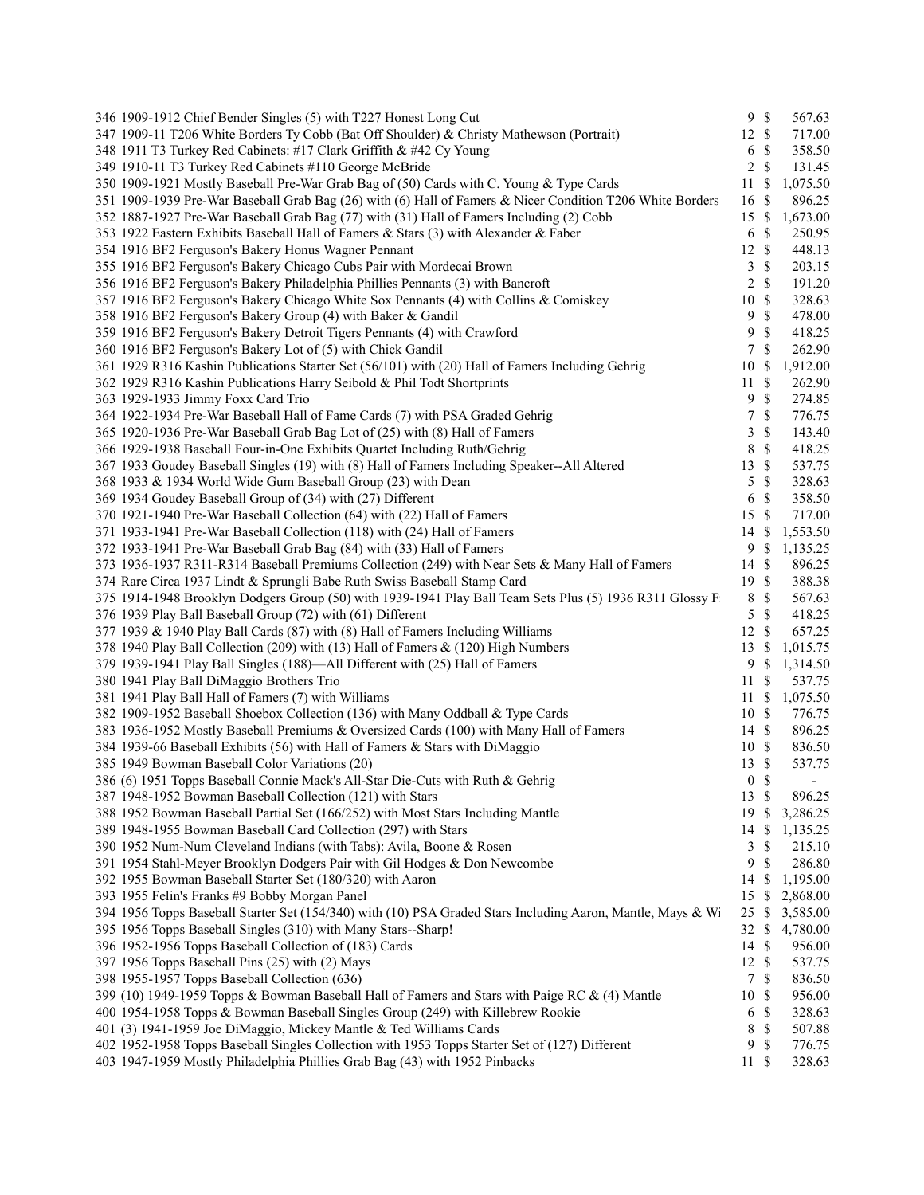| Lot | Description | Bids | | Price |
|---|---|---|---|---|
| 346 | 1909-1912 Chief Bender Singles (5) with T227 Honest Long Cut | 9 | $ | 567.63 |
| 347 | 1909-11 T206 White Borders Ty Cobb (Bat Off Shoulder) & Christy Mathewson (Portrait) | 12 | $ | 717.00 |
| 348 | 1911 T3 Turkey Red Cabinets: #17 Clark Griffith & #42 Cy Young | 6 | $ | 358.50 |
| 349 | 1910-11 T3 Turkey Red Cabinets #110 George McBride | 2 | $ | 131.45 |
| 350 | 1909-1921 Mostly Baseball Pre-War Grab Bag of (50) Cards with C. Young & Type Cards | 11 | $ | 1,075.50 |
| 351 | 1909-1939 Pre-War Baseball Grab Bag (26) with (6) Hall of Famers & Nicer Condition T206 White Borders | 16 | $ | 896.25 |
| 352 | 1887-1927 Pre-War Baseball Grab Bag (77) with (31) Hall of Famers Including (2) Cobb | 15 | $ | 1,673.00 |
| 353 | 1922 Eastern Exhibits Baseball Hall of Famers & Stars (3) with Alexander & Faber | 6 | $ | 250.95 |
| 354 | 1916 BF2 Ferguson's Bakery Honus Wagner Pennant | 12 | $ | 448.13 |
| 355 | 1916 BF2 Ferguson's Bakery Chicago Cubs Pair with Mordecai Brown | 3 | $ | 203.15 |
| 356 | 1916 BF2 Ferguson's Bakery Philadelphia Phillies Pennants (3) with Bancroft | 2 | $ | 191.20 |
| 357 | 1916 BF2 Ferguson's Bakery Chicago White Sox Pennants (4) with Collins & Comiskey | 10 | $ | 328.63 |
| 358 | 1916 BF2 Ferguson's Bakery Group (4) with Baker & Gandil | 9 | $ | 478.00 |
| 359 | 1916 BF2 Ferguson's Bakery Detroit Tigers Pennants (4) with Crawford | 9 | $ | 418.25 |
| 360 | 1916 BF2 Ferguson's Bakery Lot of (5) with Chick Gandil | 7 | $ | 262.90 |
| 361 | 1929 R316 Kashin Publications Starter Set (56/101) with (20) Hall of Famers Including Gehrig | 10 | $ | 1,912.00 |
| 362 | 1929 R316 Kashin Publications Harry Seibold & Phil Todt Shortprints | 11 | $ | 262.90 |
| 363 | 1929-1933 Jimmy Foxx Card Trio | 9 | $ | 274.85 |
| 364 | 1922-1934 Pre-War Baseball Hall of Fame Cards (7) with PSA Graded Gehrig | 7 | $ | 776.75 |
| 365 | 1920-1936 Pre-War Baseball Grab Bag Lot of (25) with (8) Hall of Famers | 3 | $ | 143.40 |
| 366 | 1929-1938 Baseball Four-in-One Exhibits Quartet Including Ruth/Gehrig | 8 | $ | 418.25 |
| 367 | 1933 Goudey Baseball Singles (19) with (8) Hall of Famers Including Speaker--All Altered | 13 | $ | 537.75 |
| 368 | 1933 & 1934 World Wide Gum Baseball Group (23) with Dean | 5 | $ | 328.63 |
| 369 | 1934 Goudey Baseball Group of (34) with (27) Different | 6 | $ | 358.50 |
| 370 | 1921-1940 Pre-War Baseball Collection (64) with (22) Hall of Famers | 15 | $ | 717.00 |
| 371 | 1933-1941 Pre-War Baseball Collection (118) with (24) Hall of Famers | 14 | $ | 1,553.50 |
| 372 | 1933-1941 Pre-War Baseball Grab Bag (84) with (33) Hall of Famers | 9 | $ | 1,135.25 |
| 373 | 1936-1937 R311-R314 Baseball Premiums Collection (249) with Near Sets & Many Hall of Famers | 14 | $ | 896.25 |
| 374 | Rare Circa 1937 Lindt & Sprungli Babe Ruth Swiss Baseball Stamp Card | 19 | $ | 388.38 |
| 375 | 1914-1948 Brooklyn Dodgers Group (50) with 1939-1941 Play Ball Team Sets Plus (5) 1936 R311 Glossy F | 8 | $ | 567.63 |
| 376 | 1939 Play Ball Baseball Group (72) with (61) Different | 5 | $ | 418.25 |
| 377 | 1939 & 1940 Play Ball Cards (87) with (8) Hall of Famers Including Williams | 12 | $ | 657.25 |
| 378 | 1940 Play Ball Collection (209) with (13) Hall of Famers & (120) High Numbers | 13 | $ | 1,015.75 |
| 379 | 1939-1941 Play Ball Singles (188)—All Different with (25) Hall of Famers | 9 | $ | 1,314.50 |
| 380 | 1941 Play Ball DiMaggio Brothers Trio | 11 | $ | 537.75 |
| 381 | 1941 Play Ball Hall of Famers (7) with Williams | 11 | $ | 1,075.50 |
| 382 | 1909-1952 Baseball Shoebox Collection (136) with Many Oddball & Type Cards | 10 | $ | 776.75 |
| 383 | 1936-1952 Mostly Baseball Premiums & Oversized Cards (100) with Many Hall of Famers | 14 | $ | 896.25 |
| 384 | 1939-66 Baseball Exhibits (56) with Hall of Famers & Stars with DiMaggio | 10 | $ | 836.50 |
| 385 | 1949 Bowman Baseball Color Variations (20) | 13 | $ | 537.75 |
| 386 | (6) 1951 Topps Baseball Connie Mack's All-Star Die-Cuts with Ruth & Gehrig | 0 | $ | - |
| 387 | 1948-1952 Bowman Baseball Collection (121) with Stars | 13 | $ | 896.25 |
| 388 | 1952 Bowman Baseball Partial Set (166/252) with Most Stars Including Mantle | 19 | $ | 3,286.25 |
| 389 | 1948-1955 Bowman Baseball Card Collection (297) with Stars | 14 | $ | 1,135.25 |
| 390 | 1952 Num-Num Cleveland Indians (with Tabs): Avila, Boone & Rosen | 3 | $ | 215.10 |
| 391 | 1954 Stahl-Meyer Brooklyn Dodgers Pair with Gil Hodges & Don Newcombe | 9 | $ | 286.80 |
| 392 | 1955 Bowman Baseball Starter Set (180/320) with Aaron | 14 | $ | 1,195.00 |
| 393 | 1955 Felin's Franks #9 Bobby Morgan Panel | 15 | $ | 2,868.00 |
| 394 | 1956 Topps Baseball Starter Set (154/340) with (10) PSA Graded Stars Including Aaron, Mantle, Mays & Wi | 25 | $ | 3,585.00 |
| 395 | 1956 Topps Baseball Singles (310) with Many Stars--Sharp! | 32 | $ | 4,780.00 |
| 396 | 1952-1956 Topps Baseball Collection of (183) Cards | 14 | $ | 956.00 |
| 397 | 1956 Topps Baseball Pins (25) with (2) Mays | 12 | $ | 537.75 |
| 398 | 1955-1957 Topps Baseball Collection (636) | 7 | $ | 836.50 |
| 399 | (10) 1949-1959 Topps & Bowman Baseball Hall of Famers and Stars with Paige RC & (4) Mantle | 10 | $ | 956.00 |
| 400 | 1954-1958 Topps & Bowman Baseball Singles Group (249) with Killebrew Rookie | 6 | $ | 328.63 |
| 401 | (3) 1941-1959 Joe DiMaggio, Mickey Mantle & Ted Williams Cards | 8 | $ | 507.88 |
| 402 | 1952-1958 Topps Baseball Singles Collection with 1953 Topps Starter Set of (127) Different | 9 | $ | 776.75 |
| 403 | 1947-1959 Mostly Philadelphia Phillies Grab Bag (43) with 1952 Pinbacks | 11 | $ | 328.63 |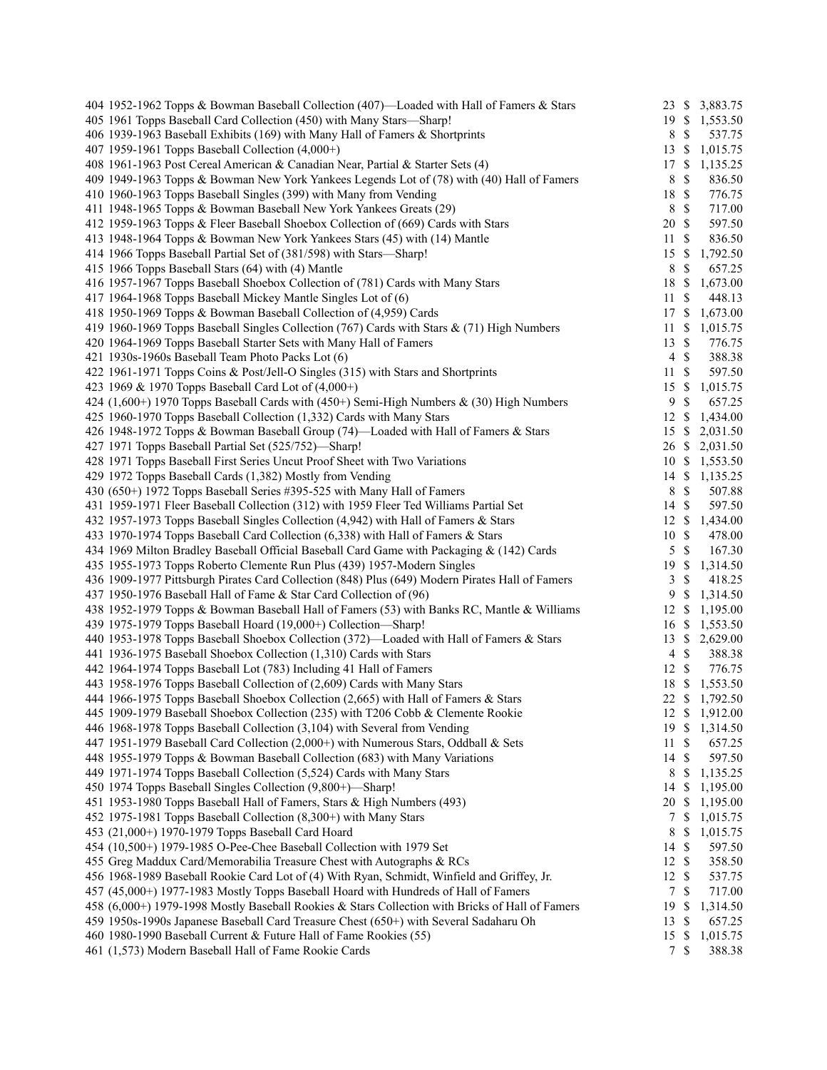| Lot | Description | Bids | Price |
|---|---|---|---|
| 404 | 1952-1962 Topps & Bowman Baseball Collection (407)—Loaded with Hall of Famers & Stars | 23 | $ 3,883.75 |
| 405 | 1961 Topps Baseball Card Collection (450) with Many Stars—Sharp! | 19 | $ 1,553.50 |
| 406 | 1939-1963 Baseball Exhibits (169) with Many Hall of Famers & Shortprints | 8 | $ 537.75 |
| 407 | 1959-1961 Topps Baseball Collection (4,000+) | 13 | $ 1,015.75 |
| 408 | 1961-1963 Post Cereal American & Canadian Near, Partial & Starter Sets (4) | 17 | $ 1,135.25 |
| 409 | 1949-1963 Topps & Bowman New York Yankees Legends Lot of (78) with (40) Hall of Famers | 8 | $ 836.50 |
| 410 | 1960-1963 Topps Baseball Singles (399) with Many from Vending | 18 | $ 776.75 |
| 411 | 1948-1965 Topps & Bowman Baseball New York Yankees Greats (29) | 8 | $ 717.00 |
| 412 | 1959-1963 Topps & Fleer Baseball Shoebox Collection of (669) Cards with Stars | 20 | $ 597.50 |
| 413 | 1948-1964 Topps & Bowman New York Yankees Stars (45) with (14) Mantle | 11 | $ 836.50 |
| 414 | 1966 Topps Baseball Partial Set of (381/598) with Stars—Sharp! | 15 | $ 1,792.50 |
| 415 | 1966 Topps Baseball Stars (64) with (4) Mantle | 8 | $ 657.25 |
| 416 | 1957-1967 Topps Baseball Shoebox Collection of (781) Cards with Many Stars | 18 | $ 1,673.00 |
| 417 | 1964-1968 Topps Baseball Mickey Mantle Singles Lot of (6) | 11 | $ 448.13 |
| 418 | 1950-1969 Topps & Bowman Baseball Collection of (4,959) Cards | 17 | $ 1,673.00 |
| 419 | 1960-1969 Topps Baseball Singles Collection (767) Cards with Stars & (71) High Numbers | 11 | $ 1,015.75 |
| 420 | 1964-1969 Topps Baseball Starter Sets with Many Hall of Famers | 13 | $ 776.75 |
| 421 | 1930s-1960s Baseball Team Photo Packs Lot (6) | 4 | $ 388.38 |
| 422 | 1961-1971 Topps Coins & Post/Jell-O Singles (315) with Stars and Shortprints | 11 | $ 597.50 |
| 423 | 1969 & 1970 Topps Baseball Card Lot of (4,000+) | 15 | $ 1,015.75 |
| 424 | (1,600+) 1970 Topps Baseball Cards with (450+) Semi-High Numbers & (30) High Numbers | 9 | $ 657.25 |
| 425 | 1960-1970 Topps Baseball Collection (1,332) Cards with Many Stars | 12 | $ 1,434.00 |
| 426 | 1948-1972 Topps & Bowman Baseball Group (74)—Loaded with Hall of Famers & Stars | 15 | $ 2,031.50 |
| 427 | 1971 Topps Baseball Partial Set (525/752)—Sharp! | 26 | $ 2,031.50 |
| 428 | 1971 Topps Baseball First Series Uncut Proof Sheet with Two Variations | 10 | $ 1,553.50 |
| 429 | 1972 Topps Baseball Cards (1,382) Mostly from Vending | 14 | $ 1,135.25 |
| 430 | (650+) 1972 Topps Baseball Series #395-525 with Many Hall of Famers | 8 | $ 507.88 |
| 431 | 1959-1971 Fleer Baseball Collection (312) with 1959 Fleer Ted Williams Partial Set | 14 | $ 597.50 |
| 432 | 1957-1973 Topps Baseball Singles Collection (4,942) with Hall of Famers & Stars | 12 | $ 1,434.00 |
| 433 | 1970-1974 Topps Baseball Card Collection (6,338) with Hall of Famers & Stars | 10 | $ 478.00 |
| 434 | 1969 Milton Bradley Baseball Official Baseball Card Game with Packaging & (142) Cards | 5 | $ 167.30 |
| 435 | 1955-1973 Topps Roberto Clemente Run Plus (439) 1957-Modern Singles | 19 | $ 1,314.50 |
| 436 | 1909-1977 Pittsburgh Pirates Card Collection (848) Plus (649) Modern Pirates Hall of Famers | 3 | $ 418.25 |
| 437 | 1950-1976 Baseball Hall of Fame & Star Card Collection of (96) | 9 | $ 1,314.50 |
| 438 | 1952-1979 Topps & Bowman Baseball Hall of Famers (53) with Banks RC, Mantle & Williams | 12 | $ 1,195.00 |
| 439 | 1975-1979 Topps Baseball Hoard (19,000+) Collection—Sharp! | 16 | $ 1,553.50 |
| 440 | 1953-1978 Topps Baseball Shoebox Collection (372)—Loaded with Hall of Famers & Stars | 13 | $ 2,629.00 |
| 441 | 1936-1975 Baseball Shoebox Collection (1,310) Cards with Stars | 4 | $ 388.38 |
| 442 | 1964-1974 Topps Baseball Lot (783) Including 41 Hall of Famers | 12 | $ 776.75 |
| 443 | 1958-1976 Topps Baseball Collection of (2,609) Cards with Many Stars | 18 | $ 1,553.50 |
| 444 | 1966-1975 Topps Baseball Shoebox Collection (2,665) with Hall of Famers & Stars | 22 | $ 1,792.50 |
| 445 | 1909-1979 Baseball Shoebox Collection (235) with T206 Cobb & Clemente Rookie | 12 | $ 1,912.00 |
| 446 | 1968-1978 Topps Baseball Collection (3,104) with Several from Vending | 19 | $ 1,314.50 |
| 447 | 1951-1979 Baseball Card Collection (2,000+) with Numerous Stars, Oddball & Sets | 11 | $ 657.25 |
| 448 | 1955-1979 Topps & Bowman Baseball Collection (683) with Many Variations | 14 | $ 597.50 |
| 449 | 1971-1974 Topps Baseball Collection (5,524) Cards with Many Stars | 8 | $ 1,135.25 |
| 450 | 1974 Topps Baseball Singles Collection (9,800+)—Sharp! | 14 | $ 1,195.00 |
| 451 | 1953-1980 Topps Baseball Hall of Famers, Stars & High Numbers (493) | 20 | $ 1,195.00 |
| 452 | 1975-1981 Topps Baseball Collection (8,300+) with Many Stars | 7 | $ 1,015.75 |
| 453 | (21,000+) 1970-1979 Topps Baseball Card Hoard | 8 | $ 1,015.75 |
| 454 | (10,500+) 1979-1985 O-Pee-Chee Baseball Collection with 1979 Set | 14 | $ 597.50 |
| 455 | Greg Maddux Card/Memorabilia Treasure Chest with Autographs & RCs | 12 | $ 358.50 |
| 456 | 1968-1989 Baseball Rookie Card Lot of (4) With Ryan, Schmidt, Winfield and Griffey, Jr. | 12 | $ 537.75 |
| 457 | (45,000+) 1977-1983 Mostly Topps Baseball Hoard with Hundreds of Hall of Famers | 7 | $ 717.00 |
| 458 | (6,000+) 1979-1998 Mostly Baseball Rookies & Stars Collection with Bricks of Hall of Famers | 19 | $ 1,314.50 |
| 459 | 1950s-1990s Japanese Baseball Card Treasure Chest (650+) with Several Sadaharu Oh | 13 | $ 657.25 |
| 460 | 1980-1990 Baseball Current & Future Hall of Fame Rookies (55) | 15 | $ 1,015.75 |
| 461 | (1,573) Modern Baseball Hall of Fame Rookie Cards | 7 | $ 388.38 |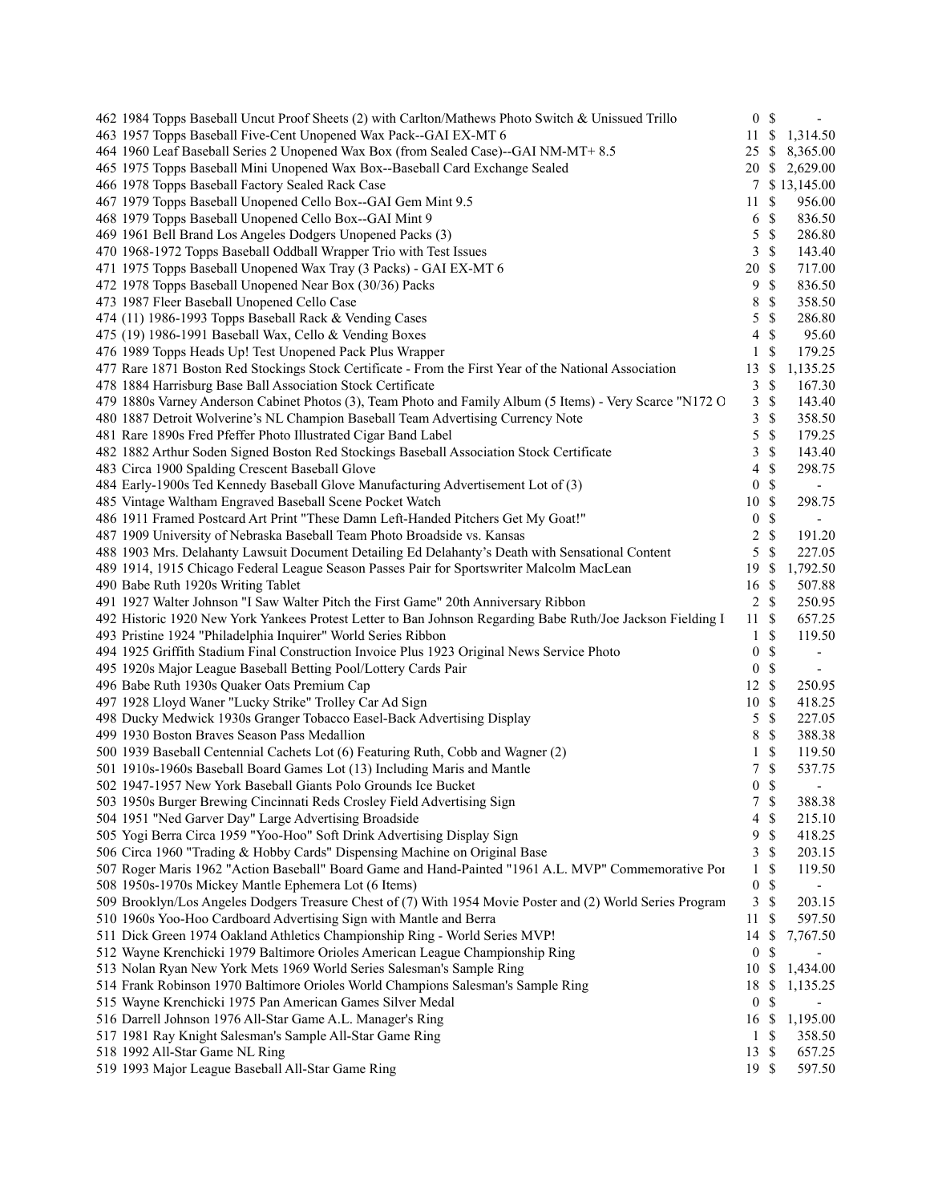| | | | |
|---|---|---|---|
| 462 1984 Topps Baseball Uncut Proof Sheets (2) with Carlton/Mathews Photo Switch & Unissued Trillo | 0 | $ | - |
| 463 1957 Topps Baseball Five-Cent Unopened Wax Pack--GAI EX-MT 6 | 11 | $ | 1,314.50 |
| 464 1960 Leaf Baseball Series 2 Unopened Wax Box (from Sealed Case)--GAI NM-MT+ 8.5 | 25 | $ | 8,365.00 |
| 465 1975 Topps Baseball Mini Unopened Wax Box--Baseball Card Exchange Sealed | 20 | $ | 2,629.00 |
| 466 1978 Topps Baseball Factory Sealed Rack Case | 7 | $ | 13,145.00 |
| 467 1979 Topps Baseball Unopened Cello Box--GAI Gem Mint 9.5 | 11 | $ | 956.00 |
| 468 1979 Topps Baseball Unopened Cello Box--GAI Mint 9 | 6 | $ | 836.50 |
| 469 1961 Bell Brand Los Angeles Dodgers Unopened Packs (3) | 5 | $ | 286.80 |
| 470 1968-1972 Topps Baseball Oddball Wrapper Trio with Test Issues | 3 | $ | 143.40 |
| 471 1975 Topps Baseball Unopened Wax Tray (3 Packs) - GAI EX-MT 6 | 20 | $ | 717.00 |
| 472 1978 Topps Baseball Unopened Near Box (30/36) Packs | 9 | $ | 836.50 |
| 473 1987 Fleer Baseball Unopened Cello Case | 8 | $ | 358.50 |
| 474 (11) 1986-1993 Topps Baseball Rack & Vending Cases | 5 | $ | 286.80 |
| 475 (19) 1986-1991 Baseball Wax, Cello & Vending Boxes | 4 | $ | 95.60 |
| 476 1989 Topps Heads Up! Test Unopened Pack Plus Wrapper | 1 | $ | 179.25 |
| 477 Rare 1871 Boston Red Stockings Stock Certificate - From the First Year of the National Association | 13 | $ | 1,135.25 |
| 478 1884 Harrisburg Base Ball Association Stock Certificate | 3 | $ | 167.30 |
| 479 1880s Varney Anderson Cabinet Photos (3), Team Photo and Family Album (5 Items) - Very Scarce "N172 O | 3 | $ | 143.40 |
| 480 1887 Detroit Wolverine's NL Champion Baseball Team Advertising Currency Note | 3 | $ | 358.50 |
| 481 Rare 1890s Fred Pfeffer Photo Illustrated Cigar Band Label | 5 | $ | 179.25 |
| 482 1882 Arthur Soden Signed Boston Red Stockings Baseball Association Stock Certificate | 3 | $ | 143.40 |
| 483 Circa 1900 Spalding Crescent Baseball Glove | 4 | $ | 298.75 |
| 484 Early-1900s Ted Kennedy Baseball Glove Manufacturing Advertisement Lot of (3) | 0 | $ | - |
| 485 Vintage Waltham Engraved Baseball Scene Pocket Watch | 10 | $ | 298.75 |
| 486 1911 Framed Postcard Art Print "These Damn Left-Handed Pitchers Get My Goat!" | 0 | $ | - |
| 487 1909 University of Nebraska Baseball Team Photo Broadside vs. Kansas | 2 | $ | 191.20 |
| 488 1903 Mrs. Delahanty Lawsuit Document Detailing Ed Delahanty's Death with Sensational Content | 5 | $ | 227.05 |
| 489 1914, 1915 Chicago Federal League Season Passes Pair for Sportswriter Malcolm MacLean | 19 | $ | 1,792.50 |
| 490 Babe Ruth 1920s Writing Tablet | 16 | $ | 507.88 |
| 491 1927 Walter Johnson "I Saw Walter Pitch the First Game" 20th Anniversary Ribbon | 2 | $ | 250.95 |
| 492 Historic 1920 New York Yankees Protest Letter to Ban Johnson Regarding Babe Ruth/Joe Jackson Fielding I | 11 | $ | 657.25 |
| 493 Pristine 1924 "Philadelphia Inquirer" World Series Ribbon | 1 | $ | 119.50 |
| 494 1925 Griffith Stadium Final Construction Invoice Plus 1923 Original News Service Photo | 0 | $ | - |
| 495 1920s Major League Baseball Betting Pool/Lottery Cards Pair | 0 | $ | - |
| 496 Babe Ruth 1930s Quaker Oats Premium Cap | 12 | $ | 250.95 |
| 497 1928 Lloyd Waner "Lucky Strike" Trolley Car Ad Sign | 10 | $ | 418.25 |
| 498 Ducky Medwick 1930s Granger Tobacco Easel-Back Advertising Display | 5 | $ | 227.05 |
| 499 1930 Boston Braves Season Pass Medallion | 8 | $ | 388.38 |
| 500 1939 Baseball Centennial Cachets Lot (6) Featuring Ruth, Cobb and Wagner (2) | 1 | $ | 119.50 |
| 501 1910s-1960s Baseball Board Games Lot (13) Including Maris and Mantle | 7 | $ | 537.75 |
| 502 1947-1957 New York Baseball Giants Polo Grounds Ice Bucket | 0 | $ | - |
| 503 1950s Burger Brewing Cincinnati Reds Crosley Field Advertising Sign | 7 | $ | 388.38 |
| 504 1951 "Ned Garver Day" Large Advertising Broadside | 4 | $ | 215.10 |
| 505 Yogi Berra Circa 1959 "Yoo-Hoo" Soft Drink Advertising Display Sign | 9 | $ | 418.25 |
| 506 Circa 1960 "Trading & Hobby Cards" Dispensing Machine on Original Base | 3 | $ | 203.15 |
| 507 Roger Maris 1962 "Action Baseball" Board Game and Hand-Painted "1961 A.L. MVP" Commemorative Por | 1 | $ | 119.50 |
| 508 1950s-1970s Mickey Mantle Ephemera Lot (6 Items) | 0 | $ | - |
| 509 Brooklyn/Los Angeles Dodgers Treasure Chest of (7) With 1954 Movie Poster and (2) World Series Program | 3 | $ | 203.15 |
| 510 1960s Yoo-Hoo Cardboard Advertising Sign with Mantle and Berra | 11 | $ | 597.50 |
| 511 Dick Green 1974 Oakland Athletics Championship Ring - World Series MVP! | 14 | $ | 7,767.50 |
| 512 Wayne Krenchicki 1979 Baltimore Orioles American League Championship Ring | 0 | $ | - |
| 513 Nolan Ryan New York Mets 1969 World Series Salesman's Sample Ring | 10 | $ | 1,434.00 |
| 514 Frank Robinson 1970 Baltimore Orioles World Champions Salesman's Sample Ring | 18 | $ | 1,135.25 |
| 515 Wayne Krenchicki 1975 Pan American Games Silver Medal | 0 | $ | - |
| 516 Darrell Johnson 1976 All-Star Game A.L. Manager's Ring | 16 | $ | 1,195.00 |
| 517 1981 Ray Knight Salesman's Sample All-Star Game Ring | 1 | $ | 358.50 |
| 518 1992 All-Star Game NL Ring | 13 | $ | 657.25 |
| 519 1993 Major League Baseball All-Star Game Ring | 19 | $ | 597.50 |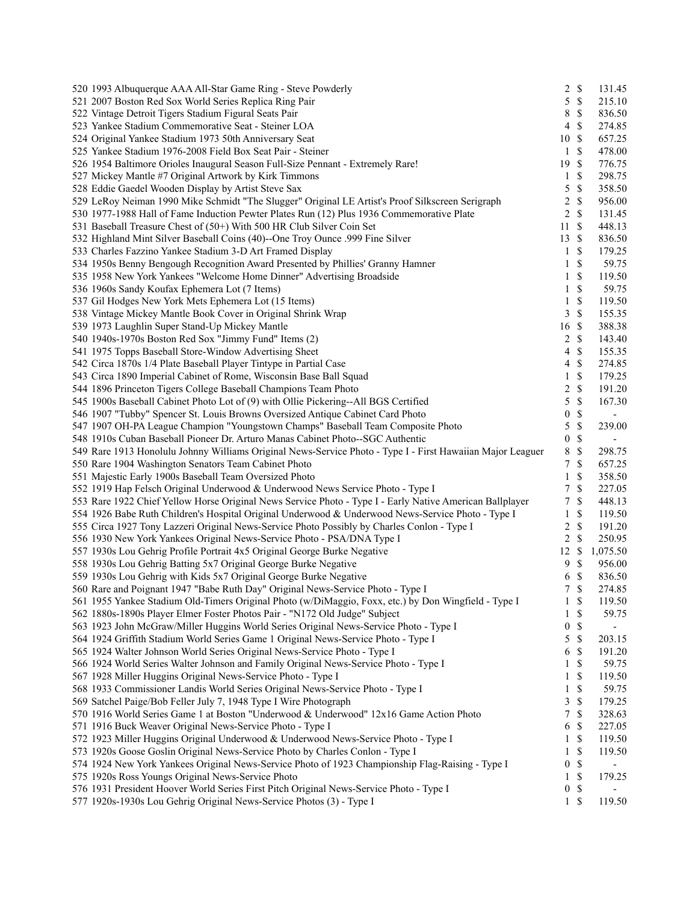| Lot | Description | Bids | | Price |
|---|---|---|---|---|
| 520 | 1993 Albuquerque AAA All-Star Game Ring - Steve Powderly | 2 | $ | 131.45 |
| 521 | 2007 Boston Red Sox World Series Replica Ring Pair | 5 | $ | 215.10 |
| 522 | Vintage Detroit Tigers Stadium Figural Seats Pair | 8 | $ | 836.50 |
| 523 | Yankee Stadium Commemorative Seat - Steiner LOA | 4 | $ | 274.85 |
| 524 | Original Yankee Stadium 1973 50th Anniversary Seat | 10 | $ | 657.25 |
| 525 | Yankee Stadium 1976-2008 Field Box Seat Pair - Steiner | 1 | $ | 478.00 |
| 526 | 1954 Baltimore Orioles Inaugural Season Full-Size Pennant - Extremely Rare! | 19 | $ | 776.75 |
| 527 | Mickey Mantle #7 Original Artwork by Kirk Timmons | 1 | $ | 298.75 |
| 528 | Eddie Gaedel Wooden Display by Artist Steve Sax | 5 | $ | 358.50 |
| 529 | LeRoy Neiman 1990 Mike Schmidt "The Slugger" Original LE Artist's Proof Silkscreen Serigraph | 2 | $ | 956.00 |
| 530 | 1977-1988 Hall of Fame Induction Pewter Plates Run (12) Plus 1936 Commemorative Plate | 2 | $ | 131.45 |
| 531 | Baseball Treasure Chest of (50+) With 500 HR Club Silver Coin Set | 11 | $ | 448.13 |
| 532 | Highland Mint Silver Baseball Coins (40)--One Troy Ounce .999 Fine Silver | 13 | $ | 836.50 |
| 533 | Charles Fazzino Yankee Stadium 3-D Art Framed Display | 1 | $ | 179.25 |
| 534 | 1950s Benny Bengough Recognition Award Presented by Phillies' Granny Hamner | 1 | $ | 59.75 |
| 535 | 1958 New York Yankees "Welcome Home Dinner" Advertising Broadside | 1 | $ | 119.50 |
| 536 | 1960s Sandy Koufax Ephemera Lot (7 Items) | 1 | $ | 59.75 |
| 537 | Gil Hodges New York Mets Ephemera Lot (15 Items) | 1 | $ | 119.50 |
| 538 | Vintage Mickey Mantle Book Cover in Original Shrink Wrap | 3 | $ | 155.35 |
| 539 | 1973 Laughlin Super Stand-Up Mickey Mantle | 16 | $ | 388.38 |
| 540 | 1940s-1970s Boston Red Sox "Jimmy Fund" Items (2) | 2 | $ | 143.40 |
| 541 | 1975 Topps Baseball Store-Window Advertising Sheet | 4 | $ | 155.35 |
| 542 | Circa 1870s 1/4 Plate Baseball Player Tintype in Partial Case | 4 | $ | 274.85 |
| 543 | Circa 1890 Imperial Cabinet of Rome, Wisconsin Base Ball Squad | 1 | $ | 179.25 |
| 544 | 1896 Princeton Tigers College Baseball Champions Team Photo | 2 | $ | 191.20 |
| 545 | 1900s Baseball Cabinet Photo Lot of (9) with Ollie Pickering--All BGS Certified | 5 | $ | 167.30 |
| 546 | 1907 "Tubby" Spencer St. Louis Browns Oversized Antique Cabinet Card Photo | 0 | $ | - |
| 547 | 1907 OH-PA League Champion "Youngstown Champs" Baseball Team Composite Photo | 5 | $ | 239.00 |
| 548 | 1910s Cuban Baseball Pioneer Dr. Arturo Manas Cabinet Photo--SGC Authentic | 0 | $ | - |
| 549 | Rare 1913 Honolulu Johnny Williams Original News-Service Photo - Type I - First Hawaiian Major Leaguer | 8 | $ | 298.75 |
| 550 | Rare 1904 Washington Senators Team Cabinet Photo | 7 | $ | 657.25 |
| 551 | Majestic Early 1900s Baseball Team Oversized Photo | 1 | $ | 358.50 |
| 552 | 1919 Hap Felsch Original Underwood & Underwood News Service Photo - Type I | 7 | $ | 227.05 |
| 553 | Rare 1922 Chief Yellow Horse Original News Service Photo - Type I - Early Native American Ballplayer | 7 | $ | 448.13 |
| 554 | 1926 Babe Ruth Children's Hospital Original Underwood & Underwood News-Service Photo - Type I | 1 | $ | 119.50 |
| 555 | Circa 1927 Tony Lazzeri Original News-Service Photo Possibly by Charles Conlon - Type I | 2 | $ | 191.20 |
| 556 | 1930 New York Yankees Original News-Service Photo - PSA/DNA Type I | 2 | $ | 250.95 |
| 557 | 1930s Lou Gehrig Profile Portrait 4x5 Original George Burke Negative | 12 | $ | 1,075.50 |
| 558 | 1930s Lou Gehrig Batting 5x7 Original George Burke Negative | 9 | $ | 956.00 |
| 559 | 1930s Lou Gehrig with Kids 5x7 Original George Burke Negative | 6 | $ | 836.50 |
| 560 | Rare and Poignant 1947 "Babe Ruth Day" Original News-Service Photo - Type I | 7 | $ | 274.85 |
| 561 | 1955 Yankee Stadium Old-Timers Original Photo (w/DiMaggio, Foxx, etc.) by Don Wingfield - Type I | 1 | $ | 119.50 |
| 562 | 1880s-1890s Player Elmer Foster Photos Pair - "N172 Old Judge" Subject | 1 | $ | 59.75 |
| 563 | 1923 John McGraw/Miller Huggins World Series Original News-Service Photo - Type I | 0 | $ | - |
| 564 | 1924 Griffith Stadium World Series Game 1 Original News-Service Photo - Type I | 5 | $ | 203.15 |
| 565 | 1924 Walter Johnson World Series Original News-Service Photo - Type I | 6 | $ | 191.20 |
| 566 | 1924 World Series Walter Johnson and Family Original News-Service Photo - Type I | 1 | $ | 59.75 |
| 567 | 1928 Miller Huggins Original News-Service Photo - Type I | 1 | $ | 119.50 |
| 568 | 1933 Commissioner Landis World Series Original News-Service Photo - Type I | 1 | $ | 59.75 |
| 569 | Satchel Paige/Bob Feller July 7, 1948 Type I Wire Photograph | 3 | $ | 179.25 |
| 570 | 1916 World Series Game 1 at Boston "Underwood & Underwood" 12x16 Game Action Photo | 7 | $ | 328.63 |
| 571 | 1916 Buck Weaver Original News-Service Photo - Type I | 6 | $ | 227.05 |
| 572 | 1923 Miller Huggins Original Underwood & Underwood News-Service Photo - Type I | 1 | $ | 119.50 |
| 573 | 1920s Goose Goslin Original News-Service Photo by Charles Conlon - Type I | 1 | $ | 119.50 |
| 574 | 1924 New York Yankees Original News-Service Photo of 1923 Championship Flag-Raising - Type I | 0 | $ | - |
| 575 | 1920s Ross Youngs Original News-Service Photo | 1 | $ | 179.25 |
| 576 | 1931 President Hoover World Series First Pitch Original News-Service Photo - Type I | 0 | $ | - |
| 577 | 1920s-1930s Lou Gehrig Original News-Service Photos (3) - Type I | 1 | $ | 119.50 |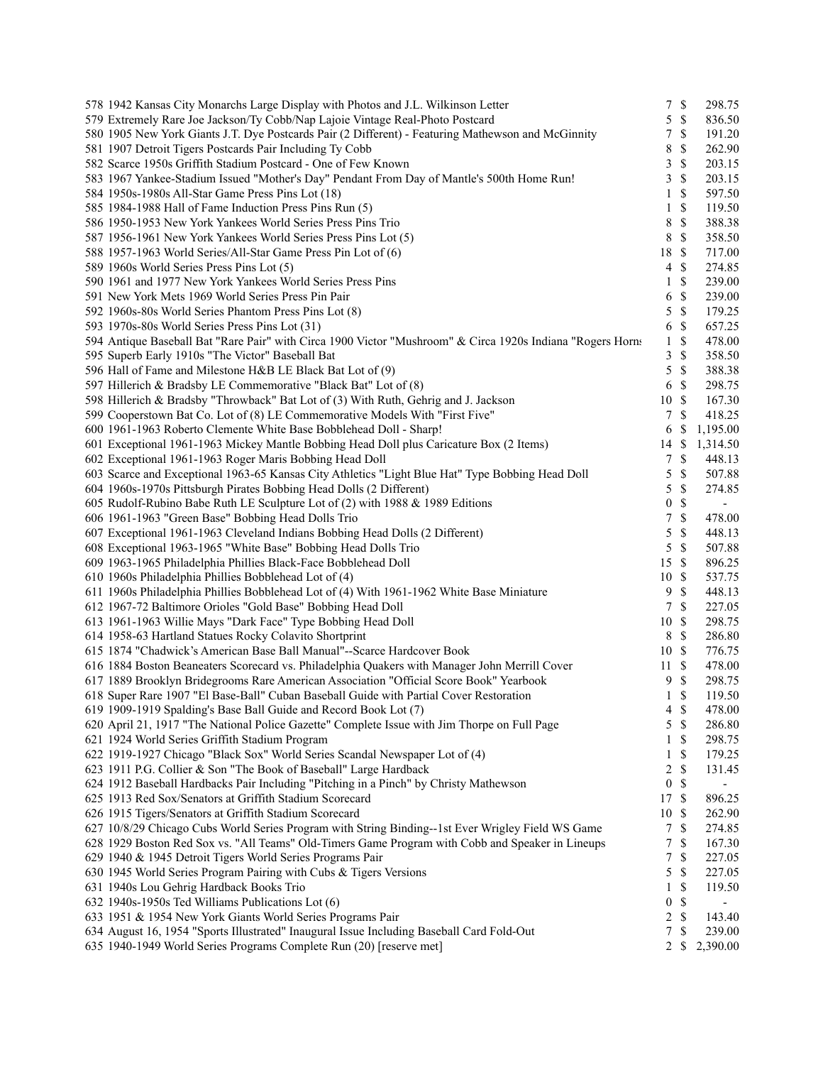| Lot | Description | Bids | | Price |
|---|---|---|---|---|
| 578 | 1942 Kansas City Monarchs Large Display with Photos and J.L. Wilkinson Letter | 7 | $ | 298.75 |
| 579 | Extremely Rare Joe Jackson/Ty Cobb/Nap Lajoie Vintage Real-Photo Postcard | 5 | $ | 836.50 |
| 580 | 1905 New York Giants J.T. Dye Postcards Pair (2 Different) - Featuring Mathewson and McGinnity | 7 | $ | 191.20 |
| 581 | 1907 Detroit Tigers Postcards Pair Including Ty Cobb | 8 | $ | 262.90 |
| 582 | Scarce 1950s Griffith Stadium Postcard - One of Few Known | 3 | $ | 203.15 |
| 583 | 1967 Yankee-Stadium Issued "Mother's Day" Pendant From Day of Mantle's 500th Home Run! | 3 | $ | 203.15 |
| 584 | 1950s-1980s All-Star Game Press Pins Lot (18) | 1 | $ | 597.50 |
| 585 | 1984-1988 Hall of Fame Induction Press Pins Run (5) | 1 | $ | 119.50 |
| 586 | 1950-1953 New York Yankees World Series Press Pins Trio | 8 | $ | 388.38 |
| 587 | 1956-1961 New York Yankees World Series Press Pins Lot (5) | 8 | $ | 358.50 |
| 588 | 1957-1963 World Series/All-Star Game Press Pin Lot of (6) | 18 | $ | 717.00 |
| 589 | 1960s World Series Press Pins Lot (5) | 4 | $ | 274.85 |
| 590 | 1961 and 1977 New York Yankees World Series Press Pins | 1 | $ | 239.00 |
| 591 | New York Mets 1969 World Series Press Pin Pair | 6 | $ | 239.00 |
| 592 | 1960s-80s World Series Phantom Press Pins Lot (8) | 5 | $ | 179.25 |
| 593 | 1970s-80s World Series Press Pins Lot (31) | 6 | $ | 657.25 |
| 594 | Antique Baseball Bat "Rare Pair" with Circa 1900 Victor "Mushroom" & Circa 1920s Indiana "Rogers Horns | 1 | $ | 478.00 |
| 595 | Superb Early 1910s "The Victor" Baseball Bat | 3 | $ | 358.50 |
| 596 | Hall of Fame and Milestone H&B LE Black Bat Lot of (9) | 5 | $ | 388.38 |
| 597 | Hillerich & Bradsby LE Commemorative "Black Bat" Lot of (8) | 6 | $ | 298.75 |
| 598 | Hillerich & Bradsby "Throwback" Bat Lot of (3) With Ruth, Gehrig and J. Jackson | 10 | $ | 167.30 |
| 599 | Cooperstown Bat Co. Lot of (8) LE Commemorative Models With "First Five" | 7 | $ | 418.25 |
| 600 | 1961-1963 Roberto Clemente White Base Bobblehead Doll - Sharp! | 6 | $ | 1,195.00 |
| 601 | Exceptional 1961-1963 Mickey Mantle Bobbing Head Doll plus Caricature Box (2 Items) | 14 | $ | 1,314.50 |
| 602 | Exceptional 1961-1963 Roger Maris Bobbing Head Doll | 7 | $ | 448.13 |
| 603 | Scarce and Exceptional 1963-65 Kansas City Athletics "Light Blue Hat" Type Bobbing Head Doll | 5 | $ | 507.88 |
| 604 | 1960s-1970s Pittsburgh Pirates Bobbing Head Dolls (2 Different) | 5 | $ | 274.85 |
| 605 | Rudolf-Rubino Babe Ruth LE Sculpture Lot of (2) with 1988 & 1989 Editions | 0 | $ | - |
| 606 | 1961-1963 "Green Base" Bobbing Head Dolls Trio | 7 | $ | 478.00 |
| 607 | Exceptional 1961-1963 Cleveland Indians Bobbing Head Dolls (2 Different) | 5 | $ | 448.13 |
| 608 | Exceptional 1963-1965 "White Base" Bobbing Head Dolls Trio | 5 | $ | 507.88 |
| 609 | 1963-1965 Philadelphia Phillies Black-Face Bobblehead Doll | 15 | $ | 896.25 |
| 610 | 1960s Philadelphia Phillies Bobblehead Lot of (4) | 10 | $ | 537.75 |
| 611 | 1960s Philadelphia Phillies Bobblehead Lot of (4) With 1961-1962 White Base Miniature | 9 | $ | 448.13 |
| 612 | 1967-72 Baltimore Orioles "Gold Base" Bobbing Head Doll | 7 | $ | 227.05 |
| 613 | 1961-1963 Willie Mays "Dark Face" Type Bobbing Head Doll | 10 | $ | 298.75 |
| 614 | 1958-63 Hartland Statues Rocky Colavito Shortprint | 8 | $ | 286.80 |
| 615 | 1874 "Chadwick's American Base Ball Manual"--Scarce Hardcover Book | 10 | $ | 776.75 |
| 616 | 1884 Boston Beaneaters Scorecard vs. Philadelphia Quakers with Manager John Merrill Cover | 11 | $ | 478.00 |
| 617 | 1889 Brooklyn Bridegrooms Rare American Association "Official Score Book" Yearbook | 9 | $ | 298.75 |
| 618 | Super Rare 1907 "El Base-Ball" Cuban Baseball Guide with Partial Cover Restoration | 1 | $ | 119.50 |
| 619 | 1909-1919 Spalding's Base Ball Guide and Record Book Lot (7) | 4 | $ | 478.00 |
| 620 | April 21, 1917 "The National Police Gazette" Complete Issue with Jim Thorpe on Full Page | 5 | $ | 286.80 |
| 621 | 1924 World Series Griffith Stadium Program | 1 | $ | 298.75 |
| 622 | 1919-1927 Chicago "Black Sox" World Series Scandal Newspaper Lot of (4) | 1 | $ | 179.25 |
| 623 | 1911 P.G. Collier & Son "The Book of Baseball" Large Hardback | 2 | $ | 131.45 |
| 624 | 1912 Baseball Hardbacks Pair Including "Pitching in a Pinch" by Christy Mathewson | 0 | $ | - |
| 625 | 1913 Red Sox/Senators at Griffith Stadium Scorecard | 17 | $ | 896.25 |
| 626 | 1915 Tigers/Senators at Griffith Stadium Scorecard | 10 | $ | 262.90 |
| 627 | 10/8/29 Chicago Cubs World Series Program with String Binding--1st Ever Wrigley Field WS Game | 7 | $ | 274.85 |
| 628 | 1929 Boston Red Sox vs. "All Teams" Old-Timers Game Program with Cobb and Speaker in Lineups | 7 | $ | 167.30 |
| 629 | 1940 & 1945 Detroit Tigers World Series Programs Pair | 7 | $ | 227.05 |
| 630 | 1945 World Series Program Pairing with Cubs & Tigers Versions | 5 | $ | 227.05 |
| 631 | 1940s Lou Gehrig Hardback Books Trio | 1 | $ | 119.50 |
| 632 | 1940s-1950s Ted Williams Publications Lot (6) | 0 | $ | - |
| 633 | 1951 & 1954 New York Giants World Series Programs Pair | 2 | $ | 143.40 |
| 634 | August 16, 1954 "Sports Illustrated" Inaugural Issue Including Baseball Card Fold-Out | 7 | $ | 239.00 |
| 635 | 1940-1949 World Series Programs Complete Run (20) [reserve met] | 2 | $ | 2,390.00 |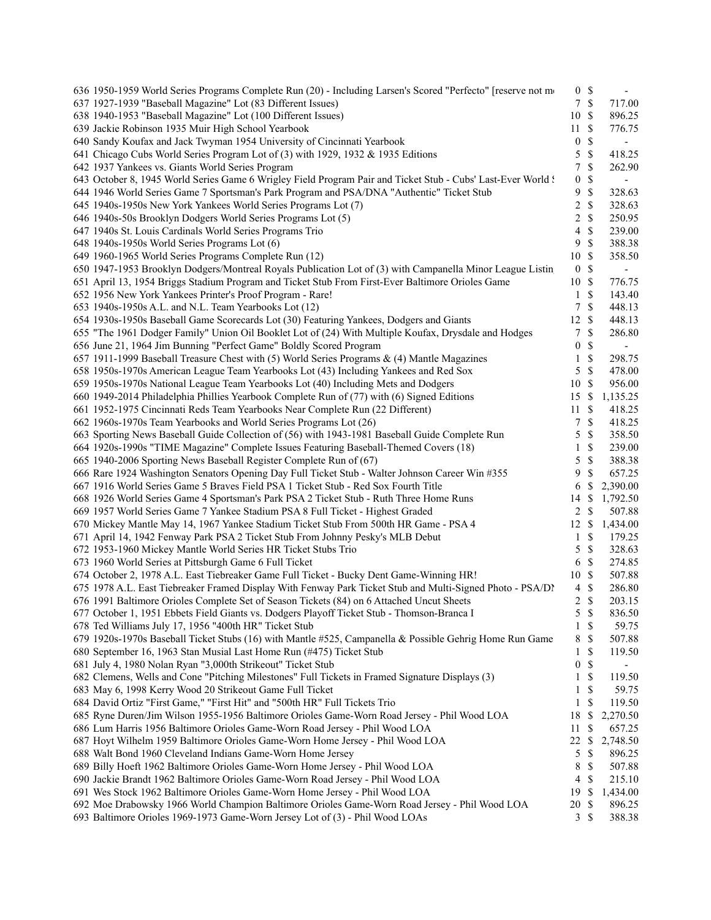| Lot | Description | Bids | | Price |
|---|---|---|---|---|
| 636 | 1950-1959 World Series Programs Complete Run (20) - Including Larsen's Scored "Perfecto" [reserve not m | 0 | $ | - |
| 637 | 1927-1939 "Baseball Magazine" Lot (83 Different Issues) | 7 | $ | 717.00 |
| 638 | 1940-1953 "Baseball Magazine" Lot (100 Different Issues) | 10 | $ | 896.25 |
| 639 | Jackie Robinson 1935 Muir High School Yearbook | 11 | $ | 776.75 |
| 640 | Sandy Koufax and Jack Twyman 1954 University of Cincinnati Yearbook | 0 | $ | - |
| 641 | Chicago Cubs World Series Program Lot of (3) with 1929, 1932 & 1935 Editions | 5 | $ | 418.25 |
| 642 | 1937 Yankees vs. Giants World Series Program | 7 | $ | 262.90 |
| 643 | October 8, 1945 World Series Game 6 Wrigley Field Program Pair and Ticket Stub - Cubs' Last-Ever World S | 0 | $ | - |
| 644 | 1946 World Series Game 7 Sportsman's Park Program and PSA/DNA "Authentic" Ticket Stub | 9 | $ | 328.63 |
| 645 | 1940s-1950s New York Yankees World Series Programs Lot (7) | 2 | $ | 328.63 |
| 646 | 1940s-50s Brooklyn Dodgers World Series Programs Lot (5) | 2 | $ | 250.95 |
| 647 | 1940s St. Louis Cardinals World Series Programs Trio | 4 | $ | 239.00 |
| 648 | 1940s-1950s World Series Programs Lot (6) | 9 | $ | 388.38 |
| 649 | 1960-1965 World Series Programs Complete Run (12) | 10 | $ | 358.50 |
| 650 | 1947-1953 Brooklyn Dodgers/Montreal Royals Publication Lot of (3) with Campanella Minor League Listin | 0 | $ | - |
| 651 | April 13, 1954 Briggs Stadium Program and Ticket Stub From First-Ever Baltimore Orioles Game | 10 | $ | 776.75 |
| 652 | 1956 New York Yankees Printer's Proof Program - Rare! | 1 | $ | 143.40 |
| 653 | 1940s-1950s A.L. and N.L. Team Yearbooks Lot (12) | 7 | $ | 448.13 |
| 654 | 1930s-1950s Baseball Game Scorecards Lot (30) Featuring Yankees, Dodgers and Giants | 12 | $ | 448.13 |
| 655 | "The 1961 Dodger Family" Union Oil Booklet Lot of (24) With Multiple Koufax, Drysdale and Hodges | 7 | $ | 286.80 |
| 656 | June 21, 1964 Jim Bunning "Perfect Game" Boldly Scored Program | 0 | $ | - |
| 657 | 1911-1999 Baseball Treasure Chest with (5) World Series Programs & (4) Mantle Magazines | 1 | $ | 298.75 |
| 658 | 1950s-1970s American League Team Yearbooks Lot (43) Including Yankees and Red Sox | 5 | $ | 478.00 |
| 659 | 1950s-1970s National League Team Yearbooks Lot (40) Including Mets and Dodgers | 10 | $ | 956.00 |
| 660 | 1949-2014 Philadelphia Phillies Yearbook Complete Run of (77) with (6) Signed Editions | 15 | $ | 1,135.25 |
| 661 | 1952-1975 Cincinnati Reds Team Yearbooks Near Complete Run (22 Different) | 11 | $ | 418.25 |
| 662 | 1960s-1970s Team Yearbooks and World Series Programs Lot (26) | 7 | $ | 418.25 |
| 663 | Sporting News Baseball Guide Collection of (56) with 1943-1981 Baseball Guide Complete Run | 5 | $ | 358.50 |
| 664 | 1920s-1990s "TIME Magazine" Complete Issues Featuring Baseball-Themed Covers (18) | 1 | $ | 239.00 |
| 665 | 1940-2006 Sporting News Baseball Register Complete Run of (67) | 5 | $ | 388.38 |
| 666 | Rare 1924 Washington Senators Opening Day Full Ticket Stub - Walter Johnson Career Win #355 | 9 | $ | 657.25 |
| 667 | 1916 World Series Game 5 Braves Field PSA 1 Ticket Stub - Red Sox Fourth Title | 6 | $ | 2,390.00 |
| 668 | 1926 World Series Game 4 Sportsman's Park PSA 2 Ticket Stub - Ruth Three Home Runs | 14 | $ | 1,792.50 |
| 669 | 1957 World Series Game 7 Yankee Stadium PSA 8 Full Ticket - Highest Graded | 2 | $ | 507.88 |
| 670 | Mickey Mantle May 14, 1967 Yankee Stadium Ticket Stub From 500th HR Game - PSA 4 | 12 | $ | 1,434.00 |
| 671 | April 14, 1942 Fenway Park PSA 2 Ticket Stub From Johnny Pesky's MLB Debut | 1 | $ | 179.25 |
| 672 | 1953-1960 Mickey Mantle World Series HR Ticket Stubs Trio | 5 | $ | 328.63 |
| 673 | 1960 World Series at Pittsburgh Game 6 Full Ticket | 6 | $ | 274.85 |
| 674 | October 2, 1978 A.L. East Tiebreaker Game Full Ticket - Bucky Dent Game-Winning HR! | 10 | $ | 507.88 |
| 675 | 1978 A.L. East Tiebreaker Framed Display With Fenway Park Ticket Stub and Multi-Signed Photo - PSA/DN | 4 | $ | 286.80 |
| 676 | 1991 Baltimore Orioles Complete Set of Season Tickets (84) on 6 Attached Uncut Sheets | 2 | $ | 203.15 |
| 677 | October 1, 1951 Ebbets Field Giants vs. Dodgers Playoff Ticket Stub - Thomson-Branca I | 5 | $ | 836.50 |
| 678 | Ted Williams July 17, 1956 "400th HR" Ticket Stub | 1 | $ | 59.75 |
| 679 | 1920s-1970s Baseball Ticket Stubs (16) with Mantle #525, Campanella & Possible Gehrig Home Run Game | 8 | $ | 507.88 |
| 680 | September 16, 1963 Stan Musial Last Home Run (#475) Ticket Stub | 1 | $ | 119.50 |
| 681 | July 4, 1980 Nolan Ryan "3,000th Strikeout" Ticket Stub | 0 | $ | - |
| 682 | Clemens, Wells and Cone "Pitching Milestones" Full Tickets in Framed Signature Displays (3) | 1 | $ | 119.50 |
| 683 | May 6, 1998 Kerry Wood 20 Strikeout Game Full Ticket | 1 | $ | 59.75 |
| 684 | David Ortiz "First Game," "First Hit" and "500th HR" Full Tickets Trio | 1 | $ | 119.50 |
| 685 | Ryne Duren/Jim Wilson 1955-1956 Baltimore Orioles Game-Worn Road Jersey - Phil Wood LOA | 18 | $ | 2,270.50 |
| 686 | Lum Harris 1956 Baltimore Orioles Game-Worn Road Jersey - Phil Wood LOA | 11 | $ | 657.25 |
| 687 | Hoyt Wilhelm 1959 Baltimore Orioles Game-Worn Home Jersey - Phil Wood LOA | 22 | $ | 2,748.50 |
| 688 | Walt Bond 1960 Cleveland Indians Game-Worn Home Jersey | 5 | $ | 896.25 |
| 689 | Billy Hoeft 1962 Baltimore Orioles Game-Worn Home Jersey - Phil Wood LOA | 8 | $ | 507.88 |
| 690 | Jackie Brandt 1962 Baltimore Orioles Game-Worn Road Jersey - Phil Wood LOA | 4 | $ | 215.10 |
| 691 | Wes Stock 1962 Baltimore Orioles Game-Worn Home Jersey - Phil Wood LOA | 19 | $ | 1,434.00 |
| 692 | Moe Drabowsky 1966 World Champion Baltimore Orioles Game-Worn Road Jersey - Phil Wood LOA | 20 | $ | 896.25 |
| 693 | Baltimore Orioles 1969-1973 Game-Worn Jersey Lot of (3) - Phil Wood LOAs | 3 | $ | 388.38 |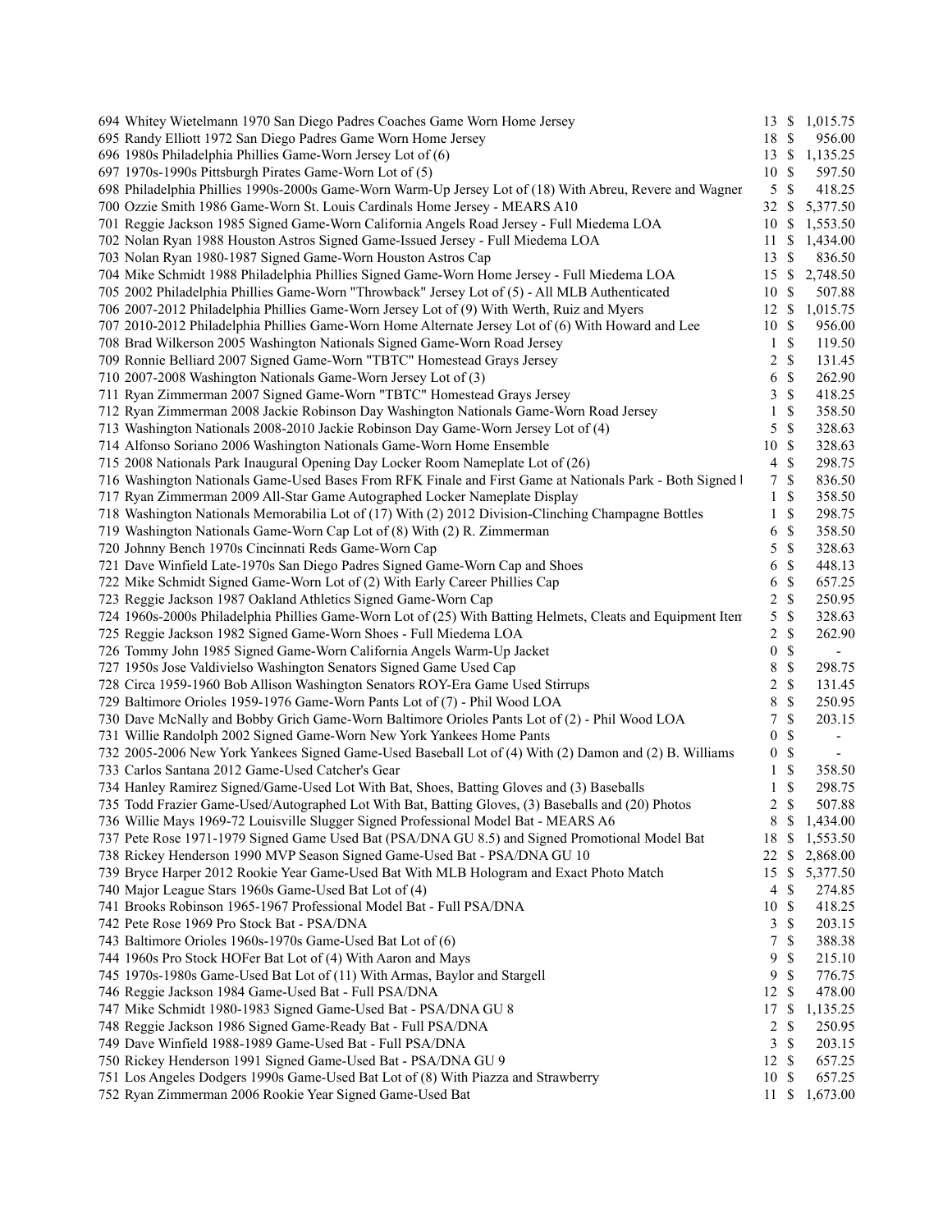| Lot | Description | Bids | Price |
|---|---|---|---|
| 694 | Whitey Wietelmann 1970 San Diego Padres Coaches Game Worn Home Jersey | 13 | $ 1,015.75 |
| 695 | Randy Elliott 1972 San Diego Padres Game Worn Home Jersey | 18 | $ 956.00 |
| 696 | 1980s Philadelphia Phillies Game-Worn Jersey Lot of (6) | 13 | $ 1,135.25 |
| 697 | 1970s-1990s Pittsburgh Pirates Game-Worn Lot of (5) | 10 | $ 597.50 |
| 698 | Philadelphia Phillies 1990s-2000s Game-Worn Warm-Up Jersey Lot of (18) With Abreu, Revere and Wagner | 5 | $ 418.25 |
| 700 | Ozzie Smith 1986 Game-Worn St. Louis Cardinals Home Jersey - MEARS A10 | 32 | $ 5,377.50 |
| 701 | Reggie Jackson 1985 Signed Game-Worn California Angels Road Jersey - Full Miedema LOA | 10 | $ 1,553.50 |
| 702 | Nolan Ryan 1988 Houston Astros Signed Game-Issued Jersey - Full Miedema LOA | 11 | $ 1,434.00 |
| 703 | Nolan Ryan 1980-1987 Signed Game-Worn Houston Astros Cap | 13 | $ 836.50 |
| 704 | Mike Schmidt 1988 Philadelphia Phillies Signed Game-Worn Home Jersey - Full Miedema LOA | 15 | $ 2,748.50 |
| 705 | 2002 Philadelphia Phillies Game-Worn "Throwback" Jersey Lot of (5) - All MLB Authenticated | 10 | $ 507.88 |
| 706 | 2007-2012 Philadelphia Phillies Game-Worn Jersey Lot of (9) With Werth, Ruiz and Myers | 12 | $ 1,015.75 |
| 707 | 2010-2012 Philadelphia Phillies Game-Worn Home Alternate Jersey Lot of (6) With Howard and Lee | 10 | $ 956.00 |
| 708 | Brad Wilkerson 2005 Washington Nationals Signed Game-Worn Road Jersey | 1 | $ 119.50 |
| 709 | Ronnie Belliard 2007 Signed Game-Worn "TBTC" Homestead Grays Jersey | 2 | $ 131.45 |
| 710 | 2007-2008 Washington Nationals Game-Worn Jersey Lot of (3) | 6 | $ 262.90 |
| 711 | Ryan Zimmerman 2007 Signed Game-Worn "TBTC" Homestead Grays Jersey | 3 | $ 418.25 |
| 712 | Ryan Zimmerman 2008 Jackie Robinson Day Washington Nationals Game-Worn Road Jersey | 1 | $ 358.50 |
| 713 | Washington Nationals 2008-2010 Jackie Robinson Day Game-Worn Jersey Lot of (4) | 5 | $ 328.63 |
| 714 | Alfonso Soriano 2006 Washington Nationals Game-Worn Home Ensemble | 10 | $ 328.63 |
| 715 | 2008 Nationals Park Inaugural Opening Day Locker Room Nameplate Lot of (26) | 4 | $ 298.75 |
| 716 | Washington Nationals Game-Used Bases From RFK Finale and First Game at Nationals Park - Both Signed | 7 | $ 836.50 |
| 717 | Ryan Zimmerman 2009 All-Star Game Autographed Locker Nameplate Display | 1 | $ 358.50 |
| 718 | Washington Nationals Memorabilia Lot of (17) With (2) 2012 Division-Clinching Champagne Bottles | 1 | $ 298.75 |
| 719 | Washington Nationals Game-Worn Cap Lot of (8) With (2) R. Zimmerman | 6 | $ 358.50 |
| 720 | Johnny Bench 1970s Cincinnati Reds Game-Worn Cap | 5 | $ 328.63 |
| 721 | Dave Winfield Late-1970s San Diego Padres Signed Game-Worn Cap and Shoes | 6 | $ 448.13 |
| 722 | Mike Schmidt Signed Game-Worn Lot of (2) With Early Career Phillies Cap | 6 | $ 657.25 |
| 723 | Reggie Jackson 1987 Oakland Athletics Signed Game-Worn Cap | 2 | $ 250.95 |
| 724 | 1960s-2000s Philadelphia Phillies Game-Worn Lot of (25) With Batting Helmets, Cleats and Equipment Item | 5 | $ 328.63 |
| 725 | Reggie Jackson 1982 Signed Game-Worn Shoes - Full Miedema LOA | 2 | $ 262.90 |
| 726 | Tommy John 1985 Signed Game-Worn California Angels Warm-Up Jacket | 0 | $ - |
| 727 | 1950s Jose Valdivielso Washington Senators Signed Game Used Cap | 8 | $ 298.75 |
| 728 | Circa 1959-1960 Bob Allison Washington Senators ROY-Era Game Used Stirrups | 2 | $ 131.45 |
| 729 | Baltimore Orioles 1959-1976 Game-Worn Pants Lot of (7) - Phil Wood LOA | 8 | $ 250.95 |
| 730 | Dave McNally and Bobby Grich Game-Worn Baltimore Orioles Pants Lot of (2) - Phil Wood LOA | 7 | $ 203.15 |
| 731 | Willie Randolph 2002 Signed Game-Worn New York Yankees Home Pants | 0 | $ - |
| 732 | 2005-2006 New York Yankees Signed Game-Used Baseball Lot of (4) With (2) Damon and (2) B. Williams | 0 | $ - |
| 733 | Carlos Santana 2012 Game-Used Catcher's Gear | 1 | $ 358.50 |
| 734 | Hanley Ramirez Signed/Game-Used Lot With Bat, Shoes, Batting Gloves and (3) Baseballs | 1 | $ 298.75 |
| 735 | Todd Frazier Game-Used/Autographed Lot With Bat, Batting Gloves, (3) Baseballs and (20) Photos | 2 | $ 507.88 |
| 736 | Willie Mays 1969-72 Louisville Slugger Signed Professional Model Bat - MEARS A6 | 8 | $ 1,434.00 |
| 737 | Pete Rose 1971-1979 Signed Game Used Bat (PSA/DNA GU 8.5) and Signed Promotional Model Bat | 18 | $ 1,553.50 |
| 738 | Rickey Henderson 1990 MVP Season Signed Game-Used Bat - PSA/DNA GU 10 | 22 | $ 2,868.00 |
| 739 | Bryce Harper 2012 Rookie Year Game-Used Bat With MLB Hologram and Exact Photo Match | 15 | $ 5,377.50 |
| 740 | Major League Stars 1960s Game-Used Bat Lot of (4) | 4 | $ 274.85 |
| 741 | Brooks Robinson 1965-1967 Professional Model Bat - Full PSA/DNA | 10 | $ 418.25 |
| 742 | Pete Rose 1969 Pro Stock Bat - PSA/DNA | 3 | $ 203.15 |
| 743 | Baltimore Orioles 1960s-1970s Game-Used Bat Lot of (6) | 7 | $ 388.38 |
| 744 | 1960s Pro Stock HOFer Bat Lot of (4) With Aaron and Mays | 9 | $ 215.10 |
| 745 | 1970s-1980s Game-Used Bat Lot of (11) With Armas, Baylor and Stargell | 9 | $ 776.75 |
| 746 | Reggie Jackson 1984 Game-Used Bat - Full PSA/DNA | 12 | $ 478.00 |
| 747 | Mike Schmidt 1980-1983 Signed Game-Used Bat - PSA/DNA GU 8 | 17 | $ 1,135.25 |
| 748 | Reggie Jackson 1986 Signed Game-Ready Bat - Full PSA/DNA | 2 | $ 250.95 |
| 749 | Dave Winfield 1988-1989 Game-Used Bat - Full PSA/DNA | 3 | $ 203.15 |
| 750 | Rickey Henderson 1991 Signed Game-Used Bat - PSA/DNA GU 9 | 12 | $ 657.25 |
| 751 | Los Angeles Dodgers 1990s Game-Used Bat Lot of (8) With Piazza and Strawberry | 10 | $ 657.25 |
| 752 | Ryan Zimmerman 2006 Rookie Year Signed Game-Used Bat | 11 | $ 1,673.00 |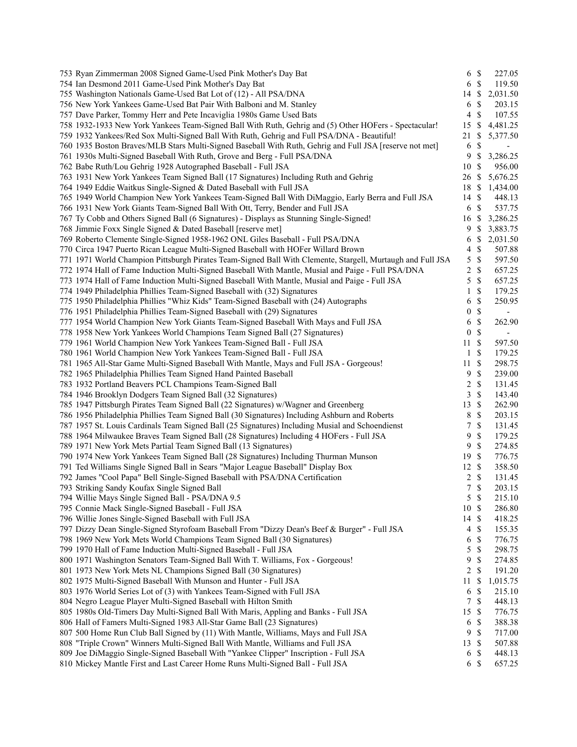| Lot | Description | Bids | | Price |
|---|---|---|---|---|
| 753 | Ryan Zimmerman 2008 Signed Game-Used Pink Mother's Day Bat | 6 | $ | 227.05 |
| 754 | Ian Desmond 2011 Game-Used Pink Mother's Day Bat | 6 | $ | 119.50 |
| 755 | Washington Nationals Game-Used Bat Lot of (12) - All PSA/DNA | 14 | $ | 2,031.50 |
| 756 | New York Yankees Game-Used Bat Pair With Balboni and M. Stanley | 6 | $ | 203.15 |
| 757 | Dave Parker, Tommy Herr and Pete Incaviglia 1980s Game Used Bats | 4 | $ | 107.55 |
| 758 | 1932-1933 New York Yankees Team-Signed Ball With Ruth, Gehrig and (5) Other HOFers - Spectacular! | 15 | $ | 4,481.25 |
| 759 | 1932 Yankees/Red Sox Multi-Signed Ball With Ruth, Gehrig and Full PSA/DNA - Beautiful! | 21 | $ | 5,377.50 |
| 760 | 1935 Boston Braves/MLB Stars Multi-Signed Baseball With Ruth, Gehrig and Full JSA [reserve not met] | 6 | $ | - |
| 761 | 1930s Multi-Signed Baseball With Ruth, Grove and Berg - Full PSA/DNA | 9 | $ | 3,286.25 |
| 762 | Babe Ruth/Lou Gehrig 1928 Autographed Baseball - Full JSA | 10 | $ | 956.00 |
| 763 | 1931 New York Yankees Team Signed Ball (17 Signatures) Including Ruth and Gehrig | 26 | $ | 5,676.25 |
| 764 | 1949 Eddie Waitkus Single-Signed & Dated Baseball with Full JSA | 18 | $ | 1,434.00 |
| 765 | 1949 World Champion New York Yankees Team-Signed Ball With DiMaggio, Early Berra and Full JSA | 14 | $ | 448.13 |
| 766 | 1931 New York Giants Team-Signed Ball With Ott, Terry, Bender and Full JSA | 6 | $ | 537.75 |
| 767 | Ty Cobb and Others Signed Ball (6 Signatures) - Displays as Stunning Single-Signed! | 16 | $ | 3,286.25 |
| 768 | Jimmie Foxx Single Signed & Dated Baseball [reserve met] | 9 | $ | 3,883.75 |
| 769 | Roberto Clemente Single-Signed 1958-1962 ONL Giles Baseball - Full PSA/DNA | 6 | $ | 2,031.50 |
| 770 | Circa 1947 Puerto Rican League Multi-Signed Baseball with HOFer Willard Brown | 4 | $ | 507.88 |
| 771 | 1971 World Champion Pittsburgh Pirates Team-Signed Ball With Clemente, Stargell, Murtaugh and Full JSA | 5 | $ | 597.50 |
| 772 | 1974 Hall of Fame Induction Multi-Signed Baseball With Mantle, Musial and Paige - Full PSA/DNA | 2 | $ | 657.25 |
| 773 | 1974 Hall of Fame Induction Multi-Signed Baseball With Mantle, Musial and Paige - Full JSA | 5 | $ | 657.25 |
| 774 | 1949 Philadelphia Phillies Team-Signed Baseball with (32) Signatures | 1 | $ | 179.25 |
| 775 | 1950 Philadelphia Phillies "Whiz Kids" Team-Signed Baseball with (24) Autographs | 6 | $ | 250.95 |
| 776 | 1951 Philadelphia Phillies Team-Signed Baseball with (29) Signatures | 0 | $ | - |
| 777 | 1954 World Champion New York Giants Team-Signed Baseball With Mays and Full JSA | 6 | $ | 262.90 |
| 778 | 1958 New York Yankees World Champions Team Signed Ball (27 Signatures) | 0 | $ | - |
| 779 | 1961 World Champion New York Yankees Team-Signed Ball - Full JSA | 11 | $ | 597.50 |
| 780 | 1961 World Champion New York Yankees Team-Signed Ball - Full JSA | 1 | $ | 179.25 |
| 781 | 1965 All-Star Game Multi-Signed Baseball With Mantle, Mays and Full JSA - Gorgeous! | 11 | $ | 298.75 |
| 782 | 1965 Philadelphia Phillies Team Signed Hand Painted Baseball | 9 | $ | 239.00 |
| 783 | 1932 Portland Beavers PCL Champions Team-Signed Ball | 2 | $ | 131.45 |
| 784 | 1946 Brooklyn Dodgers Team Signed Ball (32 Signatures) | 3 | $ | 143.40 |
| 785 | 1947 Pittsburgh Pirates Team Signed Ball (22 Signatures) w/Wagner and Greenberg | 13 | $ | 262.90 |
| 786 | 1956 Philadelphia Phillies Team Signed Ball (30 Signatures) Including Ashburn and Roberts | 8 | $ | 203.15 |
| 787 | 1957 St. Louis Cardinals Team Signed Ball (25 Signatures) Including Musial and Schoendienst | 7 | $ | 131.45 |
| 788 | 1964 Milwaukee Braves Team Signed Ball (28 Signatures) Including 4 HOFers - Full JSA | 9 | $ | 179.25 |
| 789 | 1971 New York Mets Partial Team Signed Ball (13 Signatures) | 9 | $ | 274.85 |
| 790 | 1974 New York Yankees Team Signed Ball (28 Signatures) Including Thurman Munson | 19 | $ | 776.75 |
| 791 | Ted Williams Single Signed Ball in Sears "Major League Baseball" Display Box | 12 | $ | 358.50 |
| 792 | James "Cool Papa" Bell Single-Signed Baseball with PSA/DNA Certification | 2 | $ | 131.45 |
| 793 | Striking Sandy Koufax Single Signed Ball | 7 | $ | 203.15 |
| 794 | Willie Mays Single Signed Ball - PSA/DNA 9.5 | 5 | $ | 215.10 |
| 795 | Connie Mack Single-Signed Baseball - Full JSA | 10 | $ | 286.80 |
| 796 | Willie Jones Single-Signed Baseball with Full JSA | 14 | $ | 418.25 |
| 797 | Dizzy Dean Single-Signed Styrofoam Baseball From "Dizzy Dean's Beef & Burger" - Full JSA | 4 | $ | 155.35 |
| 798 | 1969 New York Mets World Champions Team Signed Ball (30 Signatures) | 6 | $ | 776.75 |
| 799 | 1970 Hall of Fame Induction Multi-Signed Baseball - Full JSA | 5 | $ | 298.75 |
| 800 | 1971 Washington Senators Team-Signed Ball With T. Williams, Fox - Gorgeous! | 9 | $ | 274.85 |
| 801 | 1973 New York Mets NL Champions Signed Ball (30 Signatures) | 2 | $ | 191.20 |
| 802 | 1975 Multi-Signed Baseball With Munson and Hunter - Full JSA | 11 | $ | 1,015.75 |
| 803 | 1976 World Series Lot of (3) with Yankees Team-Signed with Full JSA | 6 | $ | 215.10 |
| 804 | Negro League Player Multi-Signed Baseball with Hilton Smith | 7 | $ | 448.13 |
| 805 | 1980s Old-Timers Day Multi-Signed Ball With Maris, Appling and Banks - Full JSA | 15 | $ | 776.75 |
| 806 | Hall of Famers Multi-Signed 1983 All-Star Game Ball (23 Signatures) | 6 | $ | 388.38 |
| 807 | 500 Home Run Club Ball Signed by (11) With Mantle, Williams, Mays and Full JSA | 9 | $ | 717.00 |
| 808 | "Triple Crown" Winners Multi-Signed Ball With Mantle, Williams and Full JSA | 13 | $ | 507.88 |
| 809 | Joe DiMaggio Single-Signed Baseball With "Yankee Clipper" Inscription - Full JSA | 6 | $ | 448.13 |
| 810 | Mickey Mantle First and Last Career Home Runs Multi-Signed Ball - Full JSA | 6 | $ | 657.25 |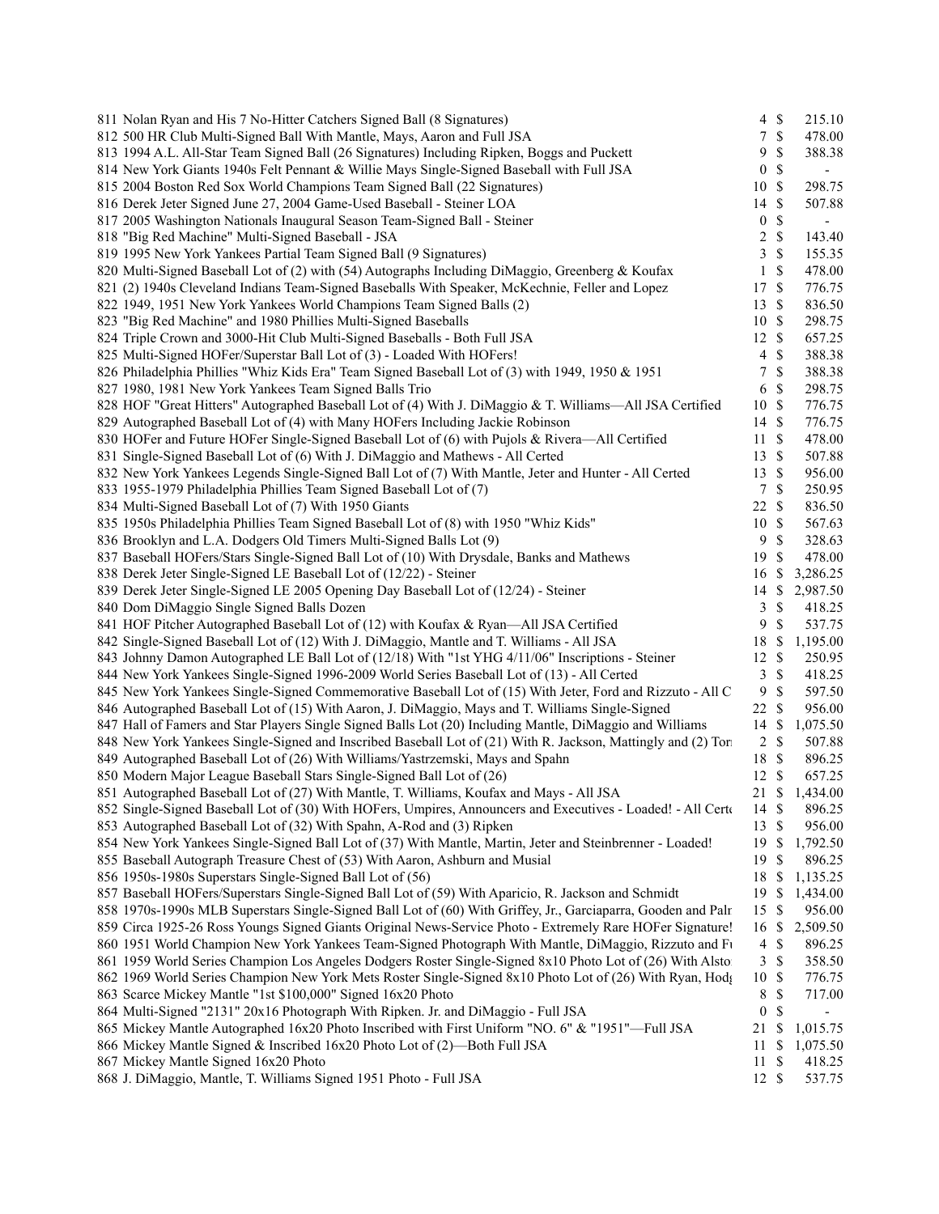| Lot | Description | Bids | | Price |
|---|---|---|---|---|
| 811 | Nolan Ryan and His 7 No-Hitter Catchers Signed Ball (8 Signatures) | 4 | $ | 215.10 |
| 812 | 500 HR Club Multi-Signed Ball With Mantle, Mays, Aaron and Full JSA | 7 | $ | 478.00 |
| 813 | 1994 A.L. All-Star Team Signed Ball (26 Signatures) Including Ripken, Boggs and Puckett | 9 | $ | 388.38 |
| 814 | New York Giants 1940s Felt Pennant & Willie Mays Single-Signed Baseball with Full JSA | 0 | $ | - |
| 815 | 2004 Boston Red Sox World Champions Team Signed Ball (22 Signatures) | 10 | $ | 298.75 |
| 816 | Derek Jeter Signed June 27, 2004 Game-Used Baseball - Steiner LOA | 14 | $ | 507.88 |
| 817 | 2005 Washington Nationals Inaugural Season Team-Signed Ball - Steiner | 0 | $ | - |
| 818 | "Big Red Machine" Multi-Signed Baseball - JSA | 2 | $ | 143.40 |
| 819 | 1995 New York Yankees Partial Team Signed Ball (9 Signatures) | 3 | $ | 155.35 |
| 820 | Multi-Signed Baseball Lot of (2) with (54) Autographs Including DiMaggio, Greenberg & Koufax | 1 | $ | 478.00 |
| 821 | (2) 1940s Cleveland Indians Team-Signed Baseballs With Speaker, McKechnie, Feller and Lopez | 17 | $ | 776.75 |
| 822 | 1949, 1951 New York Yankees World Champions Team Signed Balls (2) | 13 | $ | 836.50 |
| 823 | "Big Red Machine" and 1980 Phillies Multi-Signed Baseballs | 10 | $ | 298.75 |
| 824 | Triple Crown and 3000-Hit Club Multi-Signed Baseballs - Both Full JSA | 12 | $ | 657.25 |
| 825 | Multi-Signed HOFer/Superstar Ball Lot of (3) - Loaded With HOFers! | 4 | $ | 388.38 |
| 826 | Philadelphia Phillies "Whiz Kids Era" Team Signed Baseball Lot of (3) with 1949, 1950 & 1951 | 7 | $ | 388.38 |
| 827 | 1980, 1981 New York Yankees Team Signed Balls Trio | 6 | $ | 298.75 |
| 828 | HOF "Great Hitters" Autographed Baseball Lot of (4) With J. DiMaggio & T. Williams—All JSA Certified | 10 | $ | 776.75 |
| 829 | Autographed Baseball Lot of (4) with Many HOFers Including Jackie Robinson | 14 | $ | 776.75 |
| 830 | HOFer and Future HOFer Single-Signed Baseball Lot of (6) with Pujols & Rivera—All Certified | 11 | $ | 478.00 |
| 831 | Single-Signed Baseball Lot of (6) With J. DiMaggio and Mathews - All Certed | 13 | $ | 507.88 |
| 832 | New York Yankees Legends Single-Signed Ball Lot of (7) With Mantle, Jeter and Hunter - All Certed | 13 | $ | 956.00 |
| 833 | 1955-1979 Philadelphia Phillies Team Signed Baseball Lot of (7) | 7 | $ | 250.95 |
| 834 | Multi-Signed Baseball Lot of (7) With 1950 Giants | 22 | $ | 836.50 |
| 835 | 1950s Philadelphia Phillies Team Signed Baseball Lot of (8) with 1950 "Whiz Kids" | 10 | $ | 567.63 |
| 836 | Brooklyn and L.A. Dodgers Old Timers Multi-Signed Balls Lot (9) | 9 | $ | 328.63 |
| 837 | Baseball HOFers/Stars Single-Signed Ball Lot of (10) With Drysdale, Banks and Mathews | 19 | $ | 478.00 |
| 838 | Derek Jeter Single-Signed LE Baseball Lot of (12/22) - Steiner | 16 | $ | 3,286.25 |
| 839 | Derek Jeter Single-Signed LE 2005 Opening Day Baseball Lot of (12/24) - Steiner | 14 | $ | 2,987.50 |
| 840 | Dom DiMaggio Single Signed Balls Dozen | 3 | $ | 418.25 |
| 841 | HOF Pitcher Autographed Baseball Lot of (12) with Koufax & Ryan—All JSA Certified | 9 | $ | 537.75 |
| 842 | Single-Signed Baseball Lot of (12) With J. DiMaggio, Mantle and T. Williams - All JSA | 18 | $ | 1,195.00 |
| 843 | Johnny Damon Autographed LE Ball Lot of (12/18) With "1st YHG 4/11/06" Inscriptions - Steiner | 12 | $ | 250.95 |
| 844 | New York Yankees Single-Signed 1996-2009 World Series Baseball Lot of (13) - All Certed | 3 | $ | 418.25 |
| 845 | New York Yankees Single-Signed Commemorative Baseball Lot of (15) With Jeter, Ford and Rizzuto - All C | 9 | $ | 597.50 |
| 846 | Autographed Baseball Lot of (15) With Aaron, J. DiMaggio, Mays and T. Williams Single-Signed | 22 | $ | 956.00 |
| 847 | Hall of Famers and Star Players Single Signed Balls Lot (20) Including Mantle, DiMaggio and Williams | 14 | $ | 1,075.50 |
| 848 | New York Yankees Single-Signed and Inscribed Baseball Lot of (21) With R. Jackson, Mattingly and (2) Tor | 2 | $ | 507.88 |
| 849 | Autographed Baseball Lot of (26) With Williams/Yastrzemski, Mays and Spahn | 18 | $ | 896.25 |
| 850 | Modern Major League Baseball Stars Single-Signed Ball Lot of (26) | 12 | $ | 657.25 |
| 851 | Autographed Baseball Lot of (27) With Mantle, T. Williams, Koufax and Mays - All JSA | 21 | $ | 1,434.00 |
| 852 | Single-Signed Baseball Lot of (30) With HOFers, Umpires, Announcers and Executives - Loaded! - All Certe | 14 | $ | 896.25 |
| 853 | Autographed Baseball Lot of (32) With Spahn, A-Rod and (3) Ripken | 13 | $ | 956.00 |
| 854 | New York Yankees Single-Signed Ball Lot of (37) With Mantle, Martin, Jeter and Steinbrenner - Loaded! | 19 | $ | 1,792.50 |
| 855 | Baseball Autograph Treasure Chest of (53) With Aaron, Ashburn and Musial | 19 | $ | 896.25 |
| 856 | 1950s-1980s Superstars Single-Signed Ball Lot of (56) | 18 | $ | 1,135.25 |
| 857 | Baseball HOFers/Superstars Single-Signed Ball Lot of (59) With Aparicio, R. Jackson and Schmidt | 19 | $ | 1,434.00 |
| 858 | 1970s-1990s MLB Superstars Single-Signed Ball Lot of (60) With Griffey, Jr., Garciaparra, Gooden and Palr | 15 | $ | 956.00 |
| 859 | Circa 1925-26 Ross Youngs Signed Giants Original News-Service Photo - Extremely Rare HOFer Signature! | 16 | $ | 2,509.50 |
| 860 | 1951 World Champion New York Yankees Team-Signed Photograph With Mantle, DiMaggio, Rizzuto and Fı | 4 | $ | 896.25 |
| 861 | 1959 World Series Champion Los Angeles Dodgers Roster Single-Signed 8x10 Photo Lot of (26) With Alsto | 3 | $ | 358.50 |
| 862 | 1969 World Series Champion New York Mets Roster Single-Signed 8x10 Photo Lot of (26) With Ryan, Hodş | 10 | $ | 776.75 |
| 863 | Scarce Mickey Mantle "1st $100,000" Signed 16x20 Photo | 8 | $ | 717.00 |
| 864 | Multi-Signed "2131" 20x16 Photograph With Ripken. Jr. and DiMaggio - Full JSA | 0 | $ | - |
| 865 | Mickey Mantle Autographed 16x20 Photo Inscribed with First Uniform "NO. 6" & "1951"—Full JSA | 21 | $ | 1,015.75 |
| 866 | Mickey Mantle Signed & Inscribed 16x20 Photo Lot of (2)—Both Full JSA | 11 | $ | 1,075.50 |
| 867 | Mickey Mantle Signed 16x20 Photo | 11 | $ | 418.25 |
| 868 | J. DiMaggio, Mantle, T. Williams Signed 1951 Photo - Full JSA | 12 | $ | 537.75 |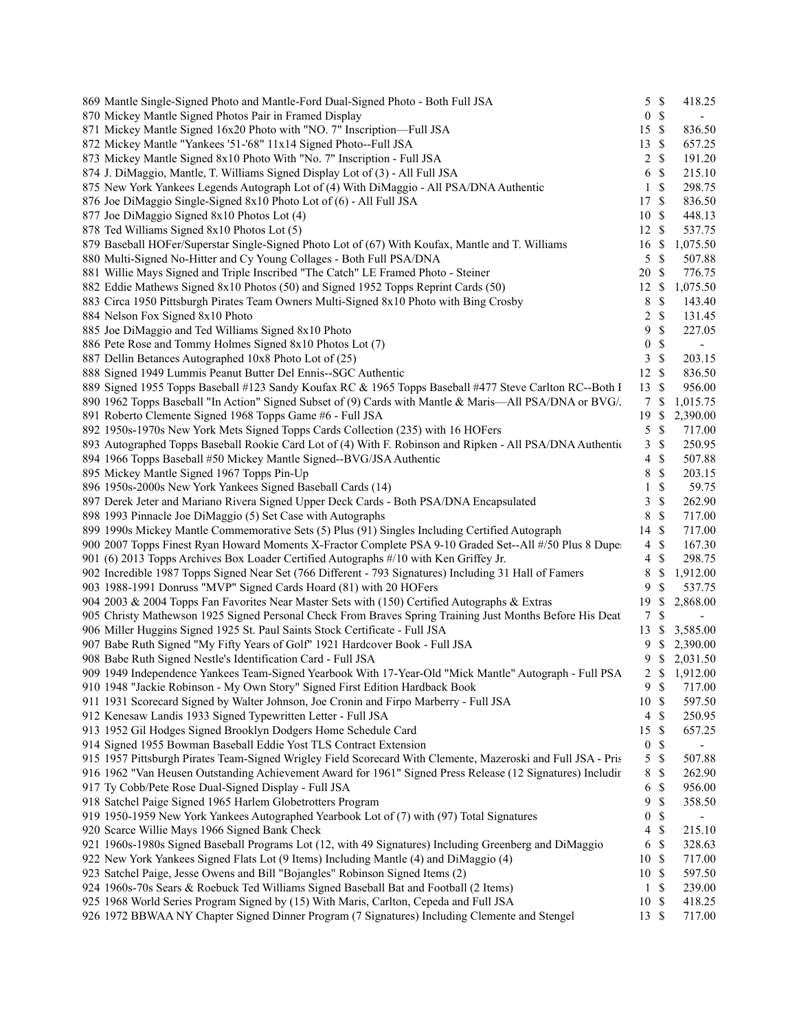| Lot | Description | Bids | | Price |
|---|---|---|---|---|
| 869 | Mantle Single-Signed Photo and Mantle-Ford Dual-Signed Photo - Both Full JSA | 5 | $ | 418.25 |
| 870 | Mickey Mantle Signed Photos Pair in Framed Display | 0 | $ | - |
| 871 | Mickey Mantle Signed 16x20 Photo with "NO. 7" Inscription—Full JSA | 15 | $ | 836.50 |
| 872 | Mickey Mantle "Yankees '51-'68" 11x14 Signed Photo--Full JSA | 13 | $ | 657.25 |
| 873 | Mickey Mantle Signed 8x10 Photo With "No. 7" Inscription - Full JSA | 2 | $ | 191.20 |
| 874 | J. DiMaggio, Mantle, T. Williams Signed Display Lot of (3) - All Full JSA | 6 | $ | 215.10 |
| 875 | New York Yankees Legends Autograph Lot of (4) With DiMaggio - All PSA/DNA Authentic | 1 | $ | 298.75 |
| 876 | Joe DiMaggio Single-Signed 8x10 Photo Lot of (6) - All Full JSA | 17 | $ | 836.50 |
| 877 | Joe DiMaggio Signed 8x10 Photos Lot (4) | 10 | $ | 448.13 |
| 878 | Ted Williams Signed 8x10 Photos Lot (5) | 12 | $ | 537.75 |
| 879 | Baseball HOFer/Superstar Single-Signed Photo Lot of (67) With Koufax, Mantle and T. Williams | 16 | $ | 1,075.50 |
| 880 | Multi-Signed No-Hitter and Cy Young Collages - Both Full PSA/DNA | 5 | $ | 507.88 |
| 881 | Willie Mays Signed and Triple Inscribed "The Catch" LE Framed Photo - Steiner | 20 | $ | 776.75 |
| 882 | Eddie Mathews Signed 8x10 Photos (50) and Signed 1952 Topps Reprint Cards (50) | 12 | $ | 1,075.50 |
| 883 | Circa 1950 Pittsburgh Pirates Team Owners Multi-Signed 8x10 Photo with Bing Crosby | 8 | $ | 143.40 |
| 884 | Nelson Fox Signed 8x10 Photo | 2 | $ | 131.45 |
| 885 | Joe DiMaggio and Ted Williams Signed 8x10 Photo | 9 | $ | 227.05 |
| 886 | Pete Rose and Tommy Holmes Signed 8x10 Photos Lot (7) | 0 | $ | - |
| 887 | Dellin Betances Autographed 10x8 Photo Lot of (25) | 3 | $ | 203.15 |
| 888 | Signed 1949 Lummis Peanut Butter Del Ennis--SGC Authentic | 12 | $ | 836.50 |
| 889 | Signed 1955 Topps Baseball #123 Sandy Koufax RC & 1965 Topps Baseball #477 Steve Carlton RC--Both I | 13 | $ | 956.00 |
| 890 | 1962 Topps Baseball "In Action" Signed Subset of (9) Cards with Mantle & Maris—All PSA/DNA or BVG/. | 7 | $ | 1,015.75 |
| 891 | Roberto Clemente Signed 1968 Topps Game #6 - Full JSA | 19 | $ | 2,390.00 |
| 892 | 1950s-1970s New York Mets Signed Topps Cards Collection (235) with 16 HOFers | 5 | $ | 717.00 |
| 893 | Autographed Topps Baseball Rookie Card Lot of (4) With F. Robinson and Ripken - All PSA/DNA Authentic | 3 | $ | 250.95 |
| 894 | 1966 Topps Baseball #50 Mickey Mantle Signed--BVG/JSA Authentic | 4 | $ | 507.88 |
| 895 | Mickey Mantle Signed 1967 Topps Pin-Up | 8 | $ | 203.15 |
| 896 | 1950s-2000s New York Yankees Signed Baseball Cards (14) | 1 | $ | 59.75 |
| 897 | Derek Jeter and Mariano Rivera Signed Upper Deck Cards - Both PSA/DNA Encapsulated | 3 | $ | 262.90 |
| 898 | 1993 Pinnacle Joe DiMaggio (5) Set Case with Autographs | 8 | $ | 717.00 |
| 899 | 1990s Mickey Mantle Commemorative Sets (5) Plus (91) Singles Including Certified Autograph | 14 | $ | 717.00 |
| 900 | 2007 Topps Finest Ryan Howard Moments X-Fractor Complete PSA 9-10 Graded Set--All #/50 Plus 8 Dupe: | 4 | $ | 167.30 |
| 901 | (6) 2013 Topps Archives Box Loader Certified Autographs #/10 with Ken Griffey Jr. | 4 | $ | 298.75 |
| 902 | Incredible 1987 Topps Signed Near Set (766 Different - 793 Signatures) Including 31 Hall of Famers | 8 | $ | 1,912.00 |
| 903 | 1988-1991 Donruss "MVP" Signed Cards Hoard (81) with 20 HOFers | 9 | $ | 537.75 |
| 904 | 2003 & 2004 Topps Fan Favorites Near Master Sets with (150) Certified Autographs & Extras | 19 | $ | 2,868.00 |
| 905 | Christy Mathewson 1925 Signed Personal Check From Braves Spring Training Just Months Before His Deat | 7 | $ | - |
| 906 | Miller Huggins Signed 1925 St. Paul Saints Stock Certificate - Full JSA | 13 | $ | 3,585.00 |
| 907 | Babe Ruth Signed "My Fifty Years of Golf" 1921 Hardcover Book - Full JSA | 9 | $ | 2,390.00 |
| 908 | Babe Ruth Signed Nestle's Identification Card - Full JSA | 9 | $ | 2,031.50 |
| 909 | 1949 Independence Yankees Team-Signed Yearbook With 17-Year-Old "Mick Mantle" Autograph - Full PSA | 2 | $ | 1,912.00 |
| 910 | 1948 "Jackie Robinson - My Own Story" Signed First Edition Hardback Book | 9 | $ | 717.00 |
| 911 | 1931 Scorecard Signed by Walter Johnson, Joe Cronin and Firpo Marberry - Full JSA | 10 | $ | 597.50 |
| 912 | Kenesaw Landis 1933 Signed Typewritten Letter - Full JSA | 4 | $ | 250.95 |
| 913 | 1952 Gil Hodges Signed Brooklyn Dodgers Home Schedule Card | 15 | $ | 657.25 |
| 914 | Signed 1955 Bowman Baseball Eddie Yost TLS Contract Extension | 0 | $ | - |
| 915 | 1957 Pittsburgh Pirates Team-Signed Wrigley Field Scorecard With Clemente, Mazeroski and Full JSA - Pris | 5 | $ | 507.88 |
| 916 | 1962 "Van Heusen Outstanding Achievement Award for 1961" Signed Press Release (12 Signatures) Includir | 8 | $ | 262.90 |
| 917 | Ty Cobb/Pete Rose Dual-Signed Display - Full JSA | 6 | $ | 956.00 |
| 918 | Satchel Paige Signed 1965 Harlem Globetrotters Program | 9 | $ | 358.50 |
| 919 | 1950-1959 New York Yankees Autographed Yearbook Lot of (7) with (97) Total Signatures | 0 | $ | - |
| 920 | Scarce Willie Mays 1966 Signed Bank Check | 4 | $ | 215.10 |
| 921 | 1960s-1980s Signed Baseball Programs Lot (12, with 49 Signatures) Including Greenberg and DiMaggio | 6 | $ | 328.63 |
| 922 | New York Yankees Signed Flats Lot (9 Items) Including Mantle (4) and DiMaggio (4) | 10 | $ | 717.00 |
| 923 | Satchel Paige, Jesse Owens and Bill "Bojangles" Robinson Signed Items (2) | 10 | $ | 597.50 |
| 924 | 1960s-70s Sears & Roebuck Ted Williams Signed Baseball Bat and Football (2 Items) | 1 | $ | 239.00 |
| 925 | 1968 World Series Program Signed by (15) With Maris, Carlton, Cepeda and Full JSA | 10 | $ | 418.25 |
| 926 | 1972 BBWAA NY Chapter Signed Dinner Program (7 Signatures) Including Clemente and Stengel | 13 | $ | 717.00 |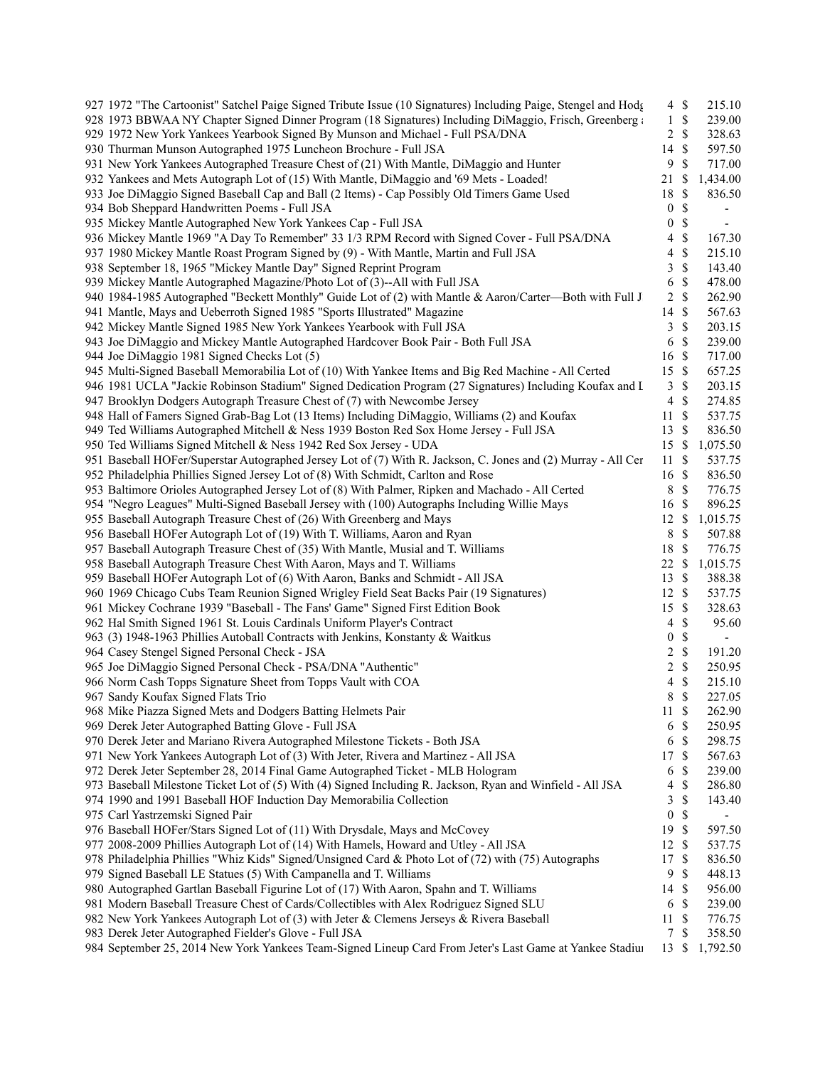| | | | |
|---|---|---|---|
| 927 1972 "The Cartoonist" Satchel Paige Signed Tribute Issue (10 Signatures) Including Paige, Stengel and Hodg | 4 | $ | 215.10 |
| 928 1973 BBWAA NY Chapter Signed Dinner Program (18 Signatures) Including DiMaggio, Frisch, Greenberg a | 1 | $ | 239.00 |
| 929 1972 New York Yankees Yearbook Signed By Munson and Michael - Full PSA/DNA | 2 | $ | 328.63 |
| 930 Thurman Munson Autographed 1975 Luncheon Brochure - Full JSA | 14 | $ | 597.50 |
| 931 New York Yankees Autographed Treasure Chest of (21) With Mantle, DiMaggio and Hunter | 9 | $ | 717.00 |
| 932 Yankees and Mets Autograph Lot of (15) With Mantle, DiMaggio and '69 Mets - Loaded! | 21 | $ | 1,434.00 |
| 933 Joe DiMaggio Signed Baseball Cap and Ball (2 Items) - Cap Possibly Old Timers Game Used | 18 | $ | 836.50 |
| 934 Bob Sheppard Handwritten Poems - Full JSA | 0 | $ | - |
| 935 Mickey Mantle Autographed New York Yankees Cap - Full JSA | 0 | $ | - |
| 936 Mickey Mantle 1969 "A Day To Remember" 33 1/3 RPM Record with Signed Cover - Full PSA/DNA | 4 | $ | 167.30 |
| 937 1980 Mickey Mantle Roast Program Signed by (9) - With Mantle, Martin and Full JSA | 4 | $ | 215.10 |
| 938 September 18, 1965 "Mickey Mantle Day" Signed Reprint Program | 3 | $ | 143.40 |
| 939 Mickey Mantle Autographed Magazine/Photo Lot of (3)--All with Full JSA | 6 | $ | 478.00 |
| 940 1984-1985 Autographed "Beckett Monthly" Guide Lot of (2) with Mantle & Aaron/Carter—Both with Full J | 2 | $ | 262.90 |
| 941 Mantle, Mays and Ueberroth Signed 1985 "Sports Illustrated" Magazine | 14 | $ | 567.63 |
| 942 Mickey Mantle Signed 1985 New York Yankees Yearbook with Full JSA | 3 | $ | 203.15 |
| 943 Joe DiMaggio and Mickey Mantle Autographed Hardcover Book Pair - Both Full JSA | 6 | $ | 239.00 |
| 944 Joe DiMaggio 1981 Signed Checks Lot (5) | 16 | $ | 717.00 |
| 945 Multi-Signed Baseball Memorabilia Lot of (10) With Yankee Items and Big Red Machine - All Certed | 15 | $ | 657.25 |
| 946 1981 UCLA "Jackie Robinson Stadium" Signed Dedication Program (27 Signatures) Including Koufax and L | 3 | $ | 203.15 |
| 947 Brooklyn Dodgers Autograph Treasure Chest of (7) with Newcombe Jersey | 4 | $ | 274.85 |
| 948 Hall of Famers Signed Grab-Bag Lot (13 Items) Including DiMaggio, Williams (2) and Koufax | 11 | $ | 537.75 |
| 949 Ted Williams Autographed Mitchell & Ness 1939 Boston Red Sox Home Jersey - Full JSA | 13 | $ | 836.50 |
| 950 Ted Williams Signed Mitchell & Ness 1942 Red Sox Jersey - UDA | 15 | $ | 1,075.50 |
| 951 Baseball HOFer/Superstar Autographed Jersey Lot of (7) With R. Jackson, C. Jones and (2) Murray - All Cer | 11 | $ | 537.75 |
| 952 Philadelphia Phillies Signed Jersey Lot of (8) With Schmidt, Carlton and Rose | 16 | $ | 836.50 |
| 953 Baltimore Orioles Autographed Jersey Lot of (8) With Palmer, Ripken and Machado - All Certed | 8 | $ | 776.75 |
| 954 "Negro Leagues" Multi-Signed Baseball Jersey with (100) Autographs Including Willie Mays | 16 | $ | 896.25 |
| 955 Baseball Autograph Treasure Chest of (26) With Greenberg and Mays | 12 | $ | 1,015.75 |
| 956 Baseball HOFer Autograph Lot of (19) With T. Williams, Aaron and Ryan | 8 | $ | 507.88 |
| 957 Baseball Autograph Treasure Chest of (35) With Mantle, Musial and T. Williams | 18 | $ | 776.75 |
| 958 Baseball Autograph Treasure Chest With Aaron, Mays and T. Williams | 22 | $ | 1,015.75 |
| 959 Baseball HOFer Autograph Lot of (6) With Aaron, Banks and Schmidt - All JSA | 13 | $ | 388.38 |
| 960 1969 Chicago Cubs Team Reunion Signed Wrigley Field Seat Backs Pair (19 Signatures) | 12 | $ | 537.75 |
| 961 Mickey Cochrane 1939 "Baseball - The Fans' Game" Signed First Edition Book | 15 | $ | 328.63 |
| 962 Hal Smith Signed 1961 St. Louis Cardinals Uniform Player's Contract | 4 | $ | 95.60 |
| 963 (3) 1948-1963 Phillies Autoball Contracts with Jenkins, Konstanty & Waitkus | 0 | $ | - |
| 964 Casey Stengel Signed Personal Check - JSA | 2 | $ | 191.20 |
| 965 Joe DiMaggio Signed Personal Check - PSA/DNA "Authentic" | 2 | $ | 250.95 |
| 966 Norm Cash Topps Signature Sheet from Topps Vault with COA | 4 | $ | 215.10 |
| 967 Sandy Koufax Signed Flats Trio | 8 | $ | 227.05 |
| 968 Mike Piazza Signed Mets and Dodgers Batting Helmets Pair | 11 | $ | 262.90 |
| 969 Derek Jeter Autographed Batting Glove - Full JSA | 6 | $ | 250.95 |
| 970 Derek Jeter and Mariano Rivera Autographed Milestone Tickets - Both JSA | 6 | $ | 298.75 |
| 971 New York Yankees Autograph Lot of (3) With Jeter, Rivera and Martinez - All JSA | 17 | $ | 567.63 |
| 972 Derek Jeter September 28, 2014 Final Game Autographed Ticket - MLB Hologram | 6 | $ | 239.00 |
| 973 Baseball Milestone Ticket Lot of (5) With (4) Signed Including R. Jackson, Ryan and Winfield - All JSA | 4 | $ | 286.80 |
| 974 1990 and 1991 Baseball HOF Induction Day Memorabilia Collection | 3 | $ | 143.40 |
| 975 Carl Yastrzemski Signed Pair | 0 | $ | - |
| 976 Baseball HOFer/Stars Signed Lot of (11) With Drysdale, Mays and McCovey | 19 | $ | 597.50 |
| 977 2008-2009 Phillies Autograph Lot of (14) With Hamels, Howard and Utley - All JSA | 12 | $ | 537.75 |
| 978 Philadelphia Phillies "Whiz Kids" Signed/Unsigned Card & Photo Lot of (72) with (75) Autographs | 17 | $ | 836.50 |
| 979 Signed Baseball LE Statues (5) With Campanella and T. Williams | 9 | $ | 448.13 |
| 980 Autographed Gartlan Baseball Figurine Lot of (17) With Aaron, Spahn and T. Williams | 14 | $ | 956.00 |
| 981 Modern Baseball Treasure Chest of Cards/Collectibles with Alex Rodriguez Signed SLU | 6 | $ | 239.00 |
| 982 New York Yankees Autograph Lot of (3) with Jeter & Clemens Jerseys & Rivera Baseball | 11 | $ | 776.75 |
| 983 Derek Jeter Autographed Fielder's Glove - Full JSA | 7 | $ | 358.50 |
| 984 September 25, 2014 New York Yankees Team-Signed Lineup Card From Jeter's Last Game at Yankee Stadiu | 13 | $ | 1,792.50 |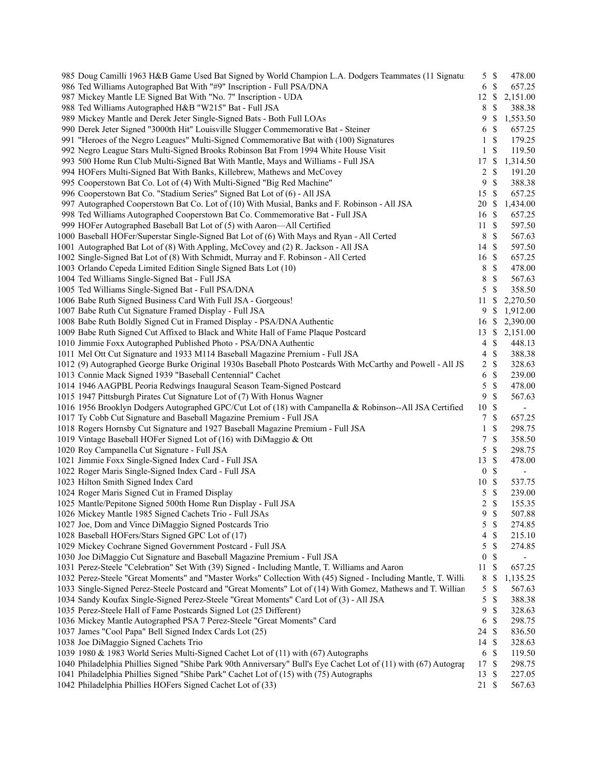| | | | | |
|---|---|---|---|---|
| 985 | Doug Camilli 1963 H&B Game Used Bat Signed by World Champion L.A. Dodgers Teammates (11 Signatu | 5 | $ | 478.00 |
| 986 | Ted Williams Autographed Bat With "#9" Inscription - Full PSA/DNA | 6 | $ | 657.25 |
| 987 | Mickey Mantle LE Signed Bat With "No. 7" Inscription - UDA | 12 | $ | 2,151.00 |
| 988 | Ted Williams Autographed H&B "W215" Bat - Full JSA | 8 | $ | 388.38 |
| 989 | Mickey Mantle and Derek Jeter Single-Signed Bats - Both Full LOAs | 9 | $ | 1,553.50 |
| 990 | Derek Jeter Signed "3000th Hit" Louisville Slugger Commemorative Bat - Steiner | 6 | $ | 657.25 |
| 991 | "Heroes of the Negro Leagues" Multi-Signed Commemorative Bat with (100) Signatures | 1 | $ | 179.25 |
| 992 | Negro League Stars Multi-Signed Brooks Robinson Bat From 1994 White House Visit | 1 | $ | 119.50 |
| 993 | 500 Home Run Club Multi-Signed Bat With Mantle, Mays and Williams - Full JSA | 17 | $ | 1,314.50 |
| 994 | HOFers Multi-Signed Bat With Banks, Killebrew, Mathews and McCovey | 2 | $ | 191.20 |
| 995 | Cooperstown Bat Co. Lot of (4) With Multi-Signed "Big Red Machine" | 9 | $ | 388.38 |
| 996 | Cooperstown Bat Co. "Stadium Series" Signed Bat Lot of (6) - All JSA | 15 | $ | 657.25 |
| 997 | Autographed Cooperstown Bat Co. Lot of (10) With Musial, Banks and F. Robinson - All JSA | 20 | $ | 1,434.00 |
| 998 | Ted Williams Autographed Cooperstown Bat Co. Commemorative Bat - Full JSA | 16 | $ | 657.25 |
| 999 | HOFer Autographed Baseball Bat Lot of (5) with Aaron—All Certified | 11 | $ | 597.50 |
| 1000 | Baseball HOFer/Superstar Single-Signed Bat Lot of (6) With Mays and Ryan - All Certed | 8 | $ | 567.63 |
| 1001 | Autographed Bat Lot of (8) With Appling, McCovey and (2) R. Jackson - All JSA | 14 | $ | 597.50 |
| 1002 | Single-Signed Bat Lot of (8) With Schmidt, Murray and F. Robinson - All Certed | 16 | $ | 657.25 |
| 1003 | Orlando Cepeda Limited Edition Single Signed Bats Lot (10) | 8 | $ | 478.00 |
| 1004 | Ted Williams Single-Signed Bat - Full JSA | 8 | $ | 567.63 |
| 1005 | Ted Williams Single-Signed Bat - Full PSA/DNA | 5 | $ | 358.50 |
| 1006 | Babe Ruth Signed Business Card With Full JSA - Gorgeous! | 11 | $ | 2,270.50 |
| 1007 | Babe Ruth Cut Signature Framed Display - Full JSA | 9 | $ | 1,912.00 |
| 1008 | Babe Ruth Boldly Signed Cut in Framed Display - PSA/DNA Authentic | 16 | $ | 2,390.00 |
| 1009 | Babe Ruth Signed Cut Affixed to Black and White Hall of Fame Plaque Postcard | 13 | $ | 2,151.00 |
| 1010 | Jimmie Foxx Autographed Published Photo - PSA/DNA Authentic | 4 | $ | 448.13 |
| 1011 | Mel Ott Cut Signature and 1933 M114 Baseball Magazine Premium - Full JSA | 4 | $ | 388.38 |
| 1012 | (9) Autographed George Burke Original 1930s Baseball Photo Postcards With McCarthy and Powell - All JS | 2 | $ | 328.63 |
| 1013 | Connie Mack Signed 1939 "Baseball Centennial" Cachet | 6 | $ | 239.00 |
| 1014 | 1946 AAGPBL Peoria Redwings Inaugural Season Team-Signed Postcard | 5 | $ | 478.00 |
| 1015 | 1947 Pittsburgh Pirates Cut Signature Lot of (7) With Honus Wagner | 9 | $ | 567.63 |
| 1016 | 1956 Brooklyn Dodgers Autographed GPC/Cut Lot of (18) with Campanella & Robinson--All JSA Certified | 10 | $ | - |
| 1017 | Ty Cobb Cut Signature and Baseball Magazine Premium - Full JSA | 7 | $ | 657.25 |
| 1018 | Rogers Hornsby Cut Signature and 1927 Baseball Magazine Premium - Full JSA | 1 | $ | 298.75 |
| 1019 | Vintage Baseball HOFer Signed Lot of (16) with DiMaggio & Ott | 7 | $ | 358.50 |
| 1020 | Roy Campanella Cut Signature - Full JSA | 5 | $ | 298.75 |
| 1021 | Jimmie Foxx Single-Signed Index Card - Full JSA | 13 | $ | 478.00 |
| 1022 | Roger Maris Single-Signed Index Card - Full JSA | 0 | $ | - |
| 1023 | Hilton Smith Signed Index Card | 10 | $ | 537.75 |
| 1024 | Roger Maris Signed Cut in Framed Display | 5 | $ | 239.00 |
| 1025 | Mantle/Pepitone Signed 500th Home Run Display - Full JSA | 2 | $ | 155.35 |
| 1026 | Mickey Mantle 1985 Signed Cachets Trio - Full JSAs | 9 | $ | 507.88 |
| 1027 | Joe, Dom and Vince DiMaggio Signed Postcards Trio | 5 | $ | 274.85 |
| 1028 | Baseball HOFers/Stars Signed GPC Lot of (17) | 4 | $ | 215.10 |
| 1029 | Mickey Cochrane Signed Government Postcard - Full JSA | 5 | $ | 274.85 |
| 1030 | Joe DiMaggio Cut Signature and Baseball Magazine Premium - Full JSA | 0 | $ | - |
| 1031 | Perez-Steele "Celebration" Set With (39) Signed - Including Mantle, T. Williams and Aaron | 11 | $ | 657.25 |
| 1032 | Perez-Steele "Great Moments" and "Master Works" Collection With (45) Signed - Including Mantle, T. Willi | 8 | $ | 1,135.25 |
| 1033 | Single-Signed Perez-Steele Postcard and "Great Moments" Lot of (14) With Gomez, Mathews and T. Willian | 5 | $ | 567.63 |
| 1034 | Sandy Koufax Single-Signed Perez-Steele "Great Moments" Card Lot of (3) - All JSA | 5 | $ | 388.38 |
| 1035 | Perez-Steele Hall of Fame Postcards Signed Lot (25 Different) | 9 | $ | 328.63 |
| 1036 | Mickey Mantle Autographed PSA 7 Perez-Steele "Great Moments" Card | 6 | $ | 298.75 |
| 1037 | James "Cool Papa" Bell Signed Index Cards Lot (25) | 24 | $ | 836.50 |
| 1038 | Joe DiMaggio Signed Cachets Trio | 14 | $ | 328.63 |
| 1039 | 1980 & 1983 World Series Multi-Signed Cachet Lot of (11) with (67) Autographs | 6 | $ | 119.50 |
| 1040 | Philadelphia Phillies Signed "Shibe Park 90th Anniversary" Bull's Eye Cachet Lot of (11) with (67) Autograp | 17 | $ | 298.75 |
| 1041 | Philadelphia Phillies Signed "Shibe Park" Cachet Lot of (15) with (75) Autographs | 13 | $ | 227.05 |
| 1042 | Philadelphia Phillies HOFers Signed Cachet Lot of (33) | 21 | $ | 567.63 |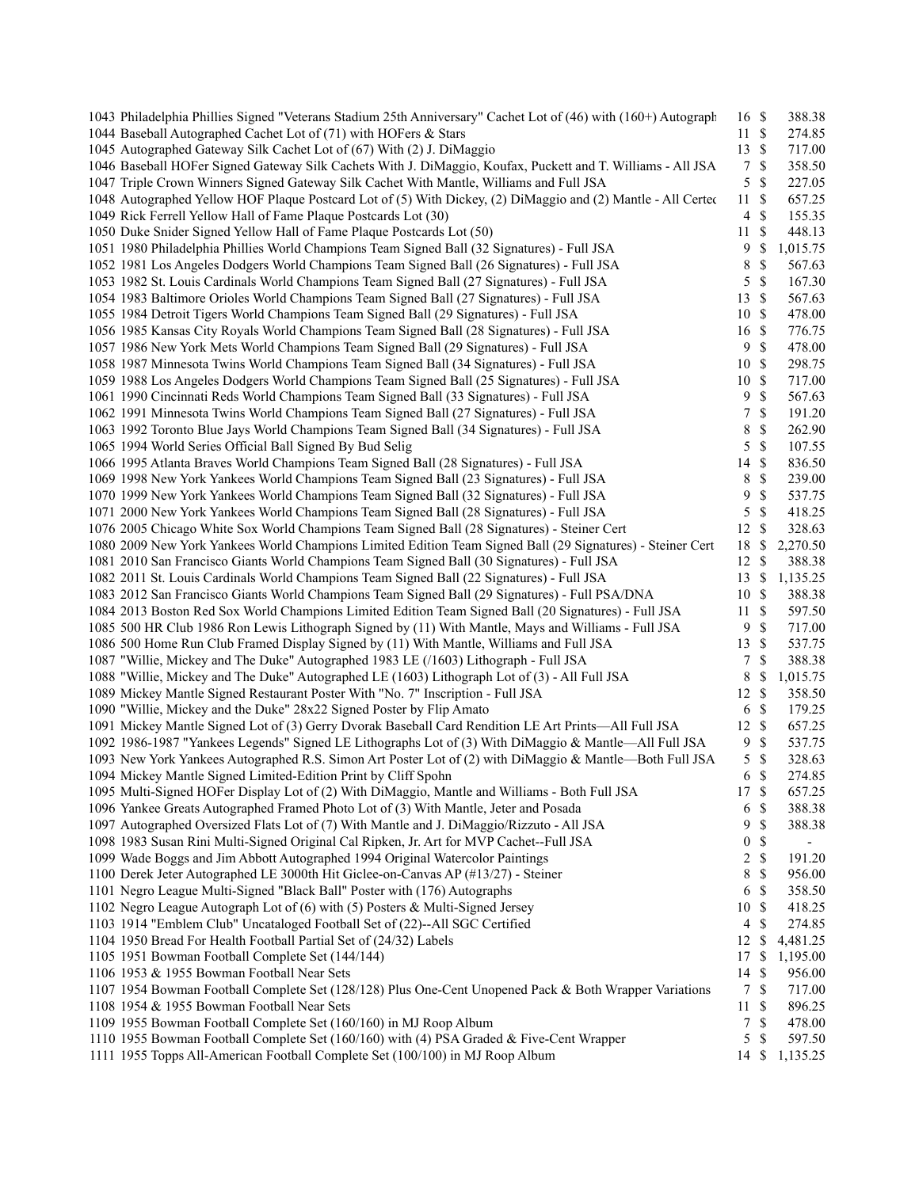| Lot | Description | Bids | | Price |
|---|---|---|---|---|
| 1043 | Philadelphia Phillies Signed "Veterans Stadium 25th Anniversary" Cachet Lot of (46) with (160+) Autograph | 16 | $ | 388.38 |
| 1044 | Baseball Autographed Cachet Lot of (71) with HOFers & Stars | 11 | $ | 274.85 |
| 1045 | Autographed Gateway Silk Cachet Lot of (67) With (2) J. DiMaggio | 13 | $ | 717.00 |
| 1046 | Baseball HOFer Signed Gateway Silk Cachets With J. DiMaggio, Koufax, Puckett and T. Williams - All JSA | 7 | $ | 358.50 |
| 1047 | Triple Crown Winners Signed Gateway Silk Cachet With Mantle, Williams and Full JSA | 5 | $ | 227.05 |
| 1048 | Autographed Yellow HOF Plaque Postcard Lot of (5) With Dickey, (2) DiMaggio and (2) Mantle - All Certec | 11 | $ | 657.25 |
| 1049 | Rick Ferrell Yellow Hall of Fame Plaque Postcards Lot (30) | 4 | $ | 155.35 |
| 1050 | Duke Snider Signed Yellow Hall of Fame Plaque Postcards Lot (50) | 11 | $ | 448.13 |
| 1051 | 1980 Philadelphia Phillies World Champions Team Signed Ball (32 Signatures) - Full JSA | 9 | $ | 1,015.75 |
| 1052 | 1981 Los Angeles Dodgers World Champions Team Signed Ball (26 Signatures) - Full JSA | 8 | $ | 567.63 |
| 1053 | 1982 St. Louis Cardinals World Champions Team Signed Ball (27 Signatures) - Full JSA | 5 | $ | 167.30 |
| 1054 | 1983 Baltimore Orioles World Champions Team Signed Ball (27 Signatures) - Full JSA | 13 | $ | 567.63 |
| 1055 | 1984 Detroit Tigers World Champions Team Signed Ball (29 Signatures) - Full JSA | 10 | $ | 478.00 |
| 1056 | 1985 Kansas City Royals World Champions Team Signed Ball (28 Signatures) - Full JSA | 16 | $ | 776.75 |
| 1057 | 1986 New York Mets World Champions Team Signed Ball (29 Signatures) - Full JSA | 9 | $ | 478.00 |
| 1058 | 1987 Minnesota Twins World Champions Team Signed Ball (34 Signatures) - Full JSA | 10 | $ | 298.75 |
| 1059 | 1988 Los Angeles Dodgers World Champions Team Signed Ball (25 Signatures) - Full JSA | 10 | $ | 717.00 |
| 1061 | 1990 Cincinnati Reds World Champions Team Signed Ball (33 Signatures) - Full JSA | 9 | $ | 567.63 |
| 1062 | 1991 Minnesota Twins World Champions Team Signed Ball (27 Signatures) - Full JSA | 7 | $ | 191.20 |
| 1063 | 1992 Toronto Blue Jays World Champions Team Signed Ball (34 Signatures) - Full JSA | 8 | $ | 262.90 |
| 1065 | 1994 World Series Official Ball Signed By Bud Selig | 5 | $ | 107.55 |
| 1066 | 1995 Atlanta Braves World Champions Team Signed Ball (28 Signatures) - Full JSA | 14 | $ | 836.50 |
| 1069 | 1998 New York Yankees World Champions Team Signed Ball (23 Signatures) - Full JSA | 8 | $ | 239.00 |
| 1070 | 1999 New York Yankees World Champions Team Signed Ball (32 Signatures) - Full JSA | 9 | $ | 537.75 |
| 1071 | 2000 New York Yankees World Champions Team Signed Ball (28 Signatures) - Full JSA | 5 | $ | 418.25 |
| 1076 | 2005 Chicago White Sox World Champions Team Signed Ball (28 Signatures) - Steiner Cert | 12 | $ | 328.63 |
| 1080 | 2009 New York Yankees World Champions Limited Edition Team Signed Ball (29 Signatures) - Steiner Cert | 18 | $ | 2,270.50 |
| 1081 | 2010 San Francisco Giants World Champions Team Signed Ball (30 Signatures) - Full JSA | 12 | $ | 388.38 |
| 1082 | 2011 St. Louis Cardinals World Champions Team Signed Ball (22 Signatures) - Full JSA | 13 | $ | 1,135.25 |
| 1083 | 2012 San Francisco Giants World Champions Team Signed Ball (29 Signatures) - Full PSA/DNA | 10 | $ | 388.38 |
| 1084 | 2013 Boston Red Sox World Champions Limited Edition Team Signed Ball (20 Signatures) - Full JSA | 11 | $ | 597.50 |
| 1085 | 500 HR Club 1986 Ron Lewis Lithograph Signed by (11) With Mantle, Mays and Williams - Full JSA | 9 | $ | 717.00 |
| 1086 | 500 Home Run Club Framed Display Signed by (11) With Mantle, Williams and Full JSA | 13 | $ | 537.75 |
| 1087 | "Willie, Mickey and The Duke" Autographed 1983 LE (/1603) Lithograph - Full JSA | 7 | $ | 388.38 |
| 1088 | "Willie, Mickey and The Duke" Autographed LE (1603) Lithograph Lot of (3) - All Full JSA | 8 | $ | 1,015.75 |
| 1089 | Mickey Mantle Signed Restaurant Poster With "No. 7" Inscription - Full JSA | 12 | $ | 358.50 |
| 1090 | "Willie, Mickey and the Duke" 28x22 Signed Poster by Flip Amato | 6 | $ | 179.25 |
| 1091 | Mickey Mantle Signed Lot of (3) Gerry Dvorak Baseball Card Rendition LE Art Prints—All Full JSA | 12 | $ | 657.25 |
| 1092 | 1986-1987 "Yankees Legends" Signed LE Lithographs Lot of (3) With DiMaggio & Mantle—All Full JSA | 9 | $ | 537.75 |
| 1093 | New York Yankees Autographed R.S. Simon Art Poster Lot of (2) with DiMaggio & Mantle—Both Full JSA | 5 | $ | 328.63 |
| 1094 | Mickey Mantle Signed Limited-Edition Print by Cliff Spohn | 6 | $ | 274.85 |
| 1095 | Multi-Signed HOFer Display Lot of (2) With DiMaggio, Mantle and Williams - Both Full JSA | 17 | $ | 657.25 |
| 1096 | Yankee Greats Autographed Framed Photo Lot of (3) With Mantle, Jeter and Posada | 6 | $ | 388.38 |
| 1097 | Autographed Oversized Flats Lot of (7) With Mantle and J. DiMaggio/Rizzuto - All JSA | 9 | $ | 388.38 |
| 1098 | 1983 Susan Rini Multi-Signed Original Cal Ripken, Jr. Art for MVP Cachet--Full JSA | 0 | $ | - |
| 1099 | Wade Boggs and Jim Abbott Autographed 1994 Original Watercolor Paintings | 2 | $ | 191.20 |
| 1100 | Derek Jeter Autographed LE 3000th Hit Giclee-on-Canvas AP (#13/27) - Steiner | 8 | $ | 956.00 |
| 1101 | Negro League Multi-Signed "Black Ball" Poster with (176) Autographs | 6 | $ | 358.50 |
| 1102 | Negro League Autograph Lot of (6) with (5) Posters & Multi-Signed Jersey | 10 | $ | 418.25 |
| 1103 | 1914 "Emblem Club" Uncataloged Football Set of (22)--All SGC Certified | 4 | $ | 274.85 |
| 1104 | 1950 Bread For Health Football Partial Set of (24/32) Labels | 12 | $ | 4,481.25 |
| 1105 | 1951 Bowman Football Complete Set (144/144) | 17 | $ | 1,195.00 |
| 1106 | 1953 & 1955 Bowman Football Near Sets | 14 | $ | 956.00 |
| 1107 | 1954 Bowman Football Complete Set (128/128) Plus One-Cent Unopened Pack & Both Wrapper Variations | 7 | $ | 717.00 |
| 1108 | 1954 & 1955 Bowman Football Near Sets | 11 | $ | 896.25 |
| 1109 | 1955 Bowman Football Complete Set (160/160) in MJ Roop Album | 7 | $ | 478.00 |
| 1110 | 1955 Bowman Football Complete Set (160/160) with (4) PSA Graded & Five-Cent Wrapper | 5 | $ | 597.50 |
| 1111 | 1955 Topps All-American Football Complete Set (100/100) in MJ Roop Album | 14 | $ | 1,135.25 |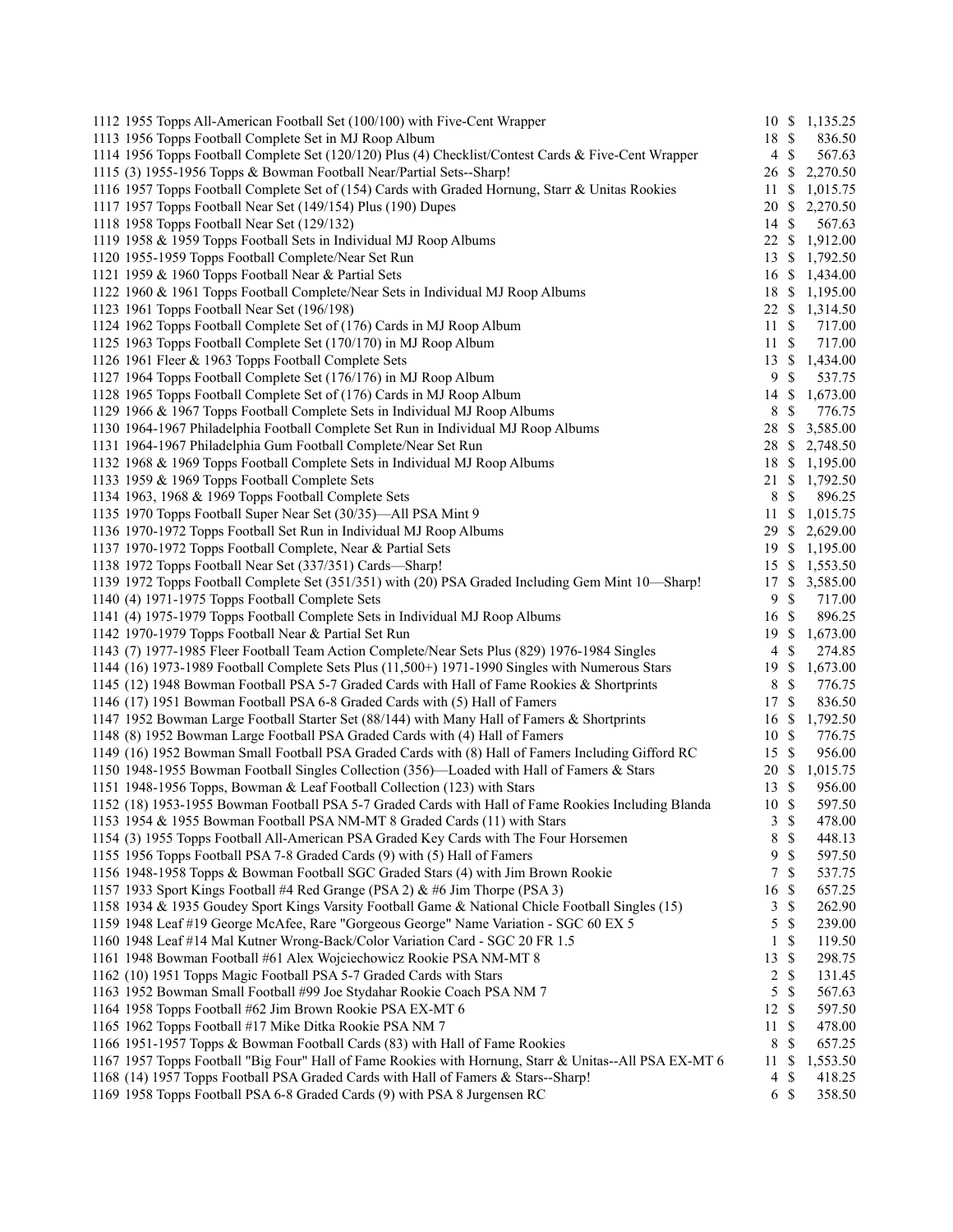| Lot | Description | Bids | | Price |
|---|---|---|---|---|
| 1112 | 1955 Topps All-American Football Set (100/100) with Five-Cent Wrapper | 10 | $ | 1,135.25 |
| 1113 | 1956 Topps Football Complete Set in MJ Roop Album | 18 | $ | 836.50 |
| 1114 | 1956 Topps Football Complete Set (120/120) Plus (4) Checklist/Contest Cards & Five-Cent Wrapper | 4 | $ | 567.63 |
| 1115 | (3) 1955-1956 Topps & Bowman Football Near/Partial Sets--Sharp! | 26 | $ | 2,270.50 |
| 1116 | 1957 Topps Football Complete Set of (154) Cards with Graded Hornung, Starr & Unitas Rookies | 11 | $ | 1,015.75 |
| 1117 | 1957 Topps Football Near Set (149/154) Plus (190) Dupes | 20 | $ | 2,270.50 |
| 1118 | 1958 Topps Football Near Set (129/132) | 14 | $ | 567.63 |
| 1119 | 1958 & 1959 Topps Football Sets in Individual MJ Roop Albums | 22 | $ | 1,912.00 |
| 1120 | 1955-1959 Topps Football Complete/Near Set Run | 13 | $ | 1,792.50 |
| 1121 | 1959 & 1960 Topps Football Near & Partial Sets | 16 | $ | 1,434.00 |
| 1122 | 1960 & 1961 Topps Football Complete/Near Sets in Individual MJ Roop Albums | 18 | $ | 1,195.00 |
| 1123 | 1961 Topps Football Near Set (196/198) | 22 | $ | 1,314.50 |
| 1124 | 1962 Topps Football Complete Set of (176) Cards in MJ Roop Album | 11 | $ | 717.00 |
| 1125 | 1963 Topps Football Complete Set (170/170) in MJ Roop Album | 11 | $ | 717.00 |
| 1126 | 1961 Fleer & 1963 Topps Football Complete Sets | 13 | $ | 1,434.00 |
| 1127 | 1964 Topps Football Complete Set (176/176) in MJ Roop Album | 9 | $ | 537.75 |
| 1128 | 1965 Topps Football Complete Set of (176) Cards in MJ Roop Album | 14 | $ | 1,673.00 |
| 1129 | 1966 & 1967 Topps Football Complete Sets in Individual MJ Roop Albums | 8 | $ | 776.75 |
| 1130 | 1964-1967 Philadelphia Football Complete Set Run in Individual MJ Roop Albums | 28 | $ | 3,585.00 |
| 1131 | 1964-1967 Philadelphia Gum Football Complete/Near Set Run | 28 | $ | 2,748.50 |
| 1132 | 1968 & 1969 Topps Football Complete Sets in Individual MJ Roop Albums | 18 | $ | 1,195.00 |
| 1133 | 1959 & 1969 Topps Football Complete Sets | 21 | $ | 1,792.50 |
| 1134 | 1963, 1968 & 1969 Topps Football Complete Sets | 8 | $ | 896.25 |
| 1135 | 1970 Topps Football Super Near Set (30/35)—All PSA Mint 9 | 11 | $ | 1,015.75 |
| 1136 | 1970-1972 Topps Football Set Run in Individual MJ Roop Albums | 29 | $ | 2,629.00 |
| 1137 | 1970-1972 Topps Football Complete, Near & Partial Sets | 19 | $ | 1,195.00 |
| 1138 | 1972 Topps Football Near Set (337/351) Cards—Sharp! | 15 | $ | 1,553.50 |
| 1139 | 1972 Topps Football Complete Set (351/351) with (20) PSA Graded Including Gem Mint 10—Sharp! | 17 | $ | 3,585.00 |
| 1140 | (4) 1971-1975 Topps Football Complete Sets | 9 | $ | 717.00 |
| 1141 | (4) 1975-1979 Topps Football Complete Sets in Individual MJ Roop Albums | 16 | $ | 896.25 |
| 1142 | 1970-1979 Topps Football Near & Partial Set Run | 19 | $ | 1,673.00 |
| 1143 | (7) 1977-1985 Fleer Football Team Action Complete/Near Sets Plus (829) 1976-1984 Singles | 4 | $ | 274.85 |
| 1144 | (16) 1973-1989 Football Complete Sets Plus (11,500+) 1971-1990 Singles with Numerous Stars | 19 | $ | 1,673.00 |
| 1145 | (12) 1948 Bowman Football PSA 5-7 Graded Cards with Hall of Fame Rookies & Shortprints | 8 | $ | 776.75 |
| 1146 | (17) 1951 Bowman Football PSA 6-8 Graded Cards with (5) Hall of Famers | 17 | $ | 836.50 |
| 1147 | 1952 Bowman Large Football Starter Set (88/144) with Many Hall of Famers & Shortprints | 16 | $ | 1,792.50 |
| 1148 | (8) 1952 Bowman Large Football PSA Graded Cards with (4) Hall of Famers | 10 | $ | 776.75 |
| 1149 | (16) 1952 Bowman Small Football PSA Graded Cards with (8) Hall of Famers Including Gifford RC | 15 | $ | 956.00 |
| 1150 | 1948-1955 Bowman Football Singles Collection (356)—Loaded with Hall of Famers & Stars | 20 | $ | 1,015.75 |
| 1151 | 1948-1956 Topps, Bowman & Leaf Football Collection (123) with Stars | 13 | $ | 956.00 |
| 1152 | (18) 1953-1955 Bowman Football PSA 5-7 Graded Cards with Hall of Fame Rookies Including Blanda | 10 | $ | 597.50 |
| 1153 | 1954 & 1955 Bowman Football PSA NM-MT 8 Graded Cards (11) with Stars | 3 | $ | 478.00 |
| 1154 | (3) 1955 Topps Football All-American PSA Graded Key Cards with The Four Horsemen | 8 | $ | 448.13 |
| 1155 | 1956 Topps Football PSA 7-8 Graded Cards (9) with (5) Hall of Famers | 9 | $ | 597.50 |
| 1156 | 1948-1958 Topps & Bowman Football SGC Graded Stars (4) with Jim Brown Rookie | 7 | $ | 537.75 |
| 1157 | 1933 Sport Kings Football #4 Red Grange (PSA 2) & #6 Jim Thorpe (PSA 3) | 16 | $ | 657.25 |
| 1158 | 1934 & 1935 Goudey Sport Kings Varsity Football Game & National Chicle Football Singles (15) | 3 | $ | 262.90 |
| 1159 | 1948 Leaf #19 George McAfee, Rare "Gorgeous George" Name Variation - SGC 60 EX 5 | 5 | $ | 239.00 |
| 1160 | 1948 Leaf #14 Mal Kutner Wrong-Back/Color Variation Card - SGC 20 FR 1.5 | 1 | $ | 119.50 |
| 1161 | 1948 Bowman Football #61 Alex Wojciechowicz Rookie PSA NM-MT 8 | 13 | $ | 298.75 |
| 1162 | (10) 1951 Topps Magic Football PSA 5-7 Graded Cards with Stars | 2 | $ | 131.45 |
| 1163 | 1952 Bowman Small Football #99 Joe Stydahar Rookie Coach PSA NM 7 | 5 | $ | 567.63 |
| 1164 | 1958 Topps Football #62 Jim Brown Rookie PSA EX-MT 6 | 12 | $ | 597.50 |
| 1165 | 1962 Topps Football #17 Mike Ditka Rookie PSA NM 7 | 11 | $ | 478.00 |
| 1166 | 1951-1957 Topps & Bowman Football Cards (83) with Hall of Fame Rookies | 8 | $ | 657.25 |
| 1167 | 1957 Topps Football "Big Four" Hall of Fame Rookies with Hornung, Starr & Unitas--All PSA EX-MT 6 | 11 | $ | 1,553.50 |
| 1168 | (14) 1957 Topps Football PSA Graded Cards with Hall of Famers & Stars--Sharp! | 4 | $ | 418.25 |
| 1169 | 1958 Topps Football PSA 6-8 Graded Cards (9) with PSA 8 Jurgensen RC | 6 | $ | 358.50 |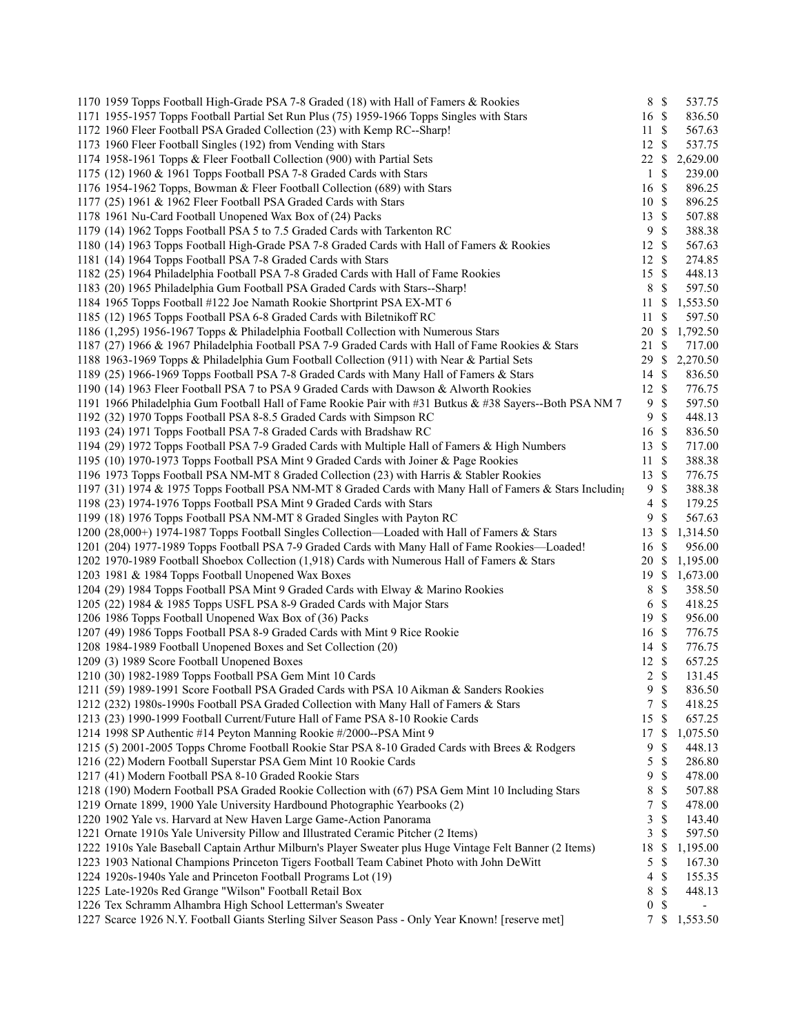| Lot | Description | Bids | | Price |
|---|---|---|---|---|
| 1170 | 1959 Topps Football High-Grade PSA 7-8 Graded (18) with Hall of Famers & Rookies | 8 | $ | 537.75 |
| 1171 | 1955-1957 Topps Football Partial Set Run Plus (75) 1959-1966 Topps Singles with Stars | 16 | $ | 836.50 |
| 1172 | 1960 Fleer Football PSA Graded Collection (23) with Kemp RC--Sharp! | 11 | $ | 567.63 |
| 1173 | 1960 Fleer Football Singles (192) from Vending with Stars | 12 | $ | 537.75 |
| 1174 | 1958-1961 Topps & Fleer Football Collection (900) with Partial Sets | 22 | $ | 2,629.00 |
| 1175 | (12) 1960 & 1961 Topps Football PSA 7-8 Graded Cards with Stars | 1 | $ | 239.00 |
| 1176 | 1954-1962 Topps, Bowman & Fleer Football Collection (689) with Stars | 16 | $ | 896.25 |
| 1177 | (25) 1961 & 1962 Fleer Football PSA Graded Cards with Stars | 10 | $ | 896.25 |
| 1178 | 1961 Nu-Card Football Unopened Wax Box of (24) Packs | 13 | $ | 507.88 |
| 1179 | (14) 1962 Topps Football PSA 5 to 7.5 Graded Cards with Tarkenton RC | 9 | $ | 388.38 |
| 1180 | (14) 1963 Topps Football High-Grade PSA 7-8 Graded Cards with Hall of Famers & Rookies | 12 | $ | 567.63 |
| 1181 | (14) 1964 Topps Football PSA 7-8 Graded Cards with Stars | 12 | $ | 274.85 |
| 1182 | (25) 1964 Philadelphia Football PSA 7-8 Graded Cards with Hall of Fame Rookies | 15 | $ | 448.13 |
| 1183 | (20) 1965 Philadelphia Gum Football PSA Graded Cards with Stars--Sharp! | 8 | $ | 597.50 |
| 1184 | 1965 Topps Football #122 Joe Namath Rookie Shortprint PSA EX-MT 6 | 11 | $ | 1,553.50 |
| 1185 | (12) 1965 Topps Football PSA 6-8 Graded Cards with Biletnikoff RC | 11 | $ | 597.50 |
| 1186 | (1,295) 1956-1967 Topps & Philadelphia Football Collection with Numerous Stars | 20 | $ | 1,792.50 |
| 1187 | (27) 1966 & 1967 Philadelphia Football PSA 7-9 Graded Cards with Hall of Fame Rookies & Stars | 21 | $ | 717.00 |
| 1188 | 1963-1969 Topps & Philadelphia Gum Football Collection (911) with Near & Partial Sets | 29 | $ | 2,270.50 |
| 1189 | (25) 1966-1969 Topps Football PSA 7-8 Graded Cards with Many Hall of Famers & Stars | 14 | $ | 836.50 |
| 1190 | (14) 1963 Fleer Football PSA 7 to PSA 9 Graded Cards with Dawson & Alworth Rookies | 12 | $ | 776.75 |
| 1191 | 1966 Philadelphia Gum Football Hall of Fame Rookie Pair with #31 Butkus & #38 Sayers--Both PSA NM 7 | 9 | $ | 597.50 |
| 1192 | (32) 1970 Topps Football PSA 8-8.5 Graded Cards with Simpson RC | 9 | $ | 448.13 |
| 1193 | (24) 1971 Topps Football PSA 7-8 Graded Cards with Bradshaw RC | 16 | $ | 836.50 |
| 1194 | (29) 1972 Topps Football PSA 7-9 Graded Cards with Multiple Hall of Famers & High Numbers | 13 | $ | 717.00 |
| 1195 | (10) 1970-1973 Topps Football PSA Mint 9 Graded Cards with Joiner & Page Rookies | 11 | $ | 388.38 |
| 1196 | 1973 Topps Football PSA NM-MT 8 Graded Collection (23) with Harris & Stabler Rookies | 13 | $ | 776.75 |
| 1197 | (31) 1974 & 1975 Topps Football PSA NM-MT 8 Graded Cards with Many Hall of Famers & Stars Includin | 9 | $ | 388.38 |
| 1198 | (23) 1974-1976 Topps Football PSA Mint 9 Graded Cards with Stars | 4 | $ | 179.25 |
| 1199 | (18) 1976 Topps Football PSA NM-MT 8 Graded Singles with Payton RC | 9 | $ | 567.63 |
| 1200 | (28,000+) 1974-1987 Topps Football Singles Collection—Loaded with Hall of Famers & Stars | 13 | $ | 1,314.50 |
| 1201 | (204) 1977-1989 Topps Football PSA 7-9 Graded Cards with Many Hall of Fame Rookies—Loaded! | 16 | $ | 956.00 |
| 1202 | 1970-1989 Football Shoebox Collection (1,918) Cards with Numerous Hall of Famers & Stars | 20 | $ | 1,195.00 |
| 1203 | 1981 & 1984 Topps Football Unopened Wax Boxes | 19 | $ | 1,673.00 |
| 1204 | (29) 1984 Topps Football PSA Mint 9 Graded Cards with Elway & Marino Rookies | 8 | $ | 358.50 |
| 1205 | (22) 1984 & 1985 Topps USFL PSA 8-9 Graded Cards with Major Stars | 6 | $ | 418.25 |
| 1206 | 1986 Topps Football Unopened Wax Box of (36) Packs | 19 | $ | 956.00 |
| 1207 | (49) 1986 Topps Football PSA 8-9 Graded Cards with Mint 9 Rice Rookie | 16 | $ | 776.75 |
| 1208 | 1984-1989 Football Unopened Boxes and Set Collection (20) | 14 | $ | 776.75 |
| 1209 | (3) 1989 Score Football Unopened Boxes | 12 | $ | 657.25 |
| 1210 | (30) 1982-1989 Topps Football PSA Gem Mint 10 Cards | 2 | $ | 131.45 |
| 1211 | (59) 1989-1991 Score Football PSA Graded Cards with PSA 10 Aikman & Sanders Rookies | 9 | $ | 836.50 |
| 1212 | (232) 1980s-1990s Football PSA Graded Collection with Many Hall of Famers & Stars | 7 | $ | 418.25 |
| 1213 | (23) 1990-1999 Football Current/Future Hall of Fame PSA 8-10 Rookie Cards | 15 | $ | 657.25 |
| 1214 | 1998 SP Authentic #14 Peyton Manning Rookie #/2000--PSA Mint 9 | 17 | $ | 1,075.50 |
| 1215 | (5) 2001-2005 Topps Chrome Football Rookie Star PSA 8-10 Graded Cards with Brees & Rodgers | 9 | $ | 448.13 |
| 1216 | (22) Modern Football Superstar PSA Gem Mint 10 Rookie Cards | 5 | $ | 286.80 |
| 1217 | (41) Modern Football PSA 8-10 Graded Rookie Stars | 9 | $ | 478.00 |
| 1218 | (190) Modern Football PSA Graded Rookie Collection with (67) PSA Gem Mint 10 Including Stars | 8 | $ | 507.88 |
| 1219 | Ornate 1899, 1900 Yale University Hardbound Photographic Yearbooks (2) | 7 | $ | 478.00 |
| 1220 | 1902 Yale vs. Harvard at New Haven Large Game-Action Panorama | 3 | $ | 143.40 |
| 1221 | Ornate 1910s Yale University Pillow and Illustrated Ceramic Pitcher (2 Items) | 3 | $ | 597.50 |
| 1222 | 1910s Yale Baseball Captain Arthur Milburn's Player Sweater plus Huge Vintage Felt Banner (2 Items) | 18 | $ | 1,195.00 |
| 1223 | 1903 National Champions Princeton Tigers Football Team Cabinet Photo with John DeWitt | 5 | $ | 167.30 |
| 1224 | 1920s-1940s Yale and Princeton Football Programs Lot (19) | 4 | $ | 155.35 |
| 1225 | Late-1920s Red Grange "Wilson" Football Retail Box | 8 | $ | 448.13 |
| 1226 | Tex Schramm Alhambra High School Letterman's Sweater | 0 | $ | - |
| 1227 | Scarce 1926 N.Y. Football Giants Sterling Silver Season Pass - Only Year Known! [reserve met] | 7 | $ | 1,553.50 |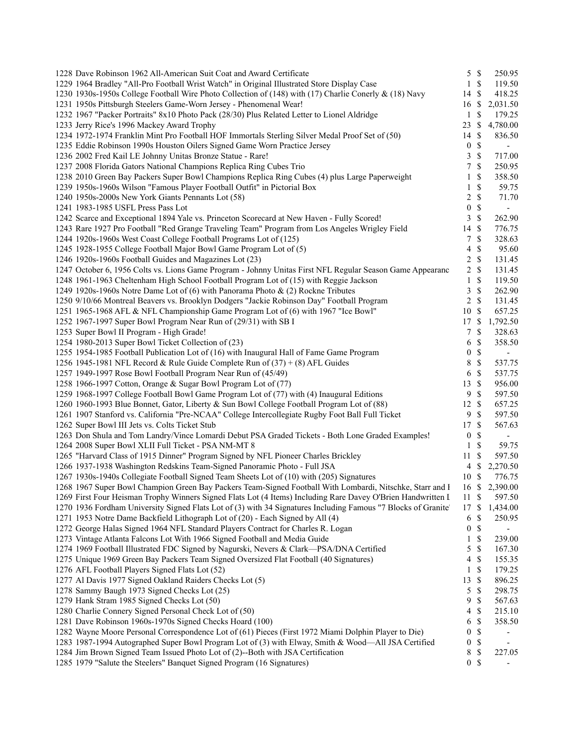| Lot | Description | Bids | | Price |
|---|---|---|---|---|
| 1228 | Dave Robinson 1962 All-American Suit Coat and Award Certificate | 5 | $ | 250.95 |
| 1229 | 1964 Bradley "All-Pro Football Wrist Watch" in Original Illustrated Store Display Case | 1 | $ | 119.50 |
| 1230 | 1930s-1950s College Football Wire Photo Collection of (148) with (17) Charlie Conerly & (18) Navy | 14 | $ | 418.25 |
| 1231 | 1950s Pittsburgh Steelers Game-Worn Jersey - Phenomenal Wear! | 16 | $ | 2,031.50 |
| 1232 | 1967 "Packer Portraits" 8x10 Photo Pack (28/30) Plus Related Letter to Lionel Aldridge | 1 | $ | 179.25 |
| 1233 | Jerry Rice's 1996 Mackey Award Trophy | 23 | $ | 4,780.00 |
| 1234 | 1972-1974 Franklin Mint Pro Football HOF Immortals Sterling Silver Medal Proof Set of (50) | 14 | $ | 836.50 |
| 1235 | Eddie Robinson 1990s Houston Oilers Signed Game Worn Practice Jersey | 0 | $ | - |
| 1236 | 2002 Fred Kail LE Johnny Unitas Bronze Statue - Rare! | 3 | $ | 717.00 |
| 1237 | 2008 Florida Gators National Champions Replica Ring Cubes Trio | 7 | $ | 250.95 |
| 1238 | 2010 Green Bay Packers Super Bowl Champions Replica Ring Cubes (4) plus Large Paperweight | 1 | $ | 358.50 |
| 1239 | 1950s-1960s Wilson "Famous Player Football Outfit" in Pictorial Box | 1 | $ | 59.75 |
| 1240 | 1950s-2000s New York Giants Pennants Lot (58) | 2 | $ | 71.70 |
| 1241 | 1983-1985 USFL Press Pass Lot | 0 | $ | - |
| 1242 | Scarce and Exceptional 1894 Yale vs. Princeton Scorecard at New Haven - Fully Scored! | 3 | $ | 262.90 |
| 1243 | Rare 1927 Pro Football "Red Grange Traveling Team" Program from Los Angeles Wrigley Field | 14 | $ | 776.75 |
| 1244 | 1920s-1960s West Coast College Football Programs Lot of (125) | 7 | $ | 328.63 |
| 1245 | 1928-1955 College Football Major Bowl Game Program Lot of (5) | 4 | $ | 95.60 |
| 1246 | 1920s-1960s Football Guides and Magazines Lot (23) | 2 | $ | 131.45 |
| 1247 | October 6, 1956 Colts vs. Lions Game Program - Johnny Unitas First NFL Regular Season Game Appearanc | 2 | $ | 131.45 |
| 1248 | 1961-1963 Cheltenham High School Football Program Lot of (15) with Reggie Jackson | 1 | $ | 119.50 |
| 1249 | 1920s-1960s Notre Dame Lot of (6) with Panorama Photo & (2) Rockne Tributes | 3 | $ | 262.90 |
| 1250 | 9/10/66 Montreal Beavers vs. Brooklyn Dodgers "Jackie Robinson Day" Football Program | 2 | $ | 131.45 |
| 1251 | 1965-1968 AFL & NFL Championship Game Program Lot of (6) with 1967 "Ice Bowl" | 10 | $ | 657.25 |
| 1252 | 1967-1997 Super Bowl Program Near Run of (29/31) with SB I | 17 | $ | 1,792.50 |
| 1253 | Super Bowl II Program - High Grade! | 7 | $ | 328.63 |
| 1254 | 1980-2013 Super Bowl Ticket Collection of (23) | 6 | $ | 358.50 |
| 1255 | 1954-1985 Football Publication Lot of (16) with Inaugural Hall of Fame Game Program | 0 | $ | - |
| 1256 | 1945-1981 NFL Record & Rule Guide Complete Run of (37) + (8) AFL Guides | 8 | $ | 537.75 |
| 1257 | 1949-1997 Rose Bowl Football Program Near Run of (45/49) | 6 | $ | 537.75 |
| 1258 | 1966-1997 Cotton, Orange & Sugar Bowl Program Lot of (77) | 13 | $ | 956.00 |
| 1259 | 1968-1997 College Football Bowl Game Program Lot of (77) with (4) Inaugural Editions | 9 | $ | 597.50 |
| 1260 | 1960-1993 Blue Bonnet, Gator, Liberty & Sun Bowl College Football Program Lot of (88) | 12 | $ | 657.25 |
| 1261 | 1907 Stanford vs. California "Pre-NCAA" College Intercollegiate Rugby Foot Ball Full Ticket | 9 | $ | 597.50 |
| 1262 | Super Bowl III Jets vs. Colts Ticket Stub | 17 | $ | 567.63 |
| 1263 | Don Shula and Tom Landry/Vince Lomardi Debut PSA Graded Tickets - Both Lone Graded Examples! | 0 | $ | - |
| 1264 | 2008 Super Bowl XLII Full Ticket - PSA NM-MT 8 | 1 | $ | 59.75 |
| 1265 | "Harvard Class of 1915 Dinner" Program Signed by NFL Pioneer Charles Brickley | 11 | $ | 597.50 |
| 1266 | 1937-1938 Washington Redskins Team-Signed Panoramic Photo - Full JSA | 4 | $ | 2,270.50 |
| 1267 | 1930s-1940s Collegiate Football Signed Team Sheets Lot of (10) with (205) Signatures | 10 | $ | 776.75 |
| 1268 | 1967 Super Bowl Champion Green Bay Packers Team-Signed Football With Lombardi, Nitschke, Starr and I | 16 | $ | 2,390.00 |
| 1269 | First Four Heisman Trophy Winners Signed Flats Lot (4 Items) Including Rare Davey O'Brien Handwritten I | 11 | $ | 597.50 |
| 1270 | 1936 Fordham University Signed Flats Lot of (3) with 34 Signatures Including Famous "7 Blocks of Granite | 17 | $ | 1,434.00 |
| 1271 | 1953 Notre Dame Backfield Lithograph Lot of (20) - Each Signed by All (4) | 6 | $ | 250.95 |
| 1272 | George Halas Signed 1964 NFL Standard Players Contract for Charles R. Logan | 0 | $ | - |
| 1273 | Vintage Atlanta Falcons Lot With 1966 Signed Football and Media Guide | 1 | $ | 239.00 |
| 1274 | 1969 Football Illustrated FDC Signed by Nagurski, Nevers & Clark—PSA/DNA Certified | 5 | $ | 167.30 |
| 1275 | Unique 1969 Green Bay Packers Team Signed Oversized Flat Football (40 Signatures) | 4 | $ | 155.35 |
| 1276 | AFL Football Players Signed Flats Lot (52) | 1 | $ | 179.25 |
| 1277 | Al Davis 1977 Signed Oakland Raiders Checks Lot (5) | 13 | $ | 896.25 |
| 1278 | Sammy Baugh 1973 Signed Checks Lot (25) | 5 | $ | 298.75 |
| 1279 | Hank Stram 1985 Signed Checks Lot (50) | 9 | $ | 567.63 |
| 1280 | Charlie Connery Signed Personal Check Lot of (50) | 4 | $ | 215.10 |
| 1281 | Dave Robinson 1960s-1970s Signed Checks Hoard (100) | 6 | $ | 358.50 |
| 1282 | Wayne Moore Personal Correspondence Lot of (61) Pieces (First 1972 Miami Dolphin Player to Die) | 0 | $ | - |
| 1283 | 1987-1994 Autographed Super Bowl Program Lot of (3) with Elway, Smith & Wood—All JSA Certified | 0 | $ | - |
| 1284 | Jim Brown Signed Team Issued Photo Lot of (2)--Both with JSA Certification | 8 | $ | 227.05 |
| 1285 | 1979 "Salute the Steelers" Banquet Signed Program (16 Signatures) | 0 | $ | - |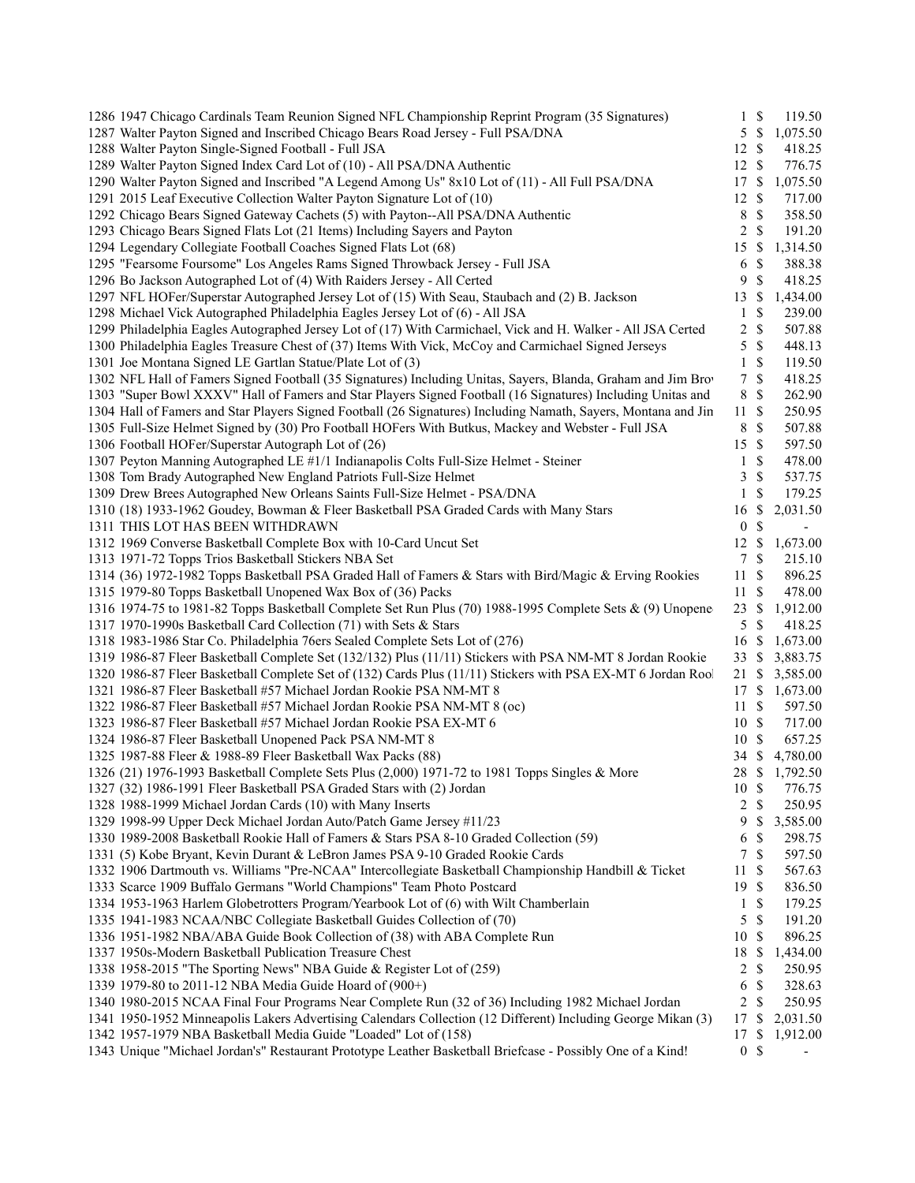| Lot | Description | Bids | | Price |
|---|---|---|---|---|
| 1286 | 1947 Chicago Cardinals Team Reunion Signed NFL Championship Reprint Program (35 Signatures) | 1 | $ | 119.50 |
| 1287 | Walter Payton Signed and Inscribed Chicago Bears Road Jersey - Full PSA/DNA | 5 | $ | 1,075.50 |
| 1288 | Walter Payton Single-Signed Football - Full JSA | 12 | $ | 418.25 |
| 1289 | Walter Payton Signed Index Card Lot of (10) - All PSA/DNA Authentic | 12 | $ | 776.75 |
| 1290 | Walter Payton Signed and Inscribed "A Legend Among Us" 8x10 Lot of (11) - All Full PSA/DNA | 17 | $ | 1,075.50 |
| 1291 | 2015 Leaf Executive Collection Walter Payton Signature Lot of (10) | 12 | $ | 717.00 |
| 1292 | Chicago Bears Signed Gateway Cachets (5) with Payton--All PSA/DNA Authentic | 8 | $ | 358.50 |
| 1293 | Chicago Bears Signed Flats Lot (21 Items) Including Sayers and Payton | 2 | $ | 191.20 |
| 1294 | Legendary Collegiate Football Coaches Signed Flats Lot (68) | 15 | $ | 1,314.50 |
| 1295 | "Fearsome Foursome" Los Angeles Rams Signed Throwback Jersey - Full JSA | 6 | $ | 388.38 |
| 1296 | Bo Jackson Autographed Lot of (4) With Raiders Jersey - All Certed | 9 | $ | 418.25 |
| 1297 | NFL HOFer/Superstar Autographed Jersey Lot of (15) With Seau, Staubach and (2) B. Jackson | 13 | $ | 1,434.00 |
| 1298 | Michael Vick Autographed Philadelphia Eagles Jersey Lot of (6) - All JSA | 1 | $ | 239.00 |
| 1299 | Philadelphia Eagles Autographed Jersey Lot of (17) With Carmichael, Vick and H. Walker - All JSA Certed | 2 | $ | 507.88 |
| 1300 | Philadelphia Eagles Treasure Chest of (37) Items With Vick, McCoy and Carmichael Signed Jerseys | 5 | $ | 448.13 |
| 1301 | Joe Montana Signed LE Gartlan Statue/Plate Lot of (3) | 1 | $ | 119.50 |
| 1302 | NFL Hall of Famers Signed Football (35 Signatures) Including Unitas, Sayers, Blanda, Graham and Jim Brow | 7 | $ | 418.25 |
| 1303 | "Super Bowl XXXV" Hall of Famers and Star Players Signed Football (16 Signatures) Including Unitas and | 8 | $ | 262.90 |
| 1304 | Hall of Famers and Star Players Signed Football (26 Signatures) Including Namath, Sayers, Montana and Jin | 11 | $ | 250.95 |
| 1305 | Full-Size Helmet Signed by (30) Pro Football HOFers With Butkus, Mackey and Webster - Full JSA | 8 | $ | 507.88 |
| 1306 | Football HOFer/Superstar Autograph Lot of (26) | 15 | $ | 597.50 |
| 1307 | Peyton Manning Autographed LE #1/1 Indianapolis Colts Full-Size Helmet - Steiner | 1 | $ | 478.00 |
| 1308 | Tom Brady Autographed New England Patriots Full-Size Helmet | 3 | $ | 537.75 |
| 1309 | Drew Brees Autographed New Orleans Saints Full-Size Helmet - PSA/DNA | 1 | $ | 179.25 |
| 1310 | (18) 1933-1962 Goudey, Bowman & Fleer Basketball PSA Graded Cards with Many Stars | 16 | $ | 2,031.50 |
| 1311 | THIS LOT HAS BEEN WITHDRAWN | 0 | $ | - |
| 1312 | 1969 Converse Basketball Complete Box with 10-Card Uncut Set | 12 | $ | 1,673.00 |
| 1313 | 1971-72 Topps Trios Basketball Stickers NBA Set | 7 | $ | 215.10 |
| 1314 | (36) 1972-1982 Topps Basketball PSA Graded Hall of Famers & Stars with Bird/Magic & Erving Rookies | 11 | $ | 896.25 |
| 1315 | 1979-80 Topps Basketball Unopened Wax Box of (36) Packs | 11 | $ | 478.00 |
| 1316 | 1974-75 to 1981-82 Topps Basketball Complete Set Run Plus (70) 1988-1995 Complete Sets & (9) Unopene | 23 | $ | 1,912.00 |
| 1317 | 1970-1990s Basketball Card Collection (71) with Sets & Stars | 5 | $ | 418.25 |
| 1318 | 1983-1986 Star Co. Philadelphia 76ers Sealed Complete Sets Lot of (276) | 16 | $ | 1,673.00 |
| 1319 | 1986-87 Fleer Basketball Complete Set (132/132) Plus (11/11) Stickers with PSA NM-MT 8 Jordan Rookie | 33 | $ | 3,883.75 |
| 1320 | 1986-87 Fleer Basketball Complete Set of (132) Cards Plus (11/11) Stickers with PSA EX-MT 6 Jordan Rool | 21 | $ | 3,585.00 |
| 1321 | 1986-87 Fleer Basketball #57 Michael Jordan Rookie PSA NM-MT 8 | 17 | $ | 1,673.00 |
| 1322 | 1986-87 Fleer Basketball #57 Michael Jordan Rookie PSA NM-MT 8 (oc) | 11 | $ | 597.50 |
| 1323 | 1986-87 Fleer Basketball #57 Michael Jordan Rookie PSA EX-MT 6 | 10 | $ | 717.00 |
| 1324 | 1986-87 Fleer Basketball Unopened Pack PSA NM-MT 8 | 10 | $ | 657.25 |
| 1325 | 1987-88 Fleer & 1988-89 Fleer Basketball Wax Packs (88) | 34 | $ | 4,780.00 |
| 1326 | (21) 1976-1993 Basketball Complete Sets Plus (2,000) 1971-72 to 1981 Topps Singles & More | 28 | $ | 1,792.50 |
| 1327 | (32) 1986-1991 Fleer Basketball PSA Graded Stars with (2) Jordan | 10 | $ | 776.75 |
| 1328 | 1988-1999 Michael Jordan Cards (10) with Many Inserts | 2 | $ | 250.95 |
| 1329 | 1998-99 Upper Deck Michael Jordan Auto/Patch Game Jersey #11/23 | 9 | $ | 3,585.00 |
| 1330 | 1989-2008 Basketball Rookie Hall of Famers & Stars PSA 8-10 Graded Collection (59) | 6 | $ | 298.75 |
| 1331 | (5) Kobe Bryant, Kevin Durant & LeBron James PSA 9-10 Graded Rookie Cards | 7 | $ | 597.50 |
| 1332 | 1906 Dartmouth vs. Williams "Pre-NCAA" Intercollegiate Basketball Championship Handbill & Ticket | 11 | $ | 567.63 |
| 1333 | Scarce 1909 Buffalo Germans "World Champions" Team Photo Postcard | 19 | $ | 836.50 |
| 1334 | 1953-1963 Harlem Globetrotters Program/Yearbook Lot of (6) with Wilt Chamberlain | 1 | $ | 179.25 |
| 1335 | 1941-1983 NCAA/NBC Collegiate Basketball Guides Collection of (70) | 5 | $ | 191.20 |
| 1336 | 1951-1982 NBA/ABA Guide Book Collection of (38) with ABA Complete Run | 10 | $ | 896.25 |
| 1337 | 1950s-Modern Basketball Publication Treasure Chest | 18 | $ | 1,434.00 |
| 1338 | 1958-2015 "The Sporting News" NBA Guide & Register Lot of (259) | 2 | $ | 250.95 |
| 1339 | 1979-80 to 2011-12 NBA Media Guide Hoard of (900+) | 6 | $ | 328.63 |
| 1340 | 1980-2015 NCAA Final Four Programs Near Complete Run (32 of 36) Including 1982 Michael Jordan | 2 | $ | 250.95 |
| 1341 | 1950-1952 Minneapolis Lakers Advertising Calendars Collection (12 Different) Including George Mikan (3) | 17 | $ | 2,031.50 |
| 1342 | 1957-1979 NBA Basketball Media Guide "Loaded" Lot of (158) | 17 | $ | 1,912.00 |
| 1343 | Unique "Michael Jordan's" Restaurant Prototype Leather Basketball Briefcase - Possibly One of a Kind! | 0 | $ | - |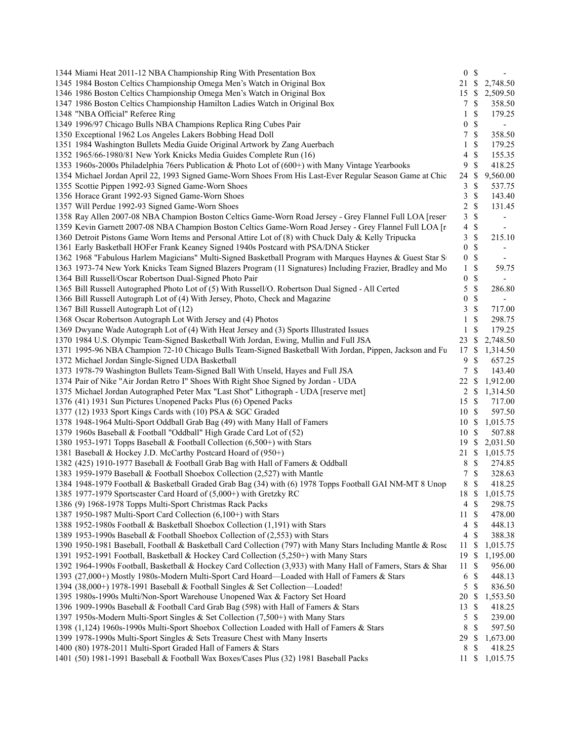| | | | |
|---|---|---|---|
| 1344 Miami Heat 2011-12 NBA Championship Ring With Presentation Box | 0 | $ | - |
| 1345 1984 Boston Celtics Championship Omega Men's Watch in Original Box | 21 | $ | 2,748.50 |
| 1346 1986 Boston Celtics Championship Omega Men's Watch in Original Box | 15 | $ | 2,509.50 |
| 1347 1986 Boston Celtics Championship Hamilton Ladies Watch in Original Box | 7 | $ | 358.50 |
| 1348 "NBA Official" Referee Ring | 1 | $ | 179.25 |
| 1349 1996/97 Chicago Bulls NBA Champions Replica Ring Cubes Pair | 0 | $ | - |
| 1350 Exceptional 1962 Los Angeles Lakers Bobbing Head Doll | 7 | $ | 358.50 |
| 1351 1984 Washington Bullets Media Guide Original Artwork by Zang Auerbach | 1 | $ | 179.25 |
| 1352 1965/66-1980/81 New York Knicks Media Guides Complete Run (16) | 4 | $ | 155.35 |
| 1353 1960s-2000s Philadelphia 76ers Publication & Photo Lot of (600+) with Many Vintage Yearbooks | 9 | $ | 418.25 |
| 1354 Michael Jordan April 22, 1993 Signed Game-Worn Shoes From His Last-Ever Regular Season Game at Chic | 24 | $ | 9,560.00 |
| 1355 Scottie Pippen 1992-93 Signed Game-Worn Shoes | 3 | $ | 537.75 |
| 1356 Horace Grant 1992-93 Signed Game-Worn Shoes | 3 | $ | 143.40 |
| 1357 Will Perdue 1992-93 Signed Game-Worn Shoes | 2 | $ | 131.45 |
| 1358 Ray Allen 2007-08 NBA Champion Boston Celtics Game-Worn Road Jersey - Grey Flannel Full LOA [reser | 3 | $ | - |
| 1359 Kevin Garnett 2007-08 NBA Champion Boston Celtics Game-Worn Road Jersey - Grey Flannel Full LOA [r | 4 | $ | - |
| 1360 Detroit Pistons Game Worn Items and Personal Attire Lot of (8) with Chuck Daly & Kelly Tripucka | 3 | $ | 215.10 |
| 1361 Early Basketball HOFer Frank Keaney Signed 1940s Postcard with PSA/DNA Sticker | 0 | $ | - |
| 1362 1968 "Fabulous Harlem Magicians" Multi-Signed Basketball Program with Marques Haynes & Guest Star St | 0 | $ | - |
| 1363 1973-74 New York Knicks Team Signed Blazers Program (11 Signatures) Including Frazier, Bradley and Mo | 1 | $ | 59.75 |
| 1364 Bill Russell/Oscar Robertson Dual-Signed Photo Pair | 0 | $ | - |
| 1365 Bill Russell Autographed Photo Lot of (5) With Russell/O. Robertson Dual Signed - All Certed | 5 | $ | 286.80 |
| 1366 Bill Russell Autograph Lot of (4) With Jersey, Photo, Check and Magazine | 0 | $ | - |
| 1367 Bill Russell Autograph Lot of (12) | 3 | $ | 717.00 |
| 1368 Oscar Robertson Autograph Lot With Jersey and (4) Photos | 1 | $ | 298.75 |
| 1369 Dwyane Wade Autograph Lot of (4) With Heat Jersey and (3) Sports Illustrated Issues | 1 | $ | 179.25 |
| 1370 1984 U.S. Olympic Team-Signed Basketball With Jordan, Ewing, Mullin and Full JSA | 23 | $ | 2,748.50 |
| 1371 1995-96 NBA Champion 72-10 Chicago Bulls Team-Signed Basketball With Jordan, Pippen, Jackson and Fu | 17 | $ | 1,314.50 |
| 1372 Michael Jordan Single-Signed UDA Basketball | 9 | $ | 657.25 |
| 1373 1978-79 Washington Bullets Team-Signed Ball With Unseld, Hayes and Full JSA | 7 | $ | 143.40 |
| 1374 Pair of Nike "Air Jordan Retro I" Shoes With Right Shoe Signed by Jordan - UDA | 22 | $ | 1,912.00 |
| 1375 Michael Jordan Autographed Peter Max "Last Shot" Lithograph - UDA [reserve met] | 2 | $ | 1,314.50 |
| 1376 (41) 1931 Sun Pictures Unopened Packs Plus (6) Opened Packs | 15 | $ | 717.00 |
| 1377 (12) 1933 Sport Kings Cards with (10) PSA & SGC Graded | 10 | $ | 597.50 |
| 1378 1948-1964 Multi-Sport Oddball Grab Bag (49) with Many Hall of Famers | 10 | $ | 1,015.75 |
| 1379 1960s Baseball & Football "Oddball" High Grade Card Lot of (52) | 10 | $ | 507.88 |
| 1380 1953-1971 Topps Baseball & Football Collection (6,500+) with Stars | 19 | $ | 2,031.50 |
| 1381 Baseball & Hockey J.D. McCarthy Postcard Hoard of (950+) | 21 | $ | 1,015.75 |
| 1382 (425) 1910-1977 Baseball & Football Grab Bag with Hall of Famers & Oddball | 8 | $ | 274.85 |
| 1383 1959-1979 Baseball & Football Shoebox Collection (2,527) with Mantle | 7 | $ | 328.63 |
| 1384 1948-1979 Football & Basketball Graded Grab Bag (34) with (6) 1978 Topps Football GAI NM-MT 8 Unop | 8 | $ | 418.25 |
| 1385 1977-1979 Sportscaster Card Hoard of (5,000+) with Gretzky RC | 18 | $ | 1,015.75 |
| 1386 (9) 1968-1978 Topps Multi-Sport Christmas Rack Packs | 4 | $ | 298.75 |
| 1387 1950-1987 Multi-Sport Card Collection (6,100+) with Stars | 11 | $ | 478.00 |
| 1388 1952-1980s Football & Basketball Shoebox Collection (1,191) with Stars | 4 | $ | 448.13 |
| 1389 1953-1990s Baseball & Football Shoebox Collection of (2,553) with Stars | 4 | $ | 388.38 |
| 1390 1950-1981 Baseball, Football & Basketball Card Collection (797) with Many Stars Including Mantle & Rose | 11 | $ | 1,015.75 |
| 1391 1952-1991 Football, Basketball & Hockey Card Collection (5,250+) with Many Stars | 19 | $ | 1,195.00 |
| 1392 1964-1990s Football, Basketball & Hockey Card Collection (3,933) with Many Hall of Famers, Stars & Shar | 11 | $ | 956.00 |
| 1393 (27,000+) Mostly 1980s-Modern Multi-Sport Card Hoard—Loaded with Hall of Famers & Stars | 6 | $ | 448.13 |
| 1394 (38,000+) 1978-1991 Baseball & Football Singles & Set Collection—Loaded! | 5 | $ | 836.50 |
| 1395 1980s-1990s Multi/Non-Sport Warehouse Unopened Wax & Factory Set Hoard | 20 | $ | 1,553.50 |
| 1396 1909-1990s Baseball & Football Card Grab Bag (598) with Hall of Famers & Stars | 13 | $ | 418.25 |
| 1397 1950s-Modern Multi-Sport Singles & Set Collection (7,500+) with Many Stars | 5 | $ | 239.00 |
| 1398 (1,124) 1960s-1990s Multi-Sport Shoebox Collection Loaded with Hall of Famers & Stars | 8 | $ | 597.50 |
| 1399 1978-1990s Multi-Sport Singles & Sets Treasure Chest with Many Inserts | 29 | $ | 1,673.00 |
| 1400 (80) 1978-2011 Multi-Sport Graded Hall of Famers & Stars | 8 | $ | 418.25 |
| 1401 (50) 1981-1991 Baseball & Football Wax Boxes/Cases Plus (32) 1981 Baseball Packs | 11 | $ | 1,015.75 |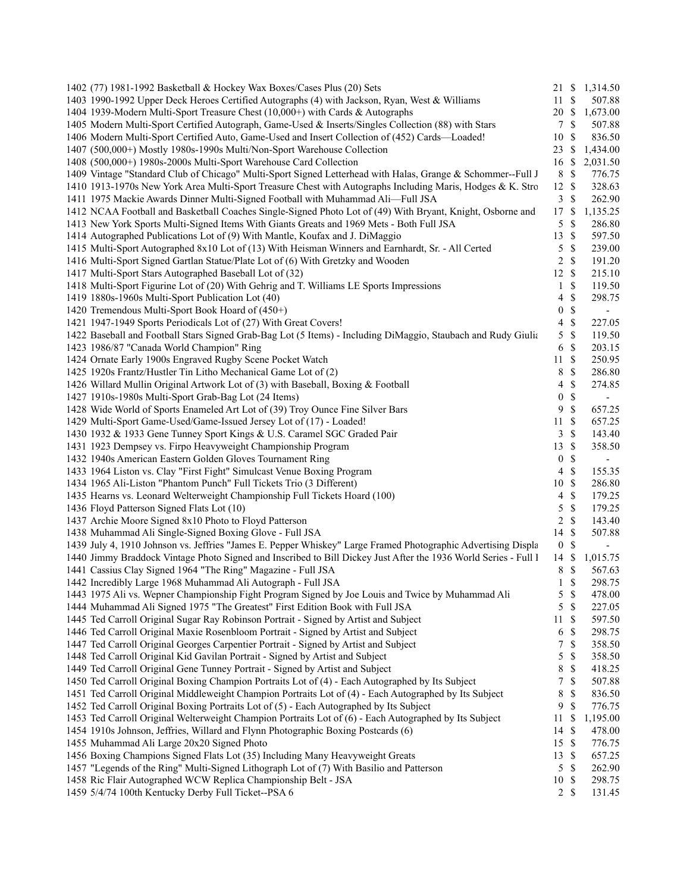| Lot | Description | Bids | | Price |
|---|---|---|---|---|
| 1402 | (77) 1981-1992 Basketball & Hockey Wax Boxes/Cases Plus (20) Sets | 21 | $ | 1,314.50 |
| 1403 | 1990-1992 Upper Deck Heroes Certified Autographs (4) with Jackson, Ryan, West & Williams | 11 | $ | 507.88 |
| 1404 | 1939-Modern Multi-Sport Treasure Chest (10,000+) with Cards & Autographs | 20 | $ | 1,673.00 |
| 1405 | Modern Multi-Sport Certified Autograph, Game-Used & Inserts/Singles Collection (88) with Stars | 7 | $ | 507.88 |
| 1406 | Modern Multi-Sport Certified Auto, Game-Used and Insert Collection of (452) Cards—Loaded! | 10 | $ | 836.50 |
| 1407 | (500,000+) Mostly 1980s-1990s Multi/Non-Sport Warehouse Collection | 23 | $ | 1,434.00 |
| 1408 | (500,000+) 1980s-2000s Multi-Sport Warehouse Card Collection | 16 | $ | 2,031.50 |
| 1409 | Vintage "Standard Club of Chicago" Multi-Sport Signed Letterhead with Halas, Grange & Schommer--Full J | 8 | $ | 776.75 |
| 1410 | 1913-1970s New York Area Multi-Sport Treasure Chest with Autographs Including Maris, Hodges & K. Stro | 12 | $ | 328.63 |
| 1411 | 1975 Mackie Awards Dinner Multi-Signed Football with Muhammad Ali—Full JSA | 3 | $ | 262.90 |
| 1412 | NCAA Football and Basketball Coaches Single-Signed Photo Lot of (49) With Bryant, Knight, Osborne and | 17 | $ | 1,135.25 |
| 1413 | New York Sports Multi-Signed Items With Giants Greats and 1969 Mets - Both Full JSA | 5 | $ | 286.80 |
| 1414 | Autographed Publications Lot of (9) With Mantle, Koufax and J. DiMaggio | 13 | $ | 597.50 |
| 1415 | Multi-Sport Autographed 8x10 Lot of (13) With Heisman Winners and Earnhardt, Sr. - All Certed | 5 | $ | 239.00 |
| 1416 | Multi-Sport Signed Gartlan Statue/Plate Lot of (6) With Gretzky and Wooden | 2 | $ | 191.20 |
| 1417 | Multi-Sport Stars Autographed Baseball Lot of (32) | 12 | $ | 215.10 |
| 1418 | Multi-Sport Figurine Lot of (20) With Gehrig and T. Williams LE Sports Impressions | 1 | $ | 119.50 |
| 1419 | 1880s-1960s Multi-Sport Publication Lot (40) | 4 | $ | 298.75 |
| 1420 | Tremendous Multi-Sport Book Hoard of (450+) | 0 | $ | - |
| 1421 | 1947-1949 Sports Periodicals Lot of (27) With Great Covers! | 4 | $ | 227.05 |
| 1422 | Baseball and Football Stars Signed Grab-Bag Lot (5 Items) - Including DiMaggio, Staubach and Rudy Giulia | 5 | $ | 119.50 |
| 1423 | 1986/87 "Canada World Champion" Ring | 6 | $ | 203.15 |
| 1424 | Ornate Early 1900s Engraved Rugby Scene Pocket Watch | 11 | $ | 250.95 |
| 1425 | 1920s Frantz/Hustler Tin Litho Mechanical Game Lot of (2) | 8 | $ | 286.80 |
| 1426 | Willard Mullin Original Artwork Lot of (3) with Baseball, Boxing & Football | 4 | $ | 274.85 |
| 1427 | 1910s-1980s Multi-Sport Grab-Bag Lot (24 Items) | 0 | $ | - |
| 1428 | Wide World of Sports Enameled Art Lot of (39) Troy Ounce Fine Silver Bars | 9 | $ | 657.25 |
| 1429 | Multi-Sport Game-Used/Game-Issued Jersey Lot of (17) - Loaded! | 11 | $ | 657.25 |
| 1430 | 1932 & 1933 Gene Tunney Sport Kings & U.S. Caramel SGC Graded Pair | 3 | $ | 143.40 |
| 1431 | 1923 Dempsey vs. Firpo Heavyweight Championship Program | 13 | $ | 358.50 |
| 1432 | 1940s American Eastern Golden Gloves Tournament Ring | 0 | $ | - |
| 1433 | 1964 Liston vs. Clay "First Fight" Simulcast Venue Boxing Program | 4 | $ | 155.35 |
| 1434 | 1965 Ali-Liston "Phantom Punch" Full Tickets Trio (3 Different) | 10 | $ | 286.80 |
| 1435 | Hearns vs. Leonard Welterweight Championship Full Tickets Hoard (100) | 4 | $ | 179.25 |
| 1436 | Floyd Patterson Signed Flats Lot (10) | 5 | $ | 179.25 |
| 1437 | Archie Moore Signed 8x10 Photo to Floyd Patterson | 2 | $ | 143.40 |
| 1438 | Muhammad Ali Single-Signed Boxing Glove - Full JSA | 14 | $ | 507.88 |
| 1439 | July 4, 1910 Johnson vs. Jeffries "James E. Pepper Whiskey" Large Framed Photographic Advertising Displa | 0 | $ | - |
| 1440 | Jimmy Braddock Vintage Photo Signed and Inscribed to Bill Dickey Just After the 1936 World Series - Full I | 14 | $ | 1,015.75 |
| 1441 | Cassius Clay Signed 1964 "The Ring" Magazine - Full JSA | 8 | $ | 567.63 |
| 1442 | Incredibly Large 1968 Muhammad Ali Autograph - Full JSA | 1 | $ | 298.75 |
| 1443 | 1975 Ali vs. Wepner Championship Fight Program Signed by Joe Louis and Twice by Muhammad Ali | 5 | $ | 478.00 |
| 1444 | Muhammad Ali Signed 1975 "The Greatest" First Edition Book with Full JSA | 5 | $ | 227.05 |
| 1445 | Ted Carroll Original Sugar Ray Robinson Portrait - Signed by Artist and Subject | 11 | $ | 597.50 |
| 1446 | Ted Carroll Original Maxie Rosenbloom Portrait - Signed by Artist and Subject | 6 | $ | 298.75 |
| 1447 | Ted Carroll Original Georges Carpentier Portrait - Signed by Artist and Subject | 7 | $ | 358.50 |
| 1448 | Ted Carroll Original Kid Gavilan Portrait - Signed by Artist and Subject | 5 | $ | 358.50 |
| 1449 | Ted Carroll Original Gene Tunney Portrait - Signed by Artist and Subject | 8 | $ | 418.25 |
| 1450 | Ted Carroll Original Boxing Champion Portraits Lot of (4) - Each Autographed by Its Subject | 7 | $ | 507.88 |
| 1451 | Ted Carroll Original Middleweight Champion Portraits Lot of (4) - Each Autographed by Its Subject | 8 | $ | 836.50 |
| 1452 | Ted Carroll Original Boxing Portraits Lot of (5) - Each Autographed by Its Subject | 9 | $ | 776.75 |
| 1453 | Ted Carroll Original Welterweight Champion Portraits Lot of (6) - Each Autographed by Its Subject | 11 | $ | 1,195.00 |
| 1454 | 1910s Johnson, Jeffries, Willard and Flynn Photographic Boxing Postcards (6) | 14 | $ | 478.00 |
| 1455 | Muhammad Ali Large 20x20 Signed Photo | 15 | $ | 776.75 |
| 1456 | Boxing Champions Signed Flats Lot (35) Including Many Heavyweight Greats | 13 | $ | 657.25 |
| 1457 | "Legends of the Ring" Multi-Signed Lithograph Lot of (7) With Basilio and Patterson | 5 | $ | 262.90 |
| 1458 | Ric Flair Autographed WCW Replica Championship Belt - JSA | 10 | $ | 298.75 |
| 1459 | 5/4/74 100th Kentucky Derby Full Ticket--PSA 6 | 2 | $ | 131.45 |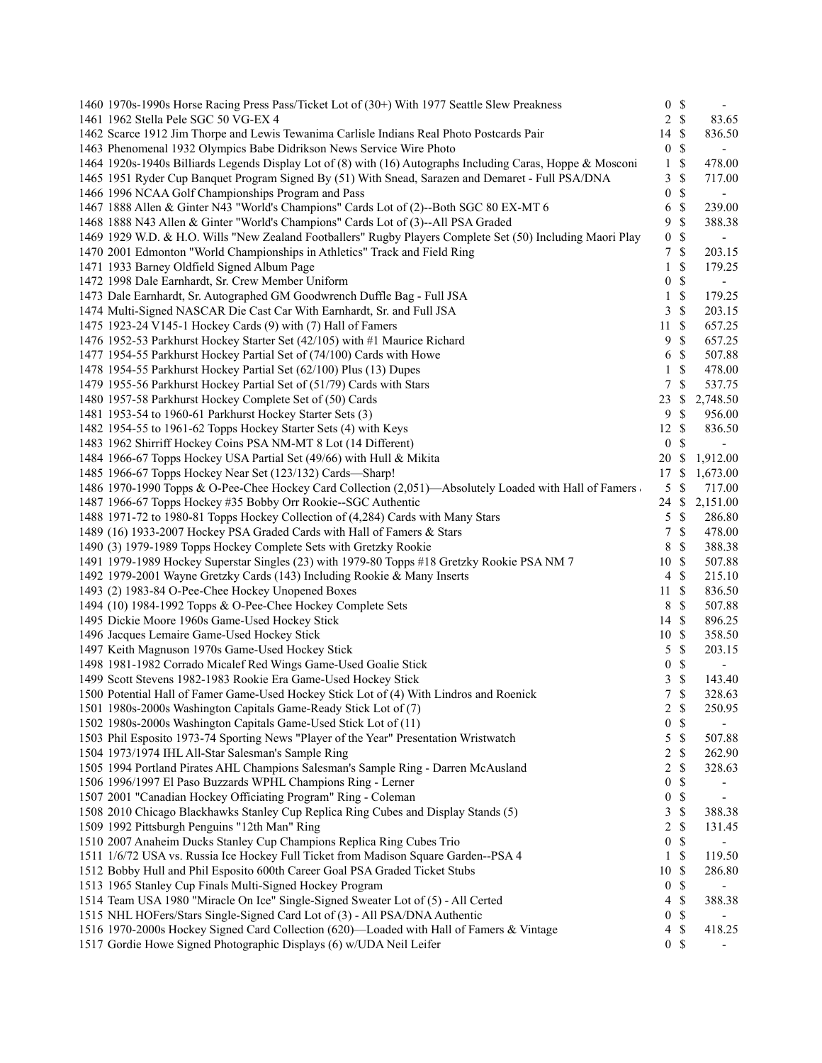| Lot | Description | Bids | | Price |
|---|---|---|---|---|
| 1460 | 1970s-1990s Horse Racing Press Pass/Ticket Lot of (30+) With 1977 Seattle Slew Preakness | 0 | $ | - |
| 1461 | 1962 Stella Pele SGC 50 VG-EX 4 | 2 | $ | 83.65 |
| 1462 | Scarce 1912 Jim Thorpe and Lewis Tewanima Carlisle Indians Real Photo Postcards Pair | 14 | $ | 836.50 |
| 1463 | Phenomenal 1932 Olympics Babe Didrikson News Service Wire Photo | 0 | $ | - |
| 1464 | 1920s-1940s Billiards Legends Display Lot of (8) with (16) Autographs Including Caras, Hoppe & Mosconi | 1 | $ | 478.00 |
| 1465 | 1951 Ryder Cup Banquet Program Signed By (51) With Snead, Sarazen and Demaret - Full PSA/DNA | 3 | $ | 717.00 |
| 1466 | 1996 NCAA Golf Championships Program and Pass | 0 | $ | - |
| 1467 | 1888 Allen & Ginter N43 "World's Champions" Cards Lot of (2)--Both SGC 80 EX-MT 6 | 6 | $ | 239.00 |
| 1468 | 1888 N43 Allen & Ginter "World's Champions" Cards Lot of (3)--All PSA Graded | 9 | $ | 388.38 |
| 1469 | 1929 W.D. & H.O. Wills "New Zealand Footballers" Rugby Players Complete Set (50) Including Maori Play | 0 | $ | - |
| 1470 | 2001 Edmonton "World Championships in Athletics" Track and Field Ring | 7 | $ | 203.15 |
| 1471 | 1933 Barney Oldfield Signed Album Page | 1 | $ | 179.25 |
| 1472 | 1998 Dale Earnhardt, Sr. Crew Member Uniform | 0 | $ | - |
| 1473 | Dale Earnhardt, Sr. Autographed GM Goodwrench Duffle Bag - Full JSA | 1 | $ | 179.25 |
| 1474 | Multi-Signed NASCAR Die Cast Car With Earnhardt, Sr. and Full JSA | 3 | $ | 203.15 |
| 1475 | 1923-24 V145-1 Hockey Cards (9) with (7) Hall of Famers | 11 | $ | 657.25 |
| 1476 | 1952-53 Parkhurst Hockey Starter Set (42/105) with #1 Maurice Richard | 9 | $ | 657.25 |
| 1477 | 1954-55 Parkhurst Hockey Partial Set of (74/100) Cards with Howe | 6 | $ | 507.88 |
| 1478 | 1954-55 Parkhurst Hockey Partial Set (62/100) Plus (13) Dupes | 1 | $ | 478.00 |
| 1479 | 1955-56 Parkhurst Hockey Partial Set of (51/79) Cards with Stars | 7 | $ | 537.75 |
| 1480 | 1957-58 Parkhurst Hockey Complete Set of (50) Cards | 23 | $ | 2,748.50 |
| 1481 | 1953-54 to 1960-61 Parkhurst Hockey Starter Sets (3) | 9 | $ | 956.00 |
| 1482 | 1954-55 to 1961-62 Topps Hockey Starter Sets (4) with Keys | 12 | $ | 836.50 |
| 1483 | 1962 Shirriff Hockey Coins PSA NM-MT 8 Lot (14 Different) | 0 | $ | - |
| 1484 | 1966-67 Topps Hockey USA Partial Set (49/66) with Hull & Mikita | 20 | $ | 1,912.00 |
| 1485 | 1966-67 Topps Hockey Near Set (123/132) Cards—Sharp! | 17 | $ | 1,673.00 |
| 1486 | 1970-1990 Topps & O-Pee-Chee Hockey Card Collection (2,051)—Absolutely Loaded with Hall of Famers | 5 | $ | 717.00 |
| 1487 | 1966-67 Topps Hockey #35 Bobby Orr Rookie--SGC Authentic | 24 | $ | 2,151.00 |
| 1488 | 1971-72 to 1980-81 Topps Hockey Collection of (4,284) Cards with Many Stars | 5 | $ | 286.80 |
| 1489 | (16) 1933-2007 Hockey PSA Graded Cards with Hall of Famers & Stars | 7 | $ | 478.00 |
| 1490 | (3) 1979-1989 Topps Hockey Complete Sets with Gretzky Rookie | 8 | $ | 388.38 |
| 1491 | 1979-1989 Hockey Superstar Singles (23) with 1979-80 Topps #18 Gretzky Rookie PSA NM 7 | 10 | $ | 507.88 |
| 1492 | 1979-2001 Wayne Gretzky Cards (143) Including Rookie & Many Inserts | 4 | $ | 215.10 |
| 1493 | (2) 1983-84 O-Pee-Chee Hockey Unopened Boxes | 11 | $ | 836.50 |
| 1494 | (10) 1984-1992 Topps & O-Pee-Chee Hockey Complete Sets | 8 | $ | 507.88 |
| 1495 | Dickie Moore 1960s Game-Used Hockey Stick | 14 | $ | 896.25 |
| 1496 | Jacques Lemaire Game-Used Hockey Stick | 10 | $ | 358.50 |
| 1497 | Keith Magnuson 1970s Game-Used Hockey Stick | 5 | $ | 203.15 |
| 1498 | 1981-1982 Corrado Micalef Red Wings Game-Used Goalie Stick | 0 | $ | - |
| 1499 | Scott Stevens 1982-1983 Rookie Era Game-Used Hockey Stick | 3 | $ | 143.40 |
| 1500 | Potential Hall of Famer Game-Used Hockey Stick Lot of (4) With Lindros and Roenick | 7 | $ | 328.63 |
| 1501 | 1980s-2000s Washington Capitals Game-Ready Stick Lot of (7) | 2 | $ | 250.95 |
| 1502 | 1980s-2000s Washington Capitals Game-Used Stick Lot of (11) | 0 | $ | - |
| 1503 | Phil Esposito 1973-74 Sporting News "Player of the Year" Presentation Wristwatch | 5 | $ | 507.88 |
| 1504 | 1973/1974 IHL All-Star Salesman's Sample Ring | 2 | $ | 262.90 |
| 1505 | 1994 Portland Pirates AHL Champions Salesman's Sample Ring - Darren McAusland | 2 | $ | 328.63 |
| 1506 | 1996/1997 El Paso Buzzards WPHL Champions Ring - Lerner | 0 | $ | - |
| 1507 | 2001 "Canadian Hockey Officiating Program" Ring - Coleman | 0 | $ | - |
| 1508 | 2010 Chicago Blackhawks Stanley Cup Replica Ring Cubes and Display Stands (5) | 3 | $ | 388.38 |
| 1509 | 1992 Pittsburgh Penguins "12th Man" Ring | 2 | $ | 131.45 |
| 1510 | 2007 Anaheim Ducks Stanley Cup Champions Replica Ring Cubes Trio | 0 | $ | - |
| 1511 | 1/6/72 USA vs. Russia Ice Hockey Full Ticket from Madison Square Garden--PSA 4 | 1 | $ | 119.50 |
| 1512 | Bobby Hull and Phil Esposito 600th Career Goal PSA Graded Ticket Stubs | 10 | $ | 286.80 |
| 1513 | 1965 Stanley Cup Finals Multi-Signed Hockey Program | 0 | $ | - |
| 1514 | Team USA 1980 "Miracle On Ice" Single-Signed Sweater Lot of (5) - All Certed | 4 | $ | 388.38 |
| 1515 | NHL HOFers/Stars Single-Signed Card Lot of (3) - All PSA/DNA Authentic | 0 | $ | - |
| 1516 | 1970-2000s Hockey Signed Card Collection (620)—Loaded with Hall of Famers & Vintage | 4 | $ | 418.25 |
| 1517 | Gordie Howe Signed Photographic Displays (6) w/UDA Neil Leifer | 0 | $ | - |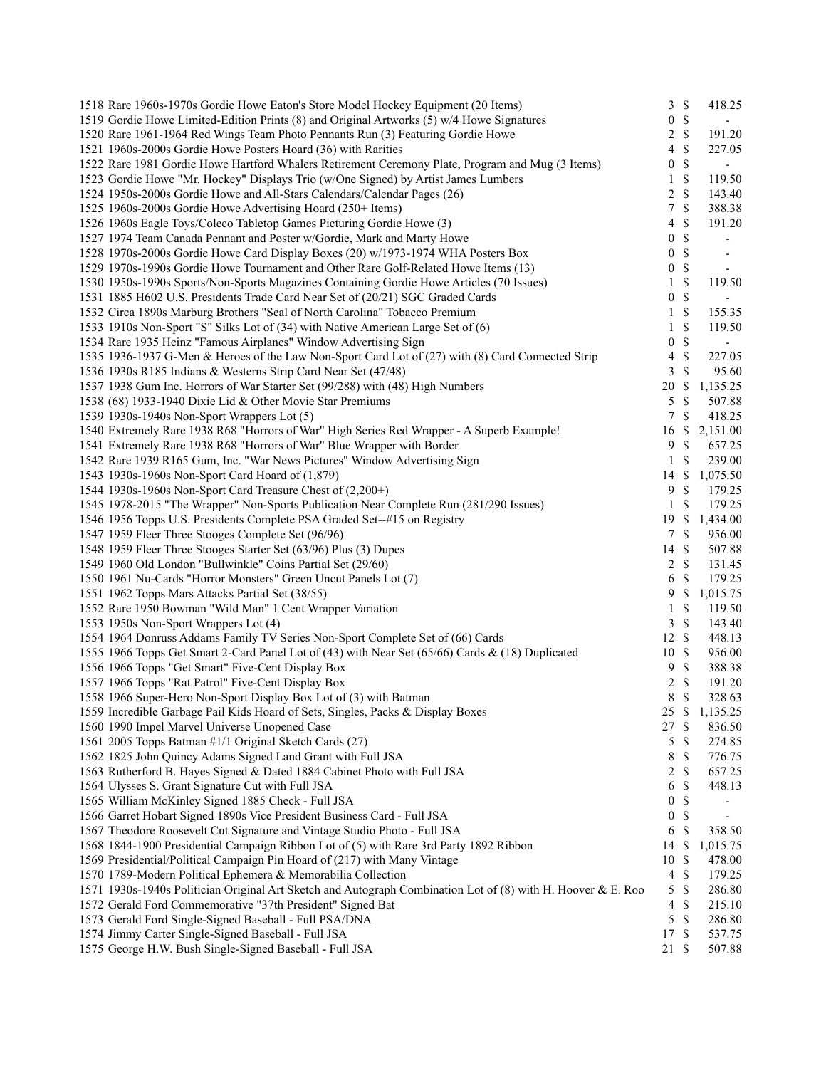| Lot | Description | Bids | | Price |
|---|---|---|---|---|
| 1518 | Rare 1960s-1970s Gordie Howe Eaton's Store Model Hockey Equipment (20 Items) | 3 | $ | 418.25 |
| 1519 | Gordie Howe Limited-Edition Prints (8) and Original Artworks (5) w/4 Howe Signatures | 0 | $ | - |
| 1520 | Rare 1961-1964 Red Wings Team Photo Pennants Run (3) Featuring Gordie Howe | 2 | $ | 191.20 |
| 1521 | 1960s-2000s Gordie Howe Posters Hoard (36) with Rarities | 4 | $ | 227.05 |
| 1522 | Rare 1981 Gordie Howe Hartford Whalers Retirement Ceremony Plate, Program and Mug (3 Items) | 0 | $ | - |
| 1523 | Gordie Howe "Mr. Hockey" Displays Trio (w/One Signed) by Artist James Lumbers | 1 | $ | 119.50 |
| 1524 | 1950s-2000s Gordie Howe and All-Stars Calendars/Calendar Pages (26) | 2 | $ | 143.40 |
| 1525 | 1960s-2000s Gordie Howe Advertising Hoard (250+ Items) | 7 | $ | 388.38 |
| 1526 | 1960s Eagle Toys/Coleco Tabletop Games Picturing Gordie Howe (3) | 4 | $ | 191.20 |
| 1527 | 1974 Team Canada Pennant and Poster w/Gordie, Mark and Marty Howe | 0 | $ | - |
| 1528 | 1970s-2000s Gordie Howe Card Display Boxes (20) w/1973-1974 WHA Posters Box | 0 | $ | - |
| 1529 | 1970s-1990s Gordie Howe Tournament and Other Rare Golf-Related Howe Items (13) | 0 | $ | - |
| 1530 | 1950s-1990s Sports/Non-Sports Magazines Containing Gordie Howe Articles (70 Issues) | 1 | $ | 119.50 |
| 1531 | 1885 H602 U.S. Presidents Trade Card Near Set of (20/21) SGC Graded Cards | 0 | $ | - |
| 1532 | Circa 1890s Marburg Brothers "Seal of North Carolina" Tobacco Premium | 1 | $ | 155.35 |
| 1533 | 1910s Non-Sport "S" Silks Lot of (34) with Native American Large Set of (6) | 1 | $ | 119.50 |
| 1534 | Rare 1935 Heinz "Famous Airplanes" Window Advertising Sign | 0 | $ | - |
| 1535 | 1936-1937 G-Men & Heroes of the Law Non-Sport Card Lot of (27) with (8) Card Connected Strip | 4 | $ | 227.05 |
| 1536 | 1930s R185 Indians & Westerns Strip Card Near Set (47/48) | 3 | $ | 95.60 |
| 1537 | 1938 Gum Inc. Horrors of War Starter Set (99/288) with (48) High Numbers | 20 | $ | 1,135.25 |
| 1538 | (68) 1933-1940 Dixie Lid & Other Movie Star Premiums | 5 | $ | 507.88 |
| 1539 | 1930s-1940s Non-Sport Wrappers Lot (5) | 7 | $ | 418.25 |
| 1540 | Extremely Rare 1938 R68 "Horrors of War" High Series Red Wrapper - A Superb Example! | 16 | $ | 2,151.00 |
| 1541 | Extremely Rare 1938 R68 "Horrors of War" Blue Wrapper with Border | 9 | $ | 657.25 |
| 1542 | Rare 1939 R165 Gum, Inc. "War News Pictures" Window Advertising Sign | 1 | $ | 239.00 |
| 1543 | 1930s-1960s Non-Sport Card Hoard of (1,879) | 14 | $ | 1,075.50 |
| 1544 | 1930s-1960s Non-Sport Card Treasure Chest of (2,200+) | 9 | $ | 179.25 |
| 1545 | 1978-2015 "The Wrapper" Non-Sports Publication Near Complete Run (281/290 Issues) | 1 | $ | 179.25 |
| 1546 | 1956 Topps U.S. Presidents Complete PSA Graded Set--#15 on Registry | 19 | $ | 1,434.00 |
| 1547 | 1959 Fleer Three Stooges Complete Set (96/96) | 7 | $ | 956.00 |
| 1548 | 1959 Fleer Three Stooges Starter Set (63/96) Plus (3) Dupes | 14 | $ | 507.88 |
| 1549 | 1960 Old London "Bullwinkle" Coins Partial Set (29/60) | 2 | $ | 131.45 |
| 1550 | 1961 Nu-Cards "Horror Monsters" Green Uncut Panels Lot (7) | 6 | $ | 179.25 |
| 1551 | 1962 Topps Mars Attacks Partial Set (38/55) | 9 | $ | 1,015.75 |
| 1552 | Rare 1950 Bowman "Wild Man" 1 Cent Wrapper Variation | 1 | $ | 119.50 |
| 1553 | 1950s Non-Sport Wrappers Lot (4) | 3 | $ | 143.40 |
| 1554 | 1964 Donruss Addams Family TV Series Non-Sport Complete Set of (66) Cards | 12 | $ | 448.13 |
| 1555 | 1966 Topps Get Smart 2-Card Panel Lot of (43) with Near Set (65/66) Cards & (18) Duplicated | 10 | $ | 956.00 |
| 1556 | 1966 Topps "Get Smart" Five-Cent Display Box | 9 | $ | 388.38 |
| 1557 | 1966 Topps "Rat Patrol" Five-Cent Display Box | 2 | $ | 191.20 |
| 1558 | 1966 Super-Hero Non-Sport Display Box Lot of (3) with Batman | 8 | $ | 328.63 |
| 1559 | Incredible Garbage Pail Kids Hoard of Sets, Singles, Packs & Display Boxes | 25 | $ | 1,135.25 |
| 1560 | 1990 Impel Marvel Universe Unopened Case | 27 | $ | 836.50 |
| 1561 | 2005 Topps Batman #1/1 Original Sketch Cards (27) | 5 | $ | 274.85 |
| 1562 | 1825 John Quincy Adams Signed Land Grant with Full JSA | 8 | $ | 776.75 |
| 1563 | Rutherford B. Hayes Signed & Dated 1884 Cabinet Photo with Full JSA | 2 | $ | 657.25 |
| 1564 | Ulysses S. Grant Signature Cut with Full JSA | 6 | $ | 448.13 |
| 1565 | William McKinley Signed 1885 Check - Full JSA | 0 | $ | - |
| 1566 | Garret Hobart Signed 1890s Vice President Business Card - Full JSA | 0 | $ | - |
| 1567 | Theodore Roosevelt Cut Signature and Vintage Studio Photo - Full JSA | 6 | $ | 358.50 |
| 1568 | 1844-1900 Presidential Campaign Ribbon Lot of (5) with Rare 3rd Party 1892 Ribbon | 14 | $ | 1,015.75 |
| 1569 | Presidential/Political Campaign Pin Hoard of (217) with Many Vintage | 10 | $ | 478.00 |
| 1570 | 1789-Modern Political Ephemera & Memorabilia Collection | 4 | $ | 179.25 |
| 1571 | 1930s-1940s Politician Original Art Sketch and Autograph Combination Lot of (8) with H. Hoover & E. Roo | 5 | $ | 286.80 |
| 1572 | Gerald Ford Commemorative "37th President" Signed Bat | 4 | $ | 215.10 |
| 1573 | Gerald Ford Single-Signed Baseball - Full PSA/DNA | 5 | $ | 286.80 |
| 1574 | Jimmy Carter Single-Signed Baseball - Full JSA | 17 | $ | 537.75 |
| 1575 | George H.W. Bush Single-Signed Baseball - Full JSA | 21 | $ | 507.88 |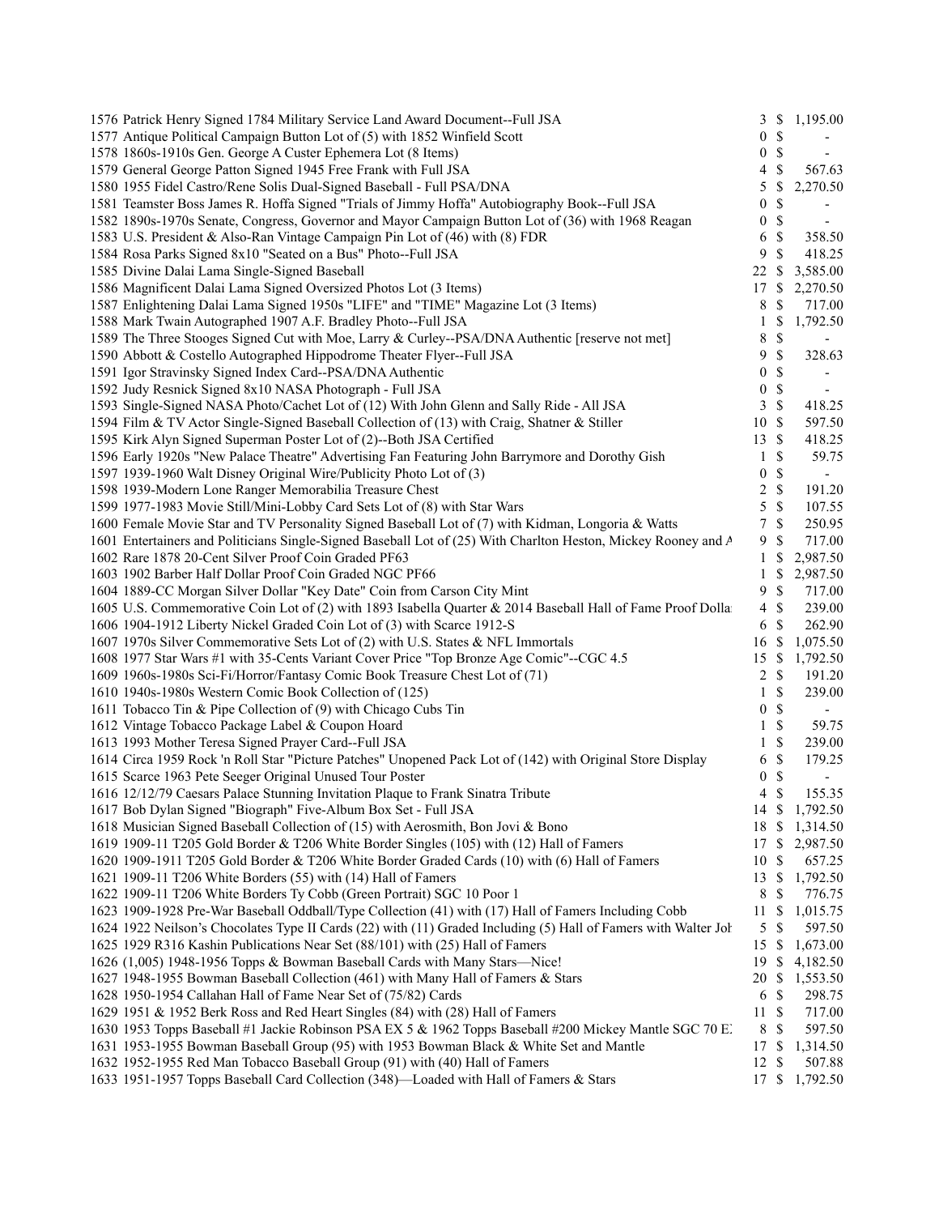| Lot | Description | Bids | | Price |
|---|---|---|---|---|
| 1576 | Patrick Henry Signed 1784 Military Service Land Award Document--Full JSA | 3 | $ | 1,195.00 |
| 1577 | Antique Political Campaign Button Lot of (5) with 1852 Winfield Scott | 0 | $ | - |
| 1578 | 1860s-1910s Gen. George A Custer Ephemera Lot (8 Items) | 0 | $ | - |
| 1579 | General George Patton Signed 1945 Free Frank with Full JSA | 4 | $ | 567.63 |
| 1580 | 1955 Fidel Castro/Rene Solis Dual-Signed Baseball - Full PSA/DNA | 5 | $ | 2,270.50 |
| 1581 | Teamster Boss James R. Hoffa Signed "Trials of Jimmy Hoffa" Autobiography Book--Full JSA | 0 | $ | - |
| 1582 | 1890s-1970s Senate, Congress, Governor and Mayor Campaign Button Lot of (36) with 1968 Reagan | 0 | $ | - |
| 1583 | U.S. President & Also-Ran Vintage Campaign Pin Lot of (46) with (8) FDR | 6 | $ | 358.50 |
| 1584 | Rosa Parks Signed 8x10 "Seated on a Bus" Photo--Full JSA | 9 | $ | 418.25 |
| 1585 | Divine Dalai Lama Single-Signed Baseball | 22 | $ | 3,585.00 |
| 1586 | Magnificent Dalai Lama Signed Oversized Photos Lot (3 Items) | 17 | $ | 2,270.50 |
| 1587 | Enlightening Dalai Lama Signed 1950s "LIFE" and "TIME" Magazine Lot (3 Items) | 8 | $ | 717.00 |
| 1588 | Mark Twain Autographed 1907 A.F. Bradley Photo--Full JSA | 1 | $ | 1,792.50 |
| 1589 | The Three Stooges Signed Cut with Moe, Larry & Curley--PSA/DNA Authentic [reserve not met] | 8 | $ | - |
| 1590 | Abbott & Costello Autographed Hippodrome Theater Flyer--Full JSA | 9 | $ | 328.63 |
| 1591 | Igor Stravinsky Signed Index Card--PSA/DNA Authentic | 0 | $ | - |
| 1592 | Judy Resnick Signed 8x10 NASA Photograph - Full JSA | 0 | $ | - |
| 1593 | Single-Signed NASA Photo/Cachet Lot of (12) With John Glenn and Sally Ride - All JSA | 3 | $ | 418.25 |
| 1594 | Film & TV Actor Single-Signed Baseball Collection of (13) with Craig, Shatner & Stiller | 10 | $ | 597.50 |
| 1595 | Kirk Alyn Signed Superman Poster Lot of (2)--Both JSA Certified | 13 | $ | 418.25 |
| 1596 | Early 1920s "New Palace Theatre" Advertising Fan Featuring John Barrymore and Dorothy Gish | 1 | $ | 59.75 |
| 1597 | 1939-1960 Walt Disney Original Wire/Publicity Photo Lot of (3) | 0 | $ | - |
| 1598 | 1939-Modern Lone Ranger Memorabilia Treasure Chest | 2 | $ | 191.20 |
| 1599 | 1977-1983 Movie Still/Mini-Lobby Card Sets Lot of (8) with Star Wars | 5 | $ | 107.55 |
| 1600 | Female Movie Star and TV Personality Signed Baseball Lot of (7) with Kidman, Longoria & Watts | 7 | $ | 250.95 |
| 1601 | Entertainers and Politicians Single-Signed Baseball Lot of (25) With Charlton Heston, Mickey Rooney and A | 9 | $ | 717.00 |
| 1602 | Rare 1878 20-Cent Silver Proof Coin Graded PF63 | 1 | $ | 2,987.50 |
| 1603 | 1902 Barber Half Dollar Proof Coin Graded NGC PF66 | 1 | $ | 2,987.50 |
| 1604 | 1889-CC Morgan Silver Dollar "Key Date" Coin from Carson City Mint | 9 | $ | 717.00 |
| 1605 | U.S. Commemorative Coin Lot of (2) with 1893 Isabella Quarter & 2014 Baseball Hall of Fame Proof Dolla | 4 | $ | 239.00 |
| 1606 | 1904-1912 Liberty Nickel Graded Coin Lot of (3) with Scarce 1912-S | 6 | $ | 262.90 |
| 1607 | 1970s Silver Commemorative Sets Lot of (2) with U.S. States & NFL Immortals | 16 | $ | 1,075.50 |
| 1608 | 1977 Star Wars #1 with 35-Cents Variant Cover Price "Top Bronze Age Comic"--CGC 4.5 | 15 | $ | 1,792.50 |
| 1609 | 1960s-1980s Sci-Fi/Horror/Fantasy Comic Book Treasure Chest Lot of (71) | 2 | $ | 191.20 |
| 1610 | 1940s-1980s Western Comic Book Collection of (125) | 1 | $ | 239.00 |
| 1611 | Tobacco Tin & Pipe Collection of (9) with Chicago Cubs Tin | 0 | $ | - |
| 1612 | Vintage Tobacco Package Label & Coupon Hoard | 1 | $ | 59.75 |
| 1613 | 1993 Mother Teresa Signed Prayer Card--Full JSA | 1 | $ | 239.00 |
| 1614 | Circa 1959 Rock 'n Roll Star "Picture Patches" Unopened Pack Lot of (142) with Original Store Display | 6 | $ | 179.25 |
| 1615 | Scarce 1963 Pete Seeger Original Unused Tour Poster | 0 | $ | - |
| 1616 | 12/12/79 Caesars Palace Stunning Invitation Plaque to Frank Sinatra Tribute | 4 | $ | 155.35 |
| 1617 | Bob Dylan Signed "Biograph" Five-Album Box Set - Full JSA | 14 | $ | 1,792.50 |
| 1618 | Musician Signed Baseball Collection of (15) with Aerosmith, Bon Jovi & Bono | 18 | $ | 1,314.50 |
| 1619 | 1909-11 T205 Gold Border & T206 White Border Singles (105) with (12) Hall of Famers | 17 | $ | 2,987.50 |
| 1620 | 1909-1911 T205 Gold Border & T206 White Border Graded Cards (10) with (6) Hall of Famers | 10 | $ | 657.25 |
| 1621 | 1909-11 T206 White Borders (55) with (14) Hall of Famers | 13 | $ | 1,792.50 |
| 1622 | 1909-11 T206 White Borders Ty Cobb (Green Portrait) SGC 10 Poor 1 | 8 | $ | 776.75 |
| 1623 | 1909-1928 Pre-War Baseball Oddball/Type Collection (41) with (17) Hall of Famers Including Cobb | 11 | $ | 1,015.75 |
| 1624 | 1922 Neilson's Chocolates Type II Cards (22) with (11) Graded Including (5) Hall of Famers with Walter Joh | 5 | $ | 597.50 |
| 1625 | 1929 R316 Kashin Publications Near Set (88/101) with (25) Hall of Famers | 15 | $ | 1,673.00 |
| 1626 | (1,005) 1948-1956 Topps & Bowman Baseball Cards with Many Stars—Nice! | 19 | $ | 4,182.50 |
| 1627 | 1948-1955 Bowman Baseball Collection (461) with Many Hall of Famers & Stars | 20 | $ | 1,553.50 |
| 1628 | 1950-1954 Callahan Hall of Fame Near Set of (75/82) Cards | 6 | $ | 298.75 |
| 1629 | 1951 & 1952 Berk Ross and Red Heart Singles (84) with (28) Hall of Famers | 11 | $ | 717.00 |
| 1630 | 1953 Topps Baseball #1 Jackie Robinson PSA EX 5 & 1962 Topps Baseball #200 Mickey Mantle SGC 70 E | 8 | $ | 597.50 |
| 1631 | 1953-1955 Bowman Baseball Group (95) with 1953 Bowman Black & White Set and Mantle | 17 | $ | 1,314.50 |
| 1632 | 1952-1955 Red Man Tobacco Baseball Group (91) with (40) Hall of Famers | 12 | $ | 507.88 |
| 1633 | 1951-1957 Topps Baseball Card Collection (348)—Loaded with Hall of Famers & Stars | 17 | $ | 1,792.50 |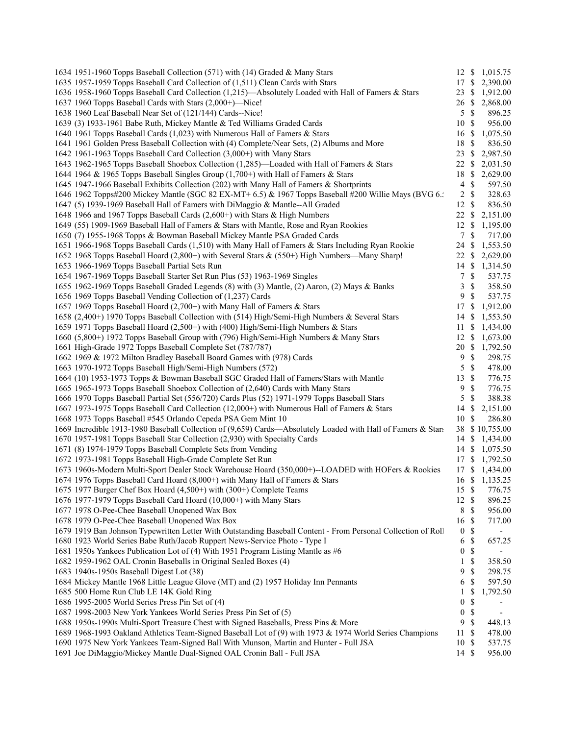| | | | | |
|---|---|---|---|---|
| 1634 | 1951-1960 Topps Baseball Collection (571) with (14) Graded & Many Stars | 12 | $ | 1,015.75 |
| 1635 | 1957-1959 Topps Baseball Card Collection of (1,511) Clean Cards with Stars | 17 | $ | 2,390.00 |
| 1636 | 1958-1960 Topps Baseball Card Collection (1,215)—Absolutely Loaded with Hall of Famers & Stars | 23 | $ | 1,912.00 |
| 1637 | 1960 Topps Baseball Cards with Stars (2,000+)—Nice! | 26 | $ | 2,868.00 |
| 1638 | 1960 Leaf Baseball Near Set of (121/144) Cards--Nice! | 5 | $ | 896.25 |
| 1639 | (3) 1933-1961 Babe Ruth, Mickey Mantle & Ted Williams Graded Cards | 10 | $ | 956.00 |
| 1640 | 1961 Topps Baseball Cards (1,023) with Numerous Hall of Famers & Stars | 16 | $ | 1,075.50 |
| 1641 | 1961 Golden Press Baseball Collection with (4) Complete/Near Sets, (2) Albums and More | 18 | $ | 836.50 |
| 1642 | 1961-1963 Topps Baseball Card Collection (3,000+) with Many Stars | 23 | $ | 2,987.50 |
| 1643 | 1962-1965 Topps Baseball Shoebox Collection (1,285)—Loaded with Hall of Famers & Stars | 22 | $ | 2,031.50 |
| 1644 | 1964 & 1965 Topps Baseball Singles Group (1,700+) with Hall of Famers & Stars | 18 | $ | 2,629.00 |
| 1645 | 1947-1966 Baseball Exhibits Collection (202) with Many Hall of Famers & Shortprints | 4 | $ | 597.50 |
| 1646 | 1962 Topps#200 Mickey Mantle (SGC 82 EX-MT+ 6.5) & 1967 Topps Baseball #200 Willie Mays (BVG 6.: | 2 | $ | 328.63 |
| 1647 | (5) 1939-1969 Baseball Hall of Famers with DiMaggio & Mantle--All Graded | 12 | $ | 836.50 |
| 1648 | 1966 and 1967 Topps Baseball Cards (2,600+) with Stars & High Numbers | 22 | $ | 2,151.00 |
| 1649 | (55) 1909-1969 Baseball Hall of Famers & Stars with Mantle, Rose and Ryan Rookies | 12 | $ | 1,195.00 |
| 1650 | (7) 1955-1968 Topps & Bowman Baseball Mickey Mantle PSA Graded Cards | 7 | $ | 717.00 |
| 1651 | 1966-1968 Topps Baseball Cards (1,510) with Many Hall of Famers & Stars Including Ryan Rookie | 24 | $ | 1,553.50 |
| 1652 | 1968 Topps Baseball Hoard (2,800+) with Several Stars & (550+) High Numbers—Many Sharp! | 22 | $ | 2,629.00 |
| 1653 | 1966-1969 Topps Baseball Partial Sets Run | 14 | $ | 1,314.50 |
| 1654 | 1967-1969 Topps Baseball Starter Set Run Plus (53) 1963-1969 Singles | 7 | $ | 537.75 |
| 1655 | 1962-1969 Topps Baseball Graded Legends (8) with (3) Mantle, (2) Aaron, (2) Mays & Banks | 3 | $ | 358.50 |
| 1656 | 1969 Topps Baseball Vending Collection of (1,237) Cards | 9 | $ | 537.75 |
| 1657 | 1969 Topps Baseball Hoard (2,700+) with Many Hall of Famers & Stars | 17 | $ | 1,912.00 |
| 1658 | (2,400+) 1970 Topps Baseball Collection with (514) High/Semi-High Numbers & Several Stars | 14 | $ | 1,553.50 |
| 1659 | 1971 Topps Baseball Hoard (2,500+) with (400) High/Semi-High Numbers & Stars | 11 | $ | 1,434.00 |
| 1660 | (5,800+) 1972 Topps Baseball Group with (796) High/Semi-High Numbers & Many Stars | 12 | $ | 1,673.00 |
| 1661 | High-Grade 1972 Topps Baseball Complete Set (787/787) | 20 | $ | 1,792.50 |
| 1662 | 1969 & 1972 Milton Bradley Baseball Board Games with (978) Cards | 9 | $ | 298.75 |
| 1663 | 1970-1972 Topps Baseball High/Semi-High Numbers (572) | 5 | $ | 478.00 |
| 1664 | (10) 1953-1973 Topps & Bowman Baseball SGC Graded Hall of Famers/Stars with Mantle | 13 | $ | 776.75 |
| 1665 | 1965-1973 Topps Baseball Shoebox Collection of (2,640) Cards with Many Stars | 9 | $ | 776.75 |
| 1666 | 1970 Topps Baseball Partial Set (556/720) Cards Plus (52) 1971-1979 Topps Baseball Stars | 5 | $ | 388.38 |
| 1667 | 1973-1975 Topps Baseball Card Collection (12,000+) with Numerous Hall of Famers & Stars | 14 | $ | 2,151.00 |
| 1668 | 1973 Topps Baseball #545 Orlando Cepeda PSA Gem Mint 10 | 10 | $ | 286.80 |
| 1669 | Incredible 1913-1980 Baseball Collection of (9,659) Cards—Absolutely Loaded with Hall of Famers & Stars | 38 | $ | 10,755.00 |
| 1670 | 1957-1981 Topps Baseball Star Collection (2,930) with Specialty Cards | 14 | $ | 1,434.00 |
| 1671 | (8) 1974-1979 Topps Baseball Complete Sets from Vending | 14 | $ | 1,075.50 |
| 1672 | 1973-1981 Topps Baseball High-Grade Complete Set Run | 17 | $ | 1,792.50 |
| 1673 | 1960s-Modern Multi-Sport Dealer Stock Warehouse Hoard (350,000+)--LOADED with HOFers & Rookies | 17 | $ | 1,434.00 |
| 1674 | 1976 Topps Baseball Card Hoard (8,000+) with Many Hall of Famers & Stars | 16 | $ | 1,135.25 |
| 1675 | 1977 Burger Chef Box Hoard (4,500+) with (300+) Complete Teams | 15 | $ | 776.75 |
| 1676 | 1977-1979 Topps Baseball Card Hoard (10,000+) with Many Stars | 12 | $ | 896.25 |
| 1677 | 1978 O-Pee-Chee Baseball Unopened Wax Box | 8 | $ | 956.00 |
| 1678 | 1979 O-Pee-Chee Baseball Unopened Wax Box | 16 | $ | 717.00 |
| 1679 | 1919 Ban Johnson Typewritten Letter With Outstanding Baseball Content - From Personal Collection of Roll | 0 | $ | - |
| 1680 | 1923 World Series Babe Ruth/Jacob Ruppert News-Service Photo - Type I | 6 | $ | 657.25 |
| 1681 | 1950s Yankees Publication Lot of (4) With 1951 Program Listing Mantle as #6 | 0 | $ | - |
| 1682 | 1959-1962 OAL Cronin Baseballs in Original Sealed Boxes (4) | 1 | $ | 358.50 |
| 1683 | 1940s-1950s Baseball Digest Lot (38) | 9 | $ | 298.75 |
| 1684 | Mickey Mantle 1968 Little League Glove (MT) and (2) 1957 Holiday Inn Pennants | 6 | $ | 597.50 |
| 1685 | 500 Home Run Club LE 14K Gold Ring | 1 | $ | 1,792.50 |
| 1686 | 1995-2005 World Series Press Pin Set of (4) | 0 | $ | - |
| 1687 | 1998-2003 New York Yankees World Series Press Pin Set of (5) | 0 | $ | - |
| 1688 | 1950s-1990s Multi-Sport Treasure Chest with Signed Baseballs, Press Pins & More | 9 | $ | 448.13 |
| 1689 | 1968-1993 Oakland Athletics Team-Signed Baseball Lot of (9) with 1973 & 1974 World Series Champions | 11 | $ | 478.00 |
| 1690 | 1975 New York Yankees Team-Signed Ball With Munson, Martin and Hunter - Full JSA | 10 | $ | 537.75 |
| 1691 | Joe DiMaggio/Mickey Mantle Dual-Signed OAL Cronin Ball - Full JSA | 14 | $ | 956.00 |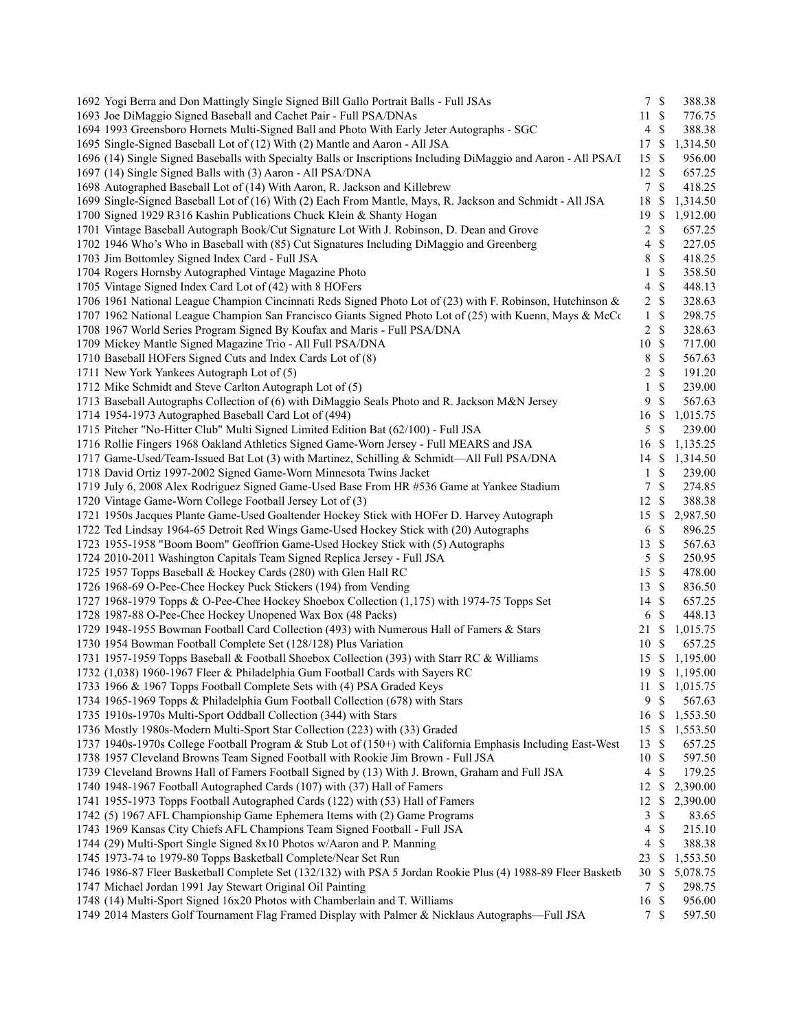| Lot | Description | Bids | | Price |
|---|---|---|---|---|
| 1692 | Yogi Berra and Don Mattingly Single Signed Bill Gallo Portrait Balls - Full JSAs | 7 | $ | 388.38 |
| 1693 | Joe DiMaggio Signed Baseball and Cachet Pair - Full PSA/DNAs | 11 | $ | 776.75 |
| 1694 | 1993 Greensboro Hornets Multi-Signed Ball and Photo With Early Jeter Autographs - SGC | 4 | $ | 388.38 |
| 1695 | Single-Signed Baseball Lot of (12) With (2) Mantle and Aaron - All JSA | 17 | $ | 1,314.50 |
| 1696 | (14) Single Signed Baseballs with Specialty Balls or Inscriptions Including DiMaggio and Aaron - All PSA/I | 15 | $ | 956.00 |
| 1697 | (14) Single Signed Balls with (3) Aaron - All PSA/DNA | 12 | $ | 657.25 |
| 1698 | Autographed Baseball Lot of (14) With Aaron, R. Jackson and Killebrew | 7 | $ | 418.25 |
| 1699 | Single-Signed Baseball Lot of (16) With (2) Each From Mantle, Mays, R. Jackson and Schmidt - All JSA | 18 | $ | 1,314.50 |
| 1700 | Signed 1929 R316 Kashin Publications Chuck Klein & Shanty Hogan | 19 | $ | 1,912.00 |
| 1701 | Vintage Baseball Autograph Book/Cut Signature Lot With J. Robinson, D. Dean and Grove | 2 | $ | 657.25 |
| 1702 | 1946 Who's Who in Baseball with (85) Cut Signatures Including DiMaggio and Greenberg | 4 | $ | 227.05 |
| 1703 | Jim Bottomley Signed Index Card - Full JSA | 8 | $ | 418.25 |
| 1704 | Rogers Hornsby Autographed Vintage Magazine Photo | 1 | $ | 358.50 |
| 1705 | Vintage Signed Index Card Lot of (42) with 8 HOFers | 4 | $ | 448.13 |
| 1706 | 1961 National League Champion Cincinnati Reds Signed Photo Lot of (23) with F. Robinson, Hutchinson & | 2 | $ | 328.63 |
| 1707 | 1962 National League Champion San Francisco Giants Signed Photo Lot of (25) with Kuenn, Mays & McCc | 1 | $ | 298.75 |
| 1708 | 1967 World Series Program Signed By Koufax and Maris - Full PSA/DNA | 2 | $ | 328.63 |
| 1709 | Mickey Mantle Signed Magazine Trio - All Full PSA/DNA | 10 | $ | 717.00 |
| 1710 | Baseball HOFers Signed Cuts and Index Cards Lot of (8) | 8 | $ | 567.63 |
| 1711 | New York Yankees Autograph Lot of (5) | 2 | $ | 191.20 |
| 1712 | Mike Schmidt and Steve Carlton Autograph Lot of (5) | 1 | $ | 239.00 |
| 1713 | Baseball Autographs Collection of (6) with DiMaggio Seals Photo and R. Jackson M&N Jersey | 9 | $ | 567.63 |
| 1714 | 1954-1973 Autographed Baseball Card Lot of (494) | 16 | $ | 1,015.75 |
| 1715 | Pitcher "No-Hitter Club" Multi Signed Limited Edition Bat (62/100) - Full JSA | 5 | $ | 239.00 |
| 1716 | Rollie Fingers 1968 Oakland Athletics Signed Game-Worn Jersey - Full MEARS and JSA | 16 | $ | 1,135.25 |
| 1717 | Game-Used/Team-Issued Bat Lot (3) with Martinez, Schilling & Schmidt—All Full PSA/DNA | 14 | $ | 1,314.50 |
| 1718 | David Ortiz 1997-2002 Signed Game-Worn Minnesota Twins Jacket | 1 | $ | 239.00 |
| 1719 | July 6, 2008 Alex Rodriguez Signed Game-Used Base From HR #536 Game at Yankee Stadium | 7 | $ | 274.85 |
| 1720 | Vintage Game-Worn College Football Jersey Lot of (3) | 12 | $ | 388.38 |
| 1721 | 1950s Jacques Plante Game-Used Goaltender Hockey Stick with HOFer D. Harvey Autograph | 15 | $ | 2,987.50 |
| 1722 | Ted Lindsay 1964-65 Detroit Red Wings Game-Used Hockey Stick with (20) Autographs | 6 | $ | 896.25 |
| 1723 | 1955-1958 "Boom Boom" Geoffrion Game-Used Hockey Stick with (5) Autographs | 13 | $ | 567.63 |
| 1724 | 2010-2011 Washington Capitals Team Signed Replica Jersey - Full JSA | 5 | $ | 250.95 |
| 1725 | 1957 Topps Baseball & Hockey Cards (280) with Glen Hall RC | 15 | $ | 478.00 |
| 1726 | 1968-69 O-Pee-Chee Hockey Puck Stickers (194) from Vending | 13 | $ | 836.50 |
| 1727 | 1968-1979 Topps & O-Pee-Chee Hockey Shoebox Collection (1,175) with 1974-75 Topps Set | 14 | $ | 657.25 |
| 1728 | 1987-88 O-Pee-Chee Hockey Unopened Wax Box (48 Packs) | 6 | $ | 448.13 |
| 1729 | 1948-1955 Bowman Football Card Collection (493) with Numerous Hall of Famers & Stars | 21 | $ | 1,015.75 |
| 1730 | 1954 Bowman Football Complete Set (128/128) Plus Variation | 10 | $ | 657.25 |
| 1731 | 1957-1959 Topps Baseball & Football Shoebox Collection (393) with Starr RC & Williams | 15 | $ | 1,195.00 |
| 1732 | (1,038) 1960-1967 Fleer & Philadelphia Gum Football Cards with Sayers RC | 19 | $ | 1,195.00 |
| 1733 | 1966 & 1967 Topps Football Complete Sets with (4) PSA Graded Keys | 11 | $ | 1,015.75 |
| 1734 | 1965-1969 Topps & Philadelphia Gum Football Collection (678) with Stars | 9 | $ | 567.63 |
| 1735 | 1910s-1970s Multi-Sport Oddball Collection (344) with Stars | 16 | $ | 1,553.50 |
| 1736 | Mostly 1980s-Modern Multi-Sport Star Collection (223) with (33) Graded | 15 | $ | 1,553.50 |
| 1737 | 1940s-1970s College Football Program & Stub Lot of (150+) with California Emphasis Including East-West | 13 | $ | 657.25 |
| 1738 | 1957 Cleveland Browns Team Signed Football with Rookie Jim Brown - Full JSA | 10 | $ | 597.50 |
| 1739 | Cleveland Browns Hall of Famers Football Signed by (13) With J. Brown, Graham and Full JSA | 4 | $ | 179.25 |
| 1740 | 1948-1967 Football Autographed Cards (107) with (37) Hall of Famers | 12 | $ | 2,390.00 |
| 1741 | 1955-1973 Topps Football Autographed Cards (122) with (53) Hall of Famers | 12 | $ | 2,390.00 |
| 1742 | (5) 1967 AFL Championship Game Ephemera Items with (2) Game Programs | 3 | $ | 83.65 |
| 1743 | 1969 Kansas City Chiefs AFL Champions Team Signed Football - Full JSA | 4 | $ | 215.10 |
| 1744 | (29) Multi-Sport Single Signed 8x10 Photos w/Aaron and P. Manning | 4 | $ | 388.38 |
| 1745 | 1973-74 to 1979-80 Topps Basketball Complete/Near Set Run | 23 | $ | 1,553.50 |
| 1746 | 1986-87 Fleer Basketball Complete Set (132/132) with PSA 5 Jordan Rookie Plus (4) 1988-89 Fleer Basketb | 30 | $ | 5,078.75 |
| 1747 | Michael Jordan 1991 Jay Stewart Original Oil Painting | 7 | $ | 298.75 |
| 1748 | (14) Multi-Sport Signed 16x20 Photos with Chamberlain and T. Williams | 16 | $ | 956.00 |
| 1749 | 2014 Masters Golf Tournament Flag Framed Display with Palmer & Nicklaus Autographs—Full JSA | 7 | $ | 597.50 |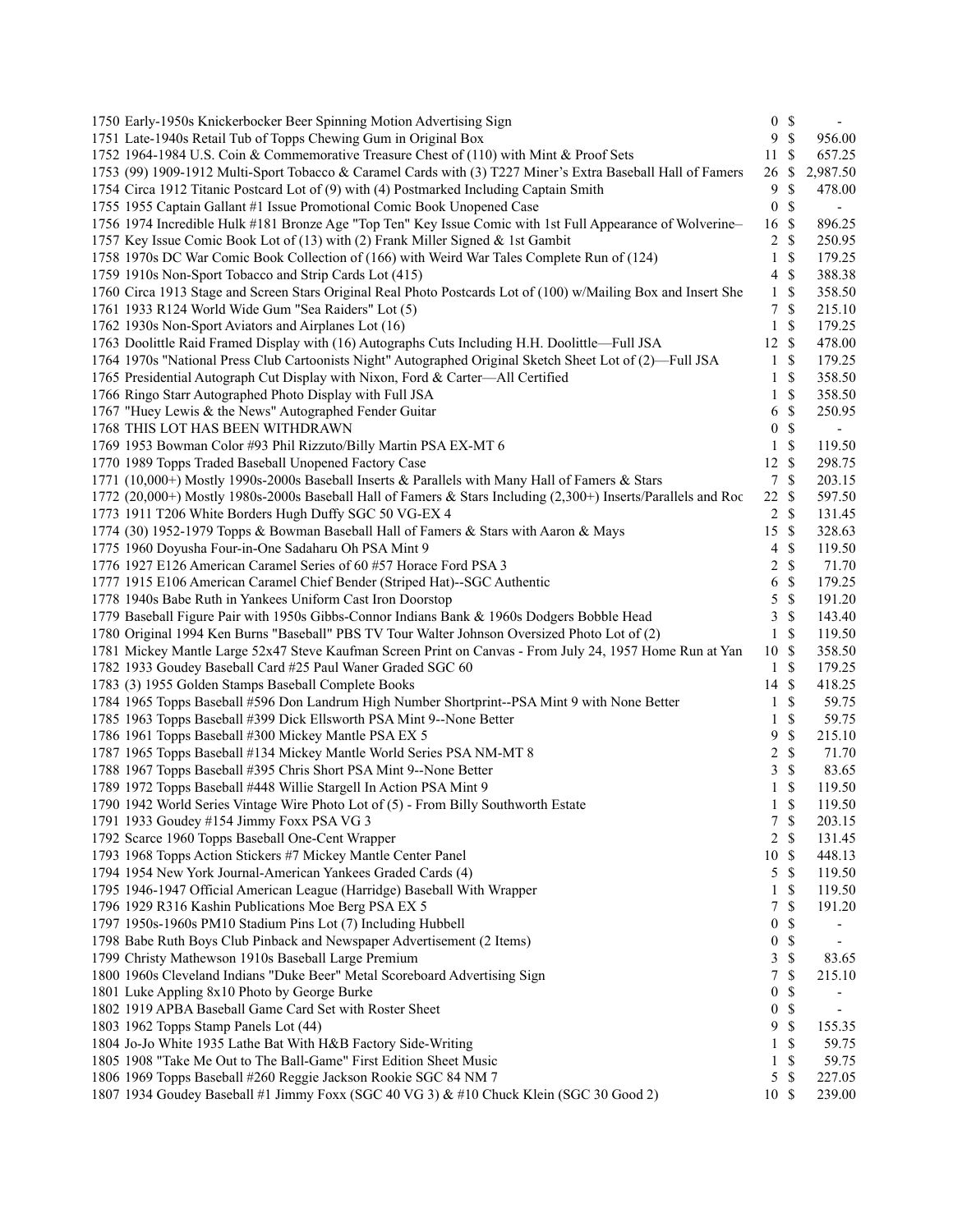| Lot | Description | Bids | | Price |
|---|---|---|---|---|
| 1750 | Early-1950s Knickerbocker Beer Spinning Motion Advertising Sign | 0 | $ | - |
| 1751 | Late-1940s Retail Tub of Topps Chewing Gum in Original Box | 9 | $ | 956.00 |
| 1752 | 1964-1984 U.S. Coin & Commemorative Treasure Chest of (110) with Mint & Proof Sets | 11 | $ | 657.25 |
| 1753 | (99) 1909-1912 Multi-Sport Tobacco & Caramel Cards with (3) T227 Miner's Extra Baseball Hall of Famers | 26 | $ | 2,987.50 |
| 1754 | Circa 1912 Titanic Postcard Lot of (9) with (4) Postmarked Including Captain Smith | 9 | $ | 478.00 |
| 1755 | 1955 Captain Gallant #1 Issue Promotional Comic Book Unopened Case | 0 | $ | - |
| 1756 | 1974 Incredible Hulk #181 Bronze Age "Top Ten" Key Issue Comic with 1st Full Appearance of Wolverine– | 16 | $ | 896.25 |
| 1757 | Key Issue Comic Book Lot of (13) with (2) Frank Miller Signed & 1st Gambit | 2 | $ | 250.95 |
| 1758 | 1970s DC War Comic Book Collection of (166) with Weird War Tales Complete Run of (124) | 1 | $ | 179.25 |
| 1759 | 1910s Non-Sport Tobacco and Strip Cards Lot (415) | 4 | $ | 388.38 |
| 1760 | Circa 1913 Stage and Screen Stars Original Real Photo Postcards Lot of (100) w/Mailing Box and Insert She | 1 | $ | 358.50 |
| 1761 | 1933 R124 World Wide Gum "Sea Raiders" Lot (5) | 7 | $ | 215.10 |
| 1762 | 1930s Non-Sport Aviators and Airplanes Lot (16) | 1 | $ | 179.25 |
| 1763 | Doolittle Raid Framed Display with (16) Autographs Cuts Including H.H. Doolittle—Full JSA | 12 | $ | 478.00 |
| 1764 | 1970s "National Press Club Cartoonists Night" Autographed Original Sketch Sheet Lot of (2)—Full JSA | 1 | $ | 179.25 |
| 1765 | Presidential Autograph Cut Display with Nixon, Ford & Carter—All Certified | 1 | $ | 358.50 |
| 1766 | Ringo Starr Autographed Photo Display with Full JSA | 1 | $ | 358.50 |
| 1767 | "Huey Lewis & the News" Autographed Fender Guitar | 6 | $ | 250.95 |
| 1768 | THIS LOT HAS BEEN WITHDRAWN | 0 | $ | - |
| 1769 | 1953 Bowman Color #93 Phil Rizzuto/Billy Martin PSA EX-MT 6 | 1 | $ | 119.50 |
| 1770 | 1989 Topps Traded Baseball Unopened Factory Case | 12 | $ | 298.75 |
| 1771 | (10,000+) Mostly 1990s-2000s Baseball Inserts & Parallels with Many Hall of Famers & Stars | 7 | $ | 203.15 |
| 1772 | (20,000+) Mostly 1980s-2000s Baseball Hall of Famers & Stars Including (2,300+) Inserts/Parallels and Roc | 22 | $ | 597.50 |
| 1773 | 1911 T206 White Borders Hugh Duffy SGC 50 VG-EX 4 | 2 | $ | 131.45 |
| 1774 | (30) 1952-1979 Topps & Bowman Baseball Hall of Famers & Stars with Aaron & Mays | 15 | $ | 328.63 |
| 1775 | 1960 Doyusha Four-in-One Sadaharu Oh PSA Mint 9 | 4 | $ | 119.50 |
| 1776 | 1927 E126 American Caramel Series of 60 #57 Horace Ford PSA 3 | 2 | $ | 71.70 |
| 1777 | 1915 E106 American Caramel Chief Bender (Striped Hat)--SGC Authentic | 6 | $ | 179.25 |
| 1778 | 1940s Babe Ruth in Yankees Uniform Cast Iron Doorstop | 5 | $ | 191.20 |
| 1779 | Baseball Figure Pair with 1950s Gibbs-Connor Indians Bank & 1960s Dodgers Bobble Head | 3 | $ | 143.40 |
| 1780 | Original 1994 Ken Burns "Baseball" PBS TV Tour Walter Johnson Oversized Photo Lot of (2) | 1 | $ | 119.50 |
| 1781 | Mickey Mantle Large 52x47 Steve Kaufman Screen Print on Canvas - From July 24, 1957 Home Run at Yan | 10 | $ | 358.50 |
| 1782 | 1933 Goudey Baseball Card #25 Paul Waner Graded SGC 60 | 1 | $ | 179.25 |
| 1783 | (3) 1955 Golden Stamps Baseball Complete Books | 14 | $ | 418.25 |
| 1784 | 1965 Topps Baseball #596 Don Landrum High Number Shortprint--PSA Mint 9 with None Better | 1 | $ | 59.75 |
| 1785 | 1963 Topps Baseball #399 Dick Ellsworth PSA Mint 9--None Better | 1 | $ | 59.75 |
| 1786 | 1961 Topps Baseball #300 Mickey Mantle PSA EX 5 | 9 | $ | 215.10 |
| 1787 | 1965 Topps Baseball #134 Mickey Mantle World Series PSA NM-MT 8 | 2 | $ | 71.70 |
| 1788 | 1967 Topps Baseball #395 Chris Short PSA Mint 9--None Better | 3 | $ | 83.65 |
| 1789 | 1972 Topps Baseball #448 Willie Stargell In Action PSA Mint 9 | 1 | $ | 119.50 |
| 1790 | 1942 World Series Vintage Wire Photo Lot of (5) - From Billy Southworth Estate | 1 | $ | 119.50 |
| 1791 | 1933 Goudey #154 Jimmy Foxx PSA VG 3 | 7 | $ | 203.15 |
| 1792 | Scarce 1960 Topps Baseball One-Cent Wrapper | 2 | $ | 131.45 |
| 1793 | 1968 Topps Action Stickers #7 Mickey Mantle Center Panel | 10 | $ | 448.13 |
| 1794 | 1954 New York Journal-American Yankees Graded Cards (4) | 5 | $ | 119.50 |
| 1795 | 1946-1947 Official American League (Harridge) Baseball With Wrapper | 1 | $ | 119.50 |
| 1796 | 1929 R316 Kashin Publications Moe Berg PSA EX 5 | 7 | $ | 191.20 |
| 1797 | 1950s-1960s PM10 Stadium Pins Lot (7) Including Hubbell | 0 | $ | - |
| 1798 | Babe Ruth Boys Club Pinback and Newspaper Advertisement (2 Items) | 0 | $ | - |
| 1799 | Christy Mathewson 1910s Baseball Large Premium | 3 | $ | 83.65 |
| 1800 | 1960s Cleveland Indians "Duke Beer" Metal Scoreboard Advertising Sign | 7 | $ | 215.10 |
| 1801 | Luke Appling 8x10 Photo by George Burke | 0 | $ | - |
| 1802 | 1919 APBA Baseball Game Card Set with Roster Sheet | 0 | $ | - |
| 1803 | 1962 Topps Stamp Panels Lot (44) | 9 | $ | 155.35 |
| 1804 | Jo-Jo White 1935 Lathe Bat With H&B Factory Side-Writing | 1 | $ | 59.75 |
| 1805 | 1908 "Take Me Out to The Ball-Game" First Edition Sheet Music | 1 | $ | 59.75 |
| 1806 | 1969 Topps Baseball #260 Reggie Jackson Rookie SGC 84 NM 7 | 5 | $ | 227.05 |
| 1807 | 1934 Goudey Baseball #1 Jimmy Foxx (SGC 40 VG 3) & #10 Chuck Klein (SGC 30 Good 2) | 10 | $ | 239.00 |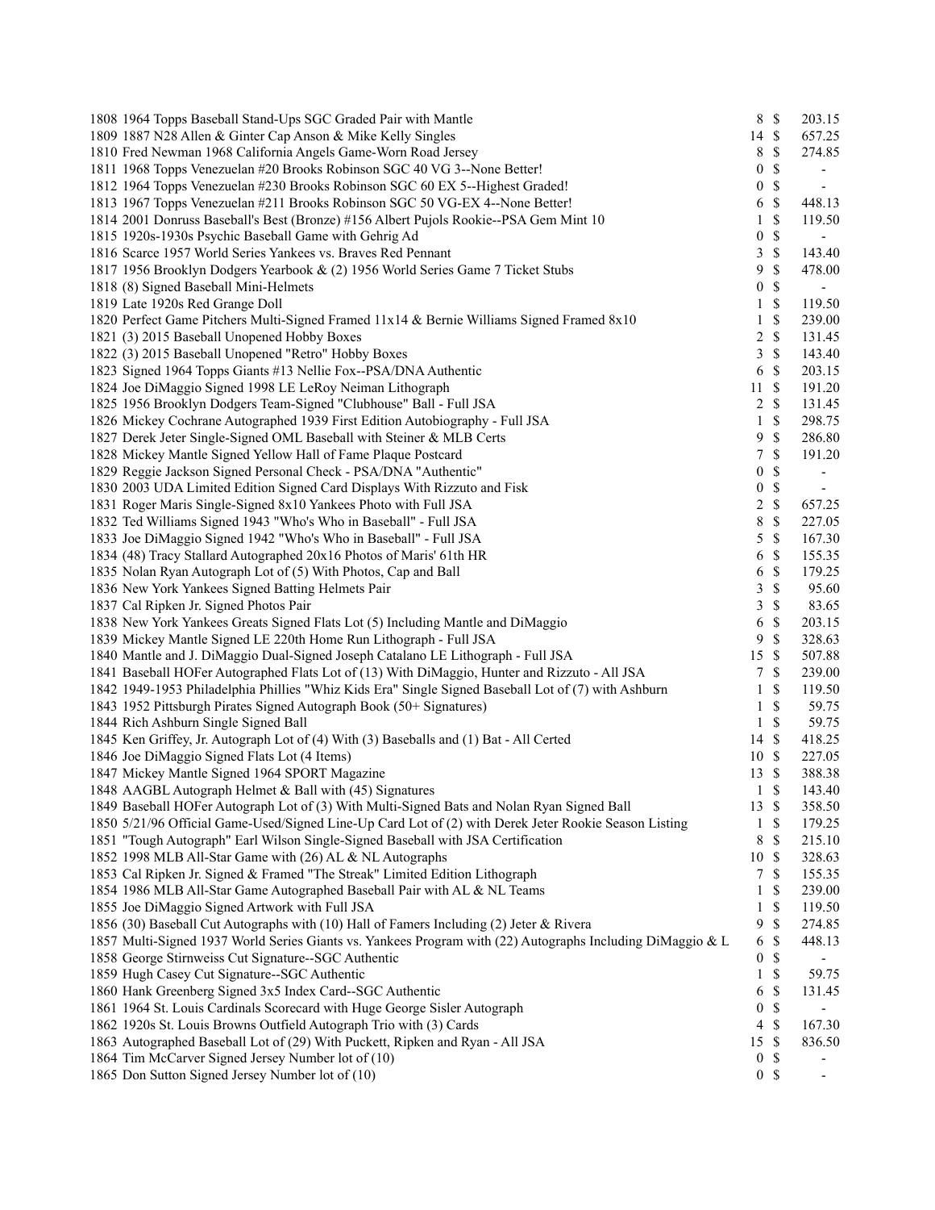| Lot | Description | Bids | | Price |
|---|---|---|---|---|
| 1808 | 1964 Topps Baseball Stand-Ups SGC Graded Pair with Mantle | 8 | $ | 203.15 |
| 1809 | 1887 N28 Allen & Ginter Cap Anson & Mike Kelly Singles | 14 | $ | 657.25 |
| 1810 | Fred Newman 1968 California Angels Game-Worn Road Jersey | 8 | $ | 274.85 |
| 1811 | 1968 Topps Venezuelan #20 Brooks Robinson SGC 40 VG 3--None Better! | 0 | $ | - |
| 1812 | 1964 Topps Venezuelan #230 Brooks Robinson SGC 60 EX 5--Highest Graded! | 0 | $ | - |
| 1813 | 1967 Topps Venezuelan #211 Brooks Robinson SGC 50 VG-EX 4--None Better! | 6 | $ | 448.13 |
| 1814 | 2001 Donruss Baseball's Best (Bronze) #156 Albert Pujols Rookie--PSA Gem Mint 10 | 1 | $ | 119.50 |
| 1815 | 1920s-1930s Psychic Baseball Game with Gehrig Ad | 0 | $ | - |
| 1816 | Scarce 1957 World Series Yankees vs. Braves Red Pennant | 3 | $ | 143.40 |
| 1817 | 1956 Brooklyn Dodgers Yearbook & (2) 1956 World Series Game 7 Ticket Stubs | 9 | $ | 478.00 |
| 1818 | (8) Signed Baseball Mini-Helmets | 0 | $ | - |
| 1819 | Late 1920s Red Grange Doll | 1 | $ | 119.50 |
| 1820 | Perfect Game Pitchers Multi-Signed Framed 11x14 & Bernie Williams Signed Framed 8x10 | 1 | $ | 239.00 |
| 1821 | (3) 2015 Baseball Unopened Hobby Boxes | 2 | $ | 131.45 |
| 1822 | (3) 2015 Baseball Unopened "Retro" Hobby Boxes | 3 | $ | 143.40 |
| 1823 | Signed 1964 Topps Giants #13 Nellie Fox--PSA/DNA Authentic | 6 | $ | 203.15 |
| 1824 | Joe DiMaggio Signed 1998 LE LeRoy Neiman Lithograph | 11 | $ | 191.20 |
| 1825 | 1956 Brooklyn Dodgers Team-Signed "Clubhouse" Ball - Full JSA | 2 | $ | 131.45 |
| 1826 | Mickey Cochrane Autographed 1939 First Edition Autobiography - Full JSA | 1 | $ | 298.75 |
| 1827 | Derek Jeter Single-Signed OML Baseball with Steiner & MLB Certs | 9 | $ | 286.80 |
| 1828 | Mickey Mantle Signed Yellow Hall of Fame Plaque Postcard | 7 | $ | 191.20 |
| 1829 | Reggie Jackson Signed Personal Check - PSA/DNA "Authentic" | 0 | $ | - |
| 1830 | 2003 UDA Limited Edition Signed Card Displays With Rizzuto and Fisk | 0 | $ | - |
| 1831 | Roger Maris Single-Signed 8x10 Yankees Photo with Full JSA | 2 | $ | 657.25 |
| 1832 | Ted Williams Signed 1943 "Who's Who in Baseball" - Full JSA | 8 | $ | 227.05 |
| 1833 | Joe DiMaggio Signed 1942 "Who's Who in Baseball" - Full JSA | 5 | $ | 167.30 |
| 1834 | (48) Tracy Stallard Autographed 20x16 Photos of Maris' 61th HR | 6 | $ | 155.35 |
| 1835 | Nolan Ryan Autograph Lot of (5) With Photos, Cap and Ball | 6 | $ | 179.25 |
| 1836 | New York Yankees Signed Batting Helmets Pair | 3 | $ | 95.60 |
| 1837 | Cal Ripken Jr. Signed Photos Pair | 3 | $ | 83.65 |
| 1838 | New York Yankees Greats Signed Flats Lot (5) Including Mantle and DiMaggio | 6 | $ | 203.15 |
| 1839 | Mickey Mantle Signed LE 220th Home Run Lithograph - Full JSA | 9 | $ | 328.63 |
| 1840 | Mantle and J. DiMaggio Dual-Signed Joseph Catalano LE Lithograph - Full JSA | 15 | $ | 507.88 |
| 1841 | Baseball HOFer Autographed Flats Lot of (13) With DiMaggio, Hunter and Rizzuto - All JSA | 7 | $ | 239.00 |
| 1842 | 1949-1953 Philadelphia Phillies "Whiz Kids Era" Single Signed Baseball Lot of (7) with Ashburn | 1 | $ | 119.50 |
| 1843 | 1952 Pittsburgh Pirates Signed Autograph Book (50+ Signatures) | 1 | $ | 59.75 |
| 1844 | Rich Ashburn Single Signed Ball | 1 | $ | 59.75 |
| 1845 | Ken Griffey, Jr. Autograph Lot of (4) With (3) Baseballs and (1) Bat - All Certed | 14 | $ | 418.25 |
| 1846 | Joe DiMaggio Signed Flats Lot (4 Items) | 10 | $ | 227.05 |
| 1847 | Mickey Mantle Signed 1964 SPORT Magazine | 13 | $ | 388.38 |
| 1848 | AAGBL Autograph Helmet & Ball with (45) Signatures | 1 | $ | 143.40 |
| 1849 | Baseball HOFer Autograph Lot of (3) With Multi-Signed Bats and Nolan Ryan Signed Ball | 13 | $ | 358.50 |
| 1850 | 5/21/96 Official Game-Used/Signed Line-Up Card Lot of (2) with Derek Jeter Rookie Season Listing | 1 | $ | 179.25 |
| 1851 | "Tough Autograph" Earl Wilson Single-Signed Baseball with JSA Certification | 8 | $ | 215.10 |
| 1852 | 1998 MLB All-Star Game with (26) AL & NL Autographs | 10 | $ | 328.63 |
| 1853 | Cal Ripken Jr. Signed & Framed "The Streak" Limited Edition Lithograph | 7 | $ | 155.35 |
| 1854 | 1986 MLB All-Star Game Autographed Baseball Pair with AL & NL Teams | 1 | $ | 239.00 |
| 1855 | Joe DiMaggio Signed Artwork with Full JSA | 1 | $ | 119.50 |
| 1856 | (30) Baseball Cut Autographs with (10) Hall of Famers Including (2) Jeter & Rivera | 9 | $ | 274.85 |
| 1857 | Multi-Signed 1937 World Series Giants vs. Yankees Program with (22) Autographs Including DiMaggio & L | 6 | $ | 448.13 |
| 1858 | George Stirnweiss Cut Signature--SGC Authentic | 0 | $ | - |
| 1859 | Hugh Casey Cut Signature--SGC Authentic | 1 | $ | 59.75 |
| 1860 | Hank Greenberg Signed 3x5 Index Card--SGC Authentic | 6 | $ | 131.45 |
| 1861 | 1964 St. Louis Cardinals Scorecard with Huge George Sisler Autograph | 0 | $ | - |
| 1862 | 1920s St. Louis Browns Outfield Autograph Trio with (3) Cards | 4 | $ | 167.30 |
| 1863 | Autographed Baseball Lot of (29) With Puckett, Ripken and Ryan - All JSA | 15 | $ | 836.50 |
| 1864 | Tim McCarver Signed Jersey Number lot of (10) | 0 | $ | - |
| 1865 | Don Sutton Signed Jersey Number lot of (10) | 0 | $ | - |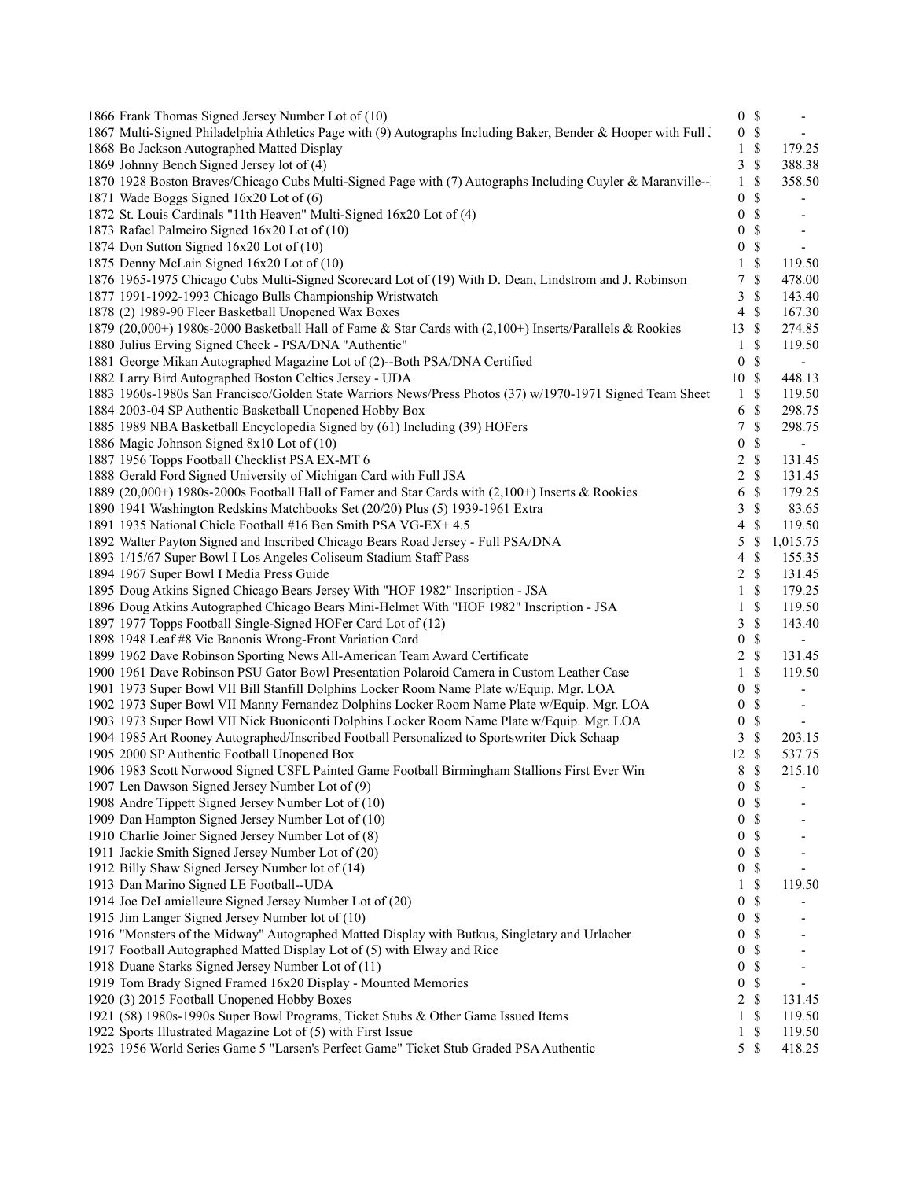| Lot | Description | Bids | | Price |
|---|---|---|---|---|
| 1866 | Frank Thomas Signed Jersey Number Lot of (10) | 0 | $ | - |
| 1867 | Multi-Signed Philadelphia Athletics Page with (9) Autographs Including Baker, Bender & Hooper with Full . | 0 | $ | - |
| 1868 | Bo Jackson Autographed Matted Display | 1 | $ | 179.25 |
| 1869 | Johnny Bench Signed Jersey lot of (4) | 3 | $ | 388.38 |
| 1870 | 1928 Boston Braves/Chicago Cubs Multi-Signed Page with (7) Autographs Including Cuyler & Maranville-- | 1 | $ | 358.50 |
| 1871 | Wade Boggs Signed 16x20 Lot of (6) | 0 | $ | - |
| 1872 | St. Louis Cardinals "11th Heaven" Multi-Signed 16x20 Lot of (4) | 0 | $ | - |
| 1873 | Rafael Palmeiro Signed 16x20 Lot of (10) | 0 | $ | - |
| 1874 | Don Sutton Signed 16x20 Lot of (10) | 0 | $ | - |
| 1875 | Denny McLain Signed 16x20 Lot of (10) | 1 | $ | 119.50 |
| 1876 | 1965-1975 Chicago Cubs Multi-Signed Scorecard Lot of (19) With D. Dean, Lindstrom and J. Robinson | 7 | $ | 478.00 |
| 1877 | 1991-1992-1993 Chicago Bulls Championship Wristwatch | 3 | $ | 143.40 |
| 1878 | (2) 1989-90 Fleer Basketball Unopened Wax Boxes | 4 | $ | 167.30 |
| 1879 | (20,000+) 1980s-2000 Basketball Hall of Fame & Star Cards with (2,100+) Inserts/Parallels & Rookies | 13 | $ | 274.85 |
| 1880 | Julius Erving Signed Check - PSA/DNA "Authentic" | 1 | $ | 119.50 |
| 1881 | George Mikan Autographed Magazine Lot of (2)--Both PSA/DNA Certified | 0 | $ | - |
| 1882 | Larry Bird Autographed Boston Celtics Jersey - UDA | 10 | $ | 448.13 |
| 1883 | 1960s-1980s San Francisco/Golden State Warriors News/Press Photos (37) w/1970-1971 Signed Team Sheet | 1 | $ | 119.50 |
| 1884 | 2003-04 SP Authentic Basketball Unopened Hobby Box | 6 | $ | 298.75 |
| 1885 | 1989 NBA Basketball Encyclopedia Signed by (61) Including (39) HOFers | 7 | $ | 298.75 |
| 1886 | Magic Johnson Signed 8x10 Lot of (10) | 0 | $ | - |
| 1887 | 1956 Topps Football Checklist PSA EX-MT 6 | 2 | $ | 131.45 |
| 1888 | Gerald Ford Signed University of Michigan Card with Full JSA | 2 | $ | 131.45 |
| 1889 | (20,000+) 1980s-2000s Football Hall of Famer and Star Cards with (2,100+) Inserts & Rookies | 6 | $ | 179.25 |
| 1890 | 1941 Washington Redskins Matchbooks Set (20/20) Plus (5) 1939-1961 Extra | 3 | $ | 83.65 |
| 1891 | 1935 National Chicle Football #16 Ben Smith PSA VG-EX+ 4.5 | 4 | $ | 119.50 |
| 1892 | Walter Payton Signed and Inscribed Chicago Bears Road Jersey - Full PSA/DNA | 5 | $ | 1,015.75 |
| 1893 | 1/15/67 Super Bowl I Los Angeles Coliseum Stadium Staff Pass | 4 | $ | 155.35 |
| 1894 | 1967 Super Bowl I Media Press Guide | 2 | $ | 131.45 |
| 1895 | Doug Atkins Signed Chicago Bears Jersey With "HOF 1982" Inscription - JSA | 1 | $ | 179.25 |
| 1896 | Doug Atkins Autographed Chicago Bears Mini-Helmet With "HOF 1982" Inscription - JSA | 1 | $ | 119.50 |
| 1897 | 1977 Topps Football Single-Signed HOFer Card Lot of (12) | 3 | $ | 143.40 |
| 1898 | 1948 Leaf #8 Vic Banonis Wrong-Front Variation Card | 0 | $ | - |
| 1899 | 1962 Dave Robinson Sporting News All-American Team Award Certificate | 2 | $ | 131.45 |
| 1900 | 1961 Dave Robinson PSU Gator Bowl Presentation Polaroid Camera in Custom Leather Case | 1 | $ | 119.50 |
| 1901 | 1973 Super Bowl VII Bill Stanfill Dolphins Locker Room Name Plate w/Equip. Mgr. LOA | 0 | $ | - |
| 1902 | 1973 Super Bowl VII Manny Fernandez Dolphins Locker Room Name Plate w/Equip. Mgr. LOA | 0 | $ | - |
| 1903 | 1973 Super Bowl VII Nick Buoniconti Dolphins Locker Room Name Plate w/Equip. Mgr. LOA | 0 | $ | - |
| 1904 | 1985 Art Rooney Autographed/Inscribed Football Personalized to Sportswriter Dick Schaap | 3 | $ | 203.15 |
| 1905 | 2000 SP Authentic Football Unopened Box | 12 | $ | 537.75 |
| 1906 | 1983 Scott Norwood Signed USFL Painted Game Football Birmingham Stallions First Ever Win | 8 | $ | 215.10 |
| 1907 | Len Dawson Signed Jersey Number Lot of (9) | 0 | $ | - |
| 1908 | Andre Tippett Signed Jersey Number Lot of (10) | 0 | $ | - |
| 1909 | Dan Hampton Signed Jersey Number Lot of (10) | 0 | $ | - |
| 1910 | Charlie Joiner Signed Jersey Number Lot of (8) | 0 | $ | - |
| 1911 | Jackie Smith Signed Jersey Number Lot of (20) | 0 | $ | - |
| 1912 | Billy Shaw Signed Jersey Number lot of (14) | 0 | $ | - |
| 1913 | Dan Marino Signed LE Football--UDA | 1 | $ | 119.50 |
| 1914 | Joe DeLamielleure Signed Jersey Number Lot of (20) | 0 | $ | - |
| 1915 | Jim Langer Signed Jersey Number lot of (10) | 0 | $ | - |
| 1916 | "Monsters of the Midway" Autographed Matted Display with Butkus, Singletary and Urlacher | 0 | $ | - |
| 1917 | Football Autographed Matted Display Lot of (5) with Elway and Rice | 0 | $ | - |
| 1918 | Duane Starks Signed Jersey Number Lot of (11) | 0 | $ | - |
| 1919 | Tom Brady Signed Framed 16x20 Display - Mounted Memories | 0 | $ | - |
| 1920 | (3) 2015 Football Unopened Hobby Boxes | 2 | $ | 131.45 |
| 1921 | (58) 1980s-1990s Super Bowl Programs, Ticket Stubs & Other Game Issued Items | 1 | $ | 119.50 |
| 1922 | Sports Illustrated Magazine Lot of (5) with First Issue | 1 | $ | 119.50 |
| 1923 | 1956 World Series Game 5 "Larsen's Perfect Game" Ticket Stub Graded PSA Authentic | 5 | $ | 418.25 |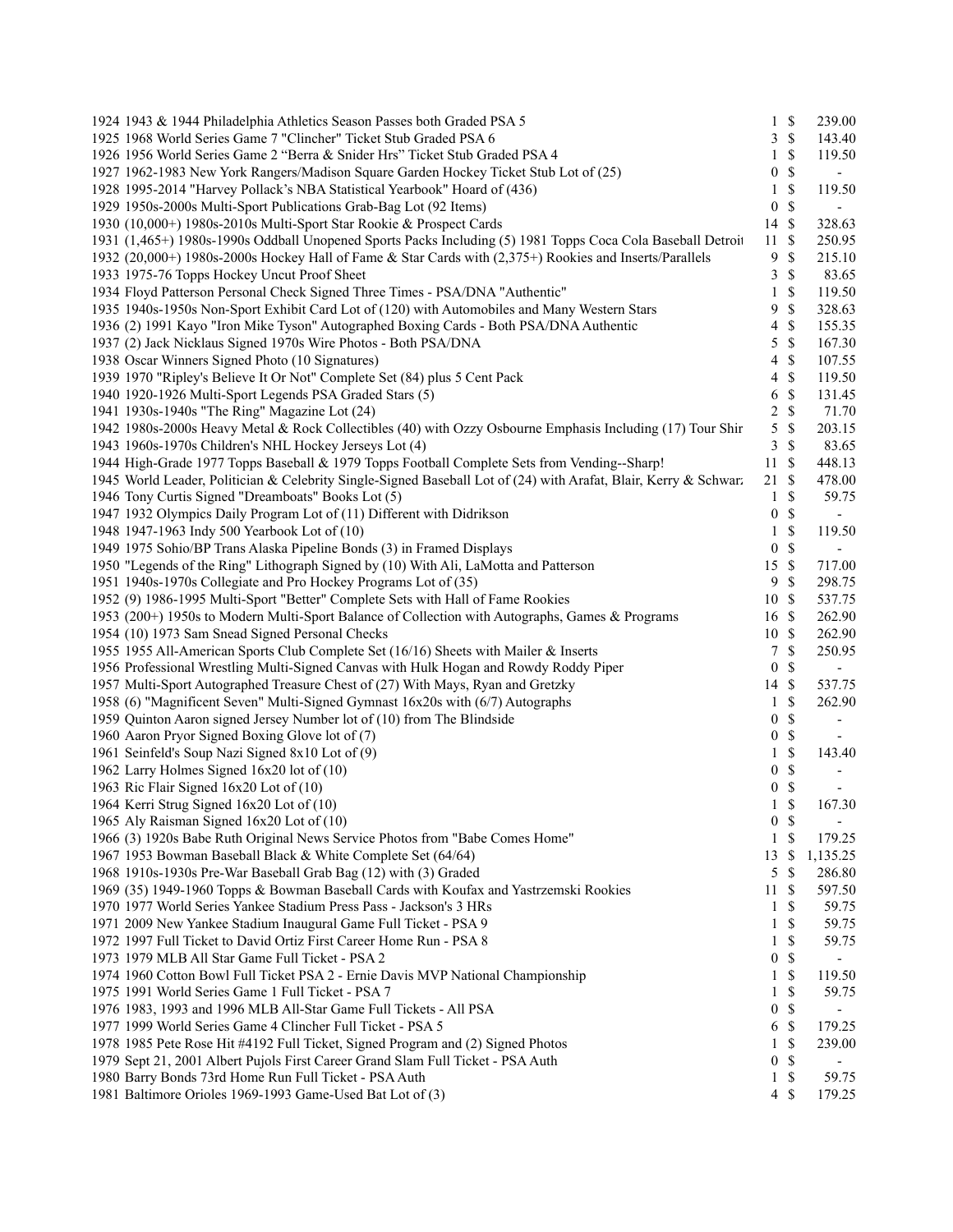| Lot | Description | Bids | | Price |
|---|---|---|---|---|
| 1924 | 1943 & 1944 Philadelphia Athletics Season Passes both Graded PSA 5 | 1 | $ | 239.00 |
| 1925 | 1968 World Series Game 7 "Clincher" Ticket Stub Graded PSA 6 | 3 | $ | 143.40 |
| 1926 | 1956 World Series Game 2 "Berra & Snider Hrs" Ticket Stub Graded PSA 4 | 1 | $ | 119.50 |
| 1927 | 1962-1983 New York Rangers/Madison Square Garden Hockey Ticket Stub Lot of (25) | 0 | $ | - |
| 1928 | 1995-2014 "Harvey Pollack's NBA Statistical Yearbook" Hoard of (436) | 1 | $ | 119.50 |
| 1929 | 1950s-2000s Multi-Sport Publications Grab-Bag Lot (92 Items) | 0 | $ | - |
| 1930 | (10,000+) 1980s-2010s Multi-Sport Star Rookie & Prospect Cards | 14 | $ | 328.63 |
| 1931 | (1,465+) 1980s-1990s Oddball Unopened Sports Packs Including (5) 1981 Topps Coca Cola Baseball Detroit | 11 | $ | 250.95 |
| 1932 | (20,000+) 1980s-2000s Hockey Hall of Fame & Star Cards with (2,375+) Rookies and Inserts/Parallels | 9 | $ | 215.10 |
| 1933 | 1975-76 Topps Hockey Uncut Proof Sheet | 3 | $ | 83.65 |
| 1934 | Floyd Patterson Personal Check Signed Three Times - PSA/DNA "Authentic" | 1 | $ | 119.50 |
| 1935 | 1940s-1950s Non-Sport Exhibit Card Lot of (120) with Automobiles and Many Western Stars | 9 | $ | 328.63 |
| 1936 | (2) 1991 Kayo "Iron Mike Tyson" Autographed Boxing Cards - Both PSA/DNA Authentic | 4 | $ | 155.35 |
| 1937 | (2) Jack Nicklaus Signed 1970s Wire Photos - Both PSA/DNA | 5 | $ | 167.30 |
| 1938 | Oscar Winners Signed Photo (10 Signatures) | 4 | $ | 107.55 |
| 1939 | 1970 "Ripley's Believe It Or Not" Complete Set (84) plus 5 Cent Pack | 4 | $ | 119.50 |
| 1940 | 1920-1926 Multi-Sport Legends PSA Graded Stars (5) | 6 | $ | 131.45 |
| 1941 | 1930s-1940s "The Ring" Magazine Lot (24) | 2 | $ | 71.70 |
| 1942 | 1980s-2000s Heavy Metal & Rock Collectibles (40) with Ozzy Osbourne Emphasis Including (17) Tour Shir | 5 | $ | 203.15 |
| 1943 | 1960s-1970s Children's NHL Hockey Jerseys Lot (4) | 3 | $ | 83.65 |
| 1944 | High-Grade 1977 Topps Baseball & 1979 Topps Football Complete Sets from Vending--Sharp! | 11 | $ | 448.13 |
| 1945 | World Leader, Politician & Celebrity Single-Signed Baseball Lot of (24) with Arafat, Blair, Kerry & Schwarz | 21 | $ | 478.00 |
| 1946 | Tony Curtis Signed "Dreamboats" Books Lot (5) | 1 | $ | 59.75 |
| 1947 | 1932 Olympics Daily Program Lot of (11) Different with Didrikson | 0 | $ | - |
| 1948 | 1947-1963 Indy 500 Yearbook Lot of (10) | 1 | $ | 119.50 |
| 1949 | 1975 Sohio/BP Trans Alaska Pipeline Bonds (3) in Framed Displays | 0 | $ | - |
| 1950 | "Legends of the Ring" Lithograph Signed by (10) With Ali, LaMotta and Patterson | 15 | $ | 717.00 |
| 1951 | 1940s-1970s Collegiate and Pro Hockey Programs Lot of (35) | 9 | $ | 298.75 |
| 1952 | (9) 1986-1995 Multi-Sport "Better" Complete Sets with Hall of Fame Rookies | 10 | $ | 537.75 |
| 1953 | (200+) 1950s to Modern Multi-Sport Balance of Collection with Autographs, Games & Programs | 16 | $ | 262.90 |
| 1954 | (10) 1973 Sam Snead Signed Personal Checks | 10 | $ | 262.90 |
| 1955 | 1955 All-American Sports Club Complete Set (16/16) Sheets with Mailer & Inserts | 7 | $ | 250.95 |
| 1956 | Professional Wrestling Multi-Signed Canvas with Hulk Hogan and Rowdy Roddy Piper | 0 | $ | - |
| 1957 | Multi-Sport Autographed Treasure Chest of (27) With Mays, Ryan and Gretzky | 14 | $ | 537.75 |
| 1958 | (6) "Magnificent Seven" Multi-Signed Gymnast 16x20s with (6/7) Autographs | 1 | $ | 262.90 |
| 1959 | Quinton Aaron signed Jersey Number lot of (10) from The Blindside | 0 | $ | - |
| 1960 | Aaron Pryor Signed Boxing Glove lot of (7) | 0 | $ | - |
| 1961 | Seinfeld's Soup Nazi Signed 8x10 Lot of (9) | 1 | $ | 143.40 |
| 1962 | Larry Holmes Signed 16x20 lot of (10) | 0 | $ | - |
| 1963 | Ric Flair Signed 16x20 Lot of (10) | 0 | $ | - |
| 1964 | Kerri Strug Signed 16x20 Lot of (10) | 1 | $ | 167.30 |
| 1965 | Aly Raisman Signed 16x20 Lot of (10) | 0 | $ | - |
| 1966 | (3) 1920s Babe Ruth Original News Service Photos from "Babe Comes Home" | 1 | $ | 179.25 |
| 1967 | 1953 Bowman Baseball Black & White Complete Set (64/64) | 13 | $ | 1,135.25 |
| 1968 | 1910s-1930s Pre-War Baseball Grab Bag (12) with (3) Graded | 5 | $ | 286.80 |
| 1969 | (35) 1949-1960 Topps & Bowman Baseball Cards with Koufax and Yastrzemski Rookies | 11 | $ | 597.50 |
| 1970 | 1977 World Series Yankee Stadium Press Pass - Jackson's 3 HRs | 1 | $ | 59.75 |
| 1971 | 2009 New Yankee Stadium Inaugural Game Full Ticket - PSA 9 | 1 | $ | 59.75 |
| 1972 | 1997 Full Ticket to David Ortiz First Career Home Run - PSA 8 | 1 | $ | 59.75 |
| 1973 | 1979 MLB All Star Game Full Ticket - PSA 2 | 0 | $ | - |
| 1974 | 1960 Cotton Bowl Full Ticket PSA 2 - Ernie Davis MVP National Championship | 1 | $ | 119.50 |
| 1975 | 1991 World Series Game 1 Full Ticket - PSA 7 | 1 | $ | 59.75 |
| 1976 | 1983, 1993 and 1996 MLB All-Star Game Full Tickets - All PSA | 0 | $ | - |
| 1977 | 1999 World Series Game 4 Clincher Full Ticket - PSA 5 | 6 | $ | 179.25 |
| 1978 | 1985 Pete Rose Hit #4192 Full Ticket, Signed Program and (2) Signed Photos | 1 | $ | 239.00 |
| 1979 | Sept 21, 2001 Albert Pujols First Career Grand Slam Full Ticket - PSA Auth | 0 | $ | - |
| 1980 | Barry Bonds 73rd Home Run Full Ticket - PSA Auth | 1 | $ | 59.75 |
| 1981 | Baltimore Orioles 1969-1993 Game-Used Bat Lot of (3) | 4 | $ | 179.25 |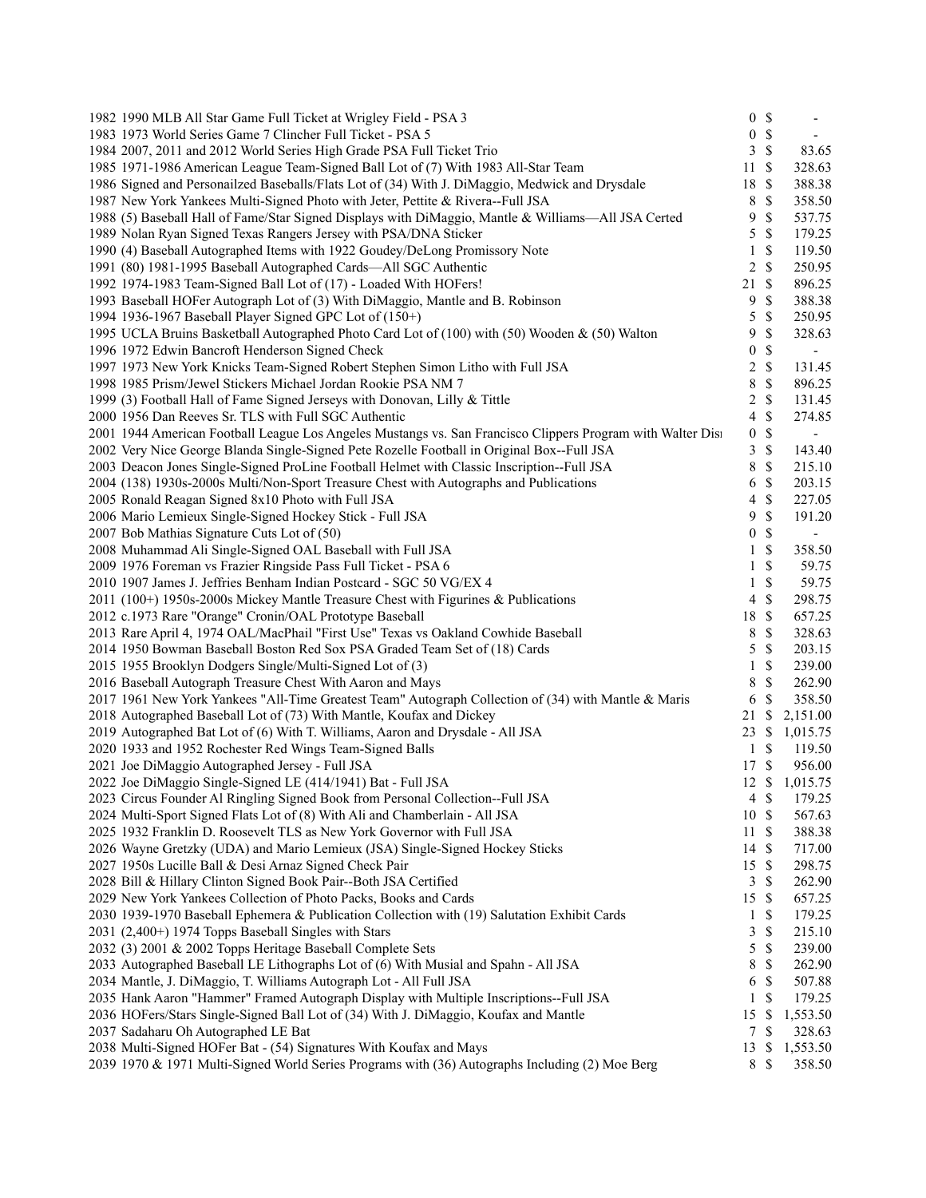| Lot | Description | Bids | | Price |
|---|---|---|---|---|
| 1982 | 1990 MLB All Star Game Full Ticket at Wrigley Field - PSA 3 | 0 | $ | - |
| 1983 | 1973 World Series Game 7 Clincher Full Ticket - PSA 5 | 0 | $ | - |
| 1984 | 2007, 2011 and 2012 World Series High Grade PSA Full Ticket Trio | 3 | $ | 83.65 |
| 1985 | 1971-1986 American League Team-Signed Ball Lot of (7) With 1983 All-Star Team | 11 | $ | 328.63 |
| 1986 | Signed and Personailzed Baseballs/Flats Lot of (34) With J. DiMaggio, Medwick and Drysdale | 18 | $ | 388.38 |
| 1987 | New York Yankees Multi-Signed Photo with Jeter, Pettite & Rivera--Full JSA | 8 | $ | 358.50 |
| 1988 | (5) Baseball Hall of Fame/Star Signed Displays with DiMaggio, Mantle & Williams—All JSA Certed | 9 | $ | 537.75 |
| 1989 | Nolan Ryan Signed Texas Rangers Jersey with PSA/DNA Sticker | 5 | $ | 179.25 |
| 1990 | (4) Baseball Autographed Items with 1922 Goudey/DeLong Promissory Note | 1 | $ | 119.50 |
| 1991 | (80) 1981-1995 Baseball Autographed Cards—All SGC Authentic | 2 | $ | 250.95 |
| 1992 | 1974-1983 Team-Signed Ball Lot of (17) - Loaded With HOFers! | 21 | $ | 896.25 |
| 1993 | Baseball HOFer Autograph Lot of (3) With DiMaggio, Mantle and B. Robinson | 9 | $ | 388.38 |
| 1994 | 1936-1967 Baseball Player Signed GPC Lot of (150+) | 5 | $ | 250.95 |
| 1995 | UCLA Bruins Basketball Autographed Photo Card Lot of (100) with (50) Wooden & (50) Walton | 9 | $ | 328.63 |
| 1996 | 1972 Edwin Bancroft Henderson Signed Check | 0 | $ | - |
| 1997 | 1973 New York Knicks Team-Signed Robert Stephen Simon Litho with Full JSA | 2 | $ | 131.45 |
| 1998 | 1985 Prism/Jewel Stickers Michael Jordan Rookie PSA NM 7 | 8 | $ | 896.25 |
| 1999 | (3) Football Hall of Fame Signed Jerseys with Donovan, Lilly & Tittle | 2 | $ | 131.45 |
| 2000 | 1956 Dan Reeves Sr. TLS with Full SGC Authentic | 4 | $ | 274.85 |
| 2001 | 1944 American Football League Los Angeles Mustangs vs. San Francisco Clippers Program with Walter Disı | 0 | $ | - |
| 2002 | Very Nice George Blanda Single-Signed Pete Rozelle Football in Original Box--Full JSA | 3 | $ | 143.40 |
| 2003 | Deacon Jones Single-Signed ProLine Football Helmet with Classic Inscription--Full JSA | 8 | $ | 215.10 |
| 2004 | (138) 1930s-2000s Multi/Non-Sport Treasure Chest with Autographs and Publications | 6 | $ | 203.15 |
| 2005 | Ronald Reagan Signed 8x10 Photo with Full JSA | 4 | $ | 227.05 |
| 2006 | Mario Lemieux Single-Signed Hockey Stick - Full JSA | 9 | $ | 191.20 |
| 2007 | Bob Mathias Signature Cuts Lot of (50) | 0 | $ | - |
| 2008 | Muhammad Ali Single-Signed OAL Baseball with Full JSA | 1 | $ | 358.50 |
| 2009 | 1976 Foreman vs Frazier Ringside Pass Full Ticket - PSA 6 | 1 | $ | 59.75 |
| 2010 | 1907 James J. Jeffries Benham Indian Postcard - SGC 50 VG/EX 4 | 1 | $ | 59.75 |
| 2011 | (100+) 1950s-2000s Mickey Mantle Treasure Chest with Figurines & Publications | 4 | $ | 298.75 |
| 2012 | c.1973 Rare "Orange" Cronin/OAL Prototype Baseball | 18 | $ | 657.25 |
| 2013 | Rare April 4, 1974 OAL/MacPhail "First Use" Texas vs Oakland Cowhide Baseball | 8 | $ | 328.63 |
| 2014 | 1950 Bowman Baseball Boston Red Sox PSA Graded Team Set of (18) Cards | 5 | $ | 203.15 |
| 2015 | 1955 Brooklyn Dodgers Single/Multi-Signed Lot of (3) | 1 | $ | 239.00 |
| 2016 | Baseball Autograph Treasure Chest With Aaron and Mays | 8 | $ | 262.90 |
| 2017 | 1961 New York Yankees "All-Time Greatest Team" Autograph Collection of (34) with Mantle & Maris | 6 | $ | 358.50 |
| 2018 | Autographed Baseball Lot of (73) With Mantle, Koufax and Dickey | 21 | $ | 2,151.00 |
| 2019 | Autographed Bat Lot of (6) With T. Williams, Aaron and Drysdale - All JSA | 23 | $ | 1,015.75 |
| 2020 | 1933 and 1952 Rochester Red Wings Team-Signed Balls | 1 | $ | 119.50 |
| 2021 | Joe DiMaggio Autographed Jersey - Full JSA | 17 | $ | 956.00 |
| 2022 | Joe DiMaggio Single-Signed LE (414/1941) Bat - Full JSA | 12 | $ | 1,015.75 |
| 2023 | Circus Founder Al Ringling Signed Book from Personal Collection--Full JSA | 4 | $ | 179.25 |
| 2024 | Multi-Sport Signed Flats Lot of (8) With Ali and Chamberlain - All JSA | 10 | $ | 567.63 |
| 2025 | 1932 Franklin D. Roosevelt TLS as New York Governor with Full JSA | 11 | $ | 388.38 |
| 2026 | Wayne Gretzky (UDA) and Mario Lemieux (JSA) Single-Signed Hockey Sticks | 14 | $ | 717.00 |
| 2027 | 1950s Lucille Ball & Desi Arnaz Signed Check Pair | 15 | $ | 298.75 |
| 2028 | Bill & Hillary Clinton Signed Book Pair--Both JSA Certified | 3 | $ | 262.90 |
| 2029 | New York Yankees Collection of Photo Packs, Books and Cards | 15 | $ | 657.25 |
| 2030 | 1939-1970 Baseball Ephemera & Publication Collection with (19) Salutation Exhibit Cards | 1 | $ | 179.25 |
| 2031 | (2,400+) 1974 Topps Baseball Singles with Stars | 3 | $ | 215.10 |
| 2032 | (3) 2001 & 2002 Topps Heritage Baseball Complete Sets | 5 | $ | 239.00 |
| 2033 | Autographed Baseball LE Lithographs Lot of (6) With Musial and Spahn - All JSA | 8 | $ | 262.90 |
| 2034 | Mantle, J. DiMaggio, T. Williams Autograph Lot - All Full JSA | 6 | $ | 507.88 |
| 2035 | Hank Aaron "Hammer" Framed Autograph Display with Multiple Inscriptions--Full JSA | 1 | $ | 179.25 |
| 2036 | HOFers/Stars Single-Signed Ball Lot of (34) With J. DiMaggio, Koufax and Mantle | 15 | $ | 1,553.50 |
| 2037 | Sadaharu Oh Autographed LE Bat | 7 | $ | 328.63 |
| 2038 | Multi-Signed HOFer Bat - (54) Signatures With Koufax and Mays | 13 | $ | 1,553.50 |
| 2039 | 1970 & 1971 Multi-Signed World Series Programs with (36) Autographs Including (2) Moe Berg | 8 | $ | 358.50 |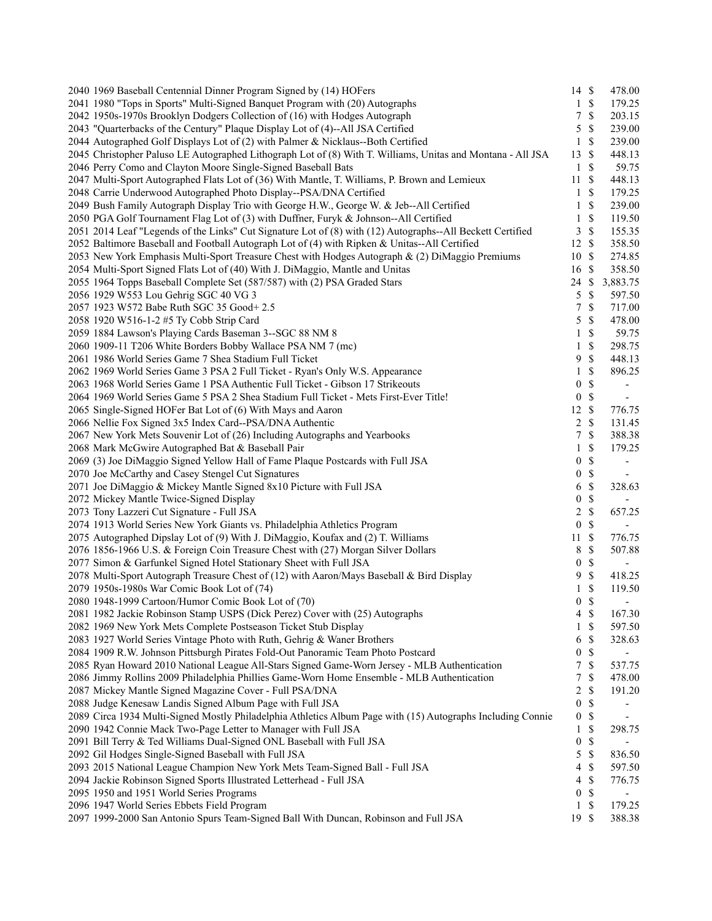| Lot | Description | Bids | | Price |
|---|---|---|---|---|
| 2040 | 1969 Baseball Centennial Dinner Program Signed by (14) HOFers | 14 | $ | 478.00 |
| 2041 | 1980 "Tops in Sports" Multi-Signed Banquet Program with (20) Autographs | 1 | $ | 179.25 |
| 2042 | 1950s-1970s Brooklyn Dodgers Collection of (16) with Hodges Autograph | 7 | $ | 203.15 |
| 2043 | "Quarterbacks of the Century" Plaque Display Lot of (4)--All JSA Certified | 5 | $ | 239.00 |
| 2044 | Autographed Golf Displays Lot of (2) with Palmer & Nicklaus--Both Certified | 1 | $ | 239.00 |
| 2045 | Christopher Paluso LE Autographed Lithograph Lot of (8) With T. Williams, Unitas and Montana - All JSA | 13 | $ | 448.13 |
| 2046 | Perry Como and Clayton Moore Single-Signed Baseball Bats | 1 | $ | 59.75 |
| 2047 | Multi-Sport Autographed Flats Lot of (36) With Mantle, T. Williams, P. Brown and Lemieux | 11 | $ | 448.13 |
| 2048 | Carrie Underwood Autographed Photo Display--PSA/DNA Certified | 1 | $ | 179.25 |
| 2049 | Bush Family Autograph Display Trio with George H.W., George W. & Jeb--All Certified | 1 | $ | 239.00 |
| 2050 | PGA Golf Tournament Flag Lot of (3) with Duffner, Furyk & Johnson--All Certified | 1 | $ | 119.50 |
| 2051 | 2014 Leaf "Legends of the Links" Cut Signature Lot of (8) with (12) Autographs--All Beckett Certified | 3 | $ | 155.35 |
| 2052 | Baltimore Baseball and Football Autograph Lot of (4) with Ripken & Unitas--All Certified | 12 | $ | 358.50 |
| 2053 | New York Emphasis Multi-Sport Treasure Chest with Hodges Autograph & (2) DiMaggio Premiums | 10 | $ | 274.85 |
| 2054 | Multi-Sport Signed Flats Lot of (40) With J. DiMaggio, Mantle and Unitas | 16 | $ | 358.50 |
| 2055 | 1964 Topps Baseball Complete Set (587/587) with (2) PSA Graded Stars | 24 | $ | 3,883.75 |
| 2056 | 1929 W553 Lou Gehrig SGC 40 VG 3 | 5 | $ | 597.50 |
| 2057 | 1923 W572 Babe Ruth SGC 35 Good+ 2.5 | 7 | $ | 717.00 |
| 2058 | 1920 W516-1-2 #5 Ty Cobb Strip Card | 5 | $ | 478.00 |
| 2059 | 1884 Lawson's Playing Cards Baseman 3--SGC 88 NM 8 | 1 | $ | 59.75 |
| 2060 | 1909-11 T206 White Borders Bobby Wallace PSA NM 7 (mc) | 1 | $ | 298.75 |
| 2061 | 1986 World Series Game 7 Shea Stadium Full Ticket | 9 | $ | 448.13 |
| 2062 | 1969 World Series Game 3 PSA 2 Full Ticket - Ryan's Only W.S. Appearance | 1 | $ | 896.25 |
| 2063 | 1968 World Series Game 1 PSA Authentic Full Ticket - Gibson 17 Strikeouts | 0 | $ | - |
| 2064 | 1969 World Series Game 5 PSA 2 Shea Stadium Full Ticket - Mets First-Ever Title! | 0 | $ | - |
| 2065 | Single-Signed HOFer Bat Lot of (6) With Mays and Aaron | 12 | $ | 776.75 |
| 2066 | Nellie Fox Signed 3x5 Index Card--PSA/DNA Authentic | 2 | $ | 131.45 |
| 2067 | New York Mets Souvenir Lot of (26) Including Autographs and Yearbooks | 7 | $ | 388.38 |
| 2068 | Mark McGwire Autographed Bat & Baseball Pair | 1 | $ | 179.25 |
| 2069 | (3) Joe DiMaggio Signed Yellow Hall of Fame Plaque Postcards with Full JSA | 0 | $ | - |
| 2070 | Joe McCarthy and Casey Stengel Cut Signatures | 0 | $ | - |
| 2071 | Joe DiMaggio & Mickey Mantle Signed 8x10 Picture with Full JSA | 6 | $ | 328.63 |
| 2072 | Mickey Mantle Twice-Signed Display | 0 | $ | - |
| 2073 | Tony Lazzeri Cut Signature - Full JSA | 2 | $ | 657.25 |
| 2074 | 1913 World Series New York Giants vs. Philadelphia Athletics Program | 0 | $ | - |
| 2075 | Autographed Dipslay Lot of (9) With J. DiMaggio, Koufax and (2) T. Williams | 11 | $ | 776.75 |
| 2076 | 1856-1966 U.S. & Foreign Coin Treasure Chest with (27) Morgan Silver Dollars | 8 | $ | 507.88 |
| 2077 | Simon & Garfunkel Signed Hotel Stationary Sheet with Full JSA | 0 | $ | - |
| 2078 | Multi-Sport Autograph Treasure Chest of (12) with Aaron/Mays Baseball & Bird Display | 9 | $ | 418.25 |
| 2079 | 1950s-1980s War Comic Book Lot of (74) | 1 | $ | 119.50 |
| 2080 | 1948-1999 Cartoon/Humor Comic Book Lot of (70) | 0 | $ | - |
| 2081 | 1982 Jackie Robinson Stamp USPS (Dick Perez) Cover with (25) Autographs | 4 | $ | 167.30 |
| 2082 | 1969 New York Mets Complete Postseason Ticket Stub Display | 1 | $ | 597.50 |
| 2083 | 1927 World Series Vintage Photo with Ruth, Gehrig & Waner Brothers | 6 | $ | 328.63 |
| 2084 | 1909 R.W. Johnson Pittsburgh Pirates Fold-Out Panoramic Team Photo Postcard | 0 | $ | - |
| 2085 | Ryan Howard 2010 National League All-Stars Signed Game-Worn Jersey - MLB Authentication | 7 | $ | 537.75 |
| 2086 | Jimmy Rollins 2009 Philadelphia Phillies Game-Worn Home Ensemble - MLB Authentication | 7 | $ | 478.00 |
| 2087 | Mickey Mantle Signed Magazine Cover - Full PSA/DNA | 2 | $ | 191.20 |
| 2088 | Judge Kenesaw Landis Signed Album Page with Full JSA | 0 | $ | - |
| 2089 | Circa 1934 Multi-Signed Mostly Philadelphia Athletics Album Page with (15) Autographs Including Connie | 0 | $ | - |
| 2090 | 1942 Connie Mack Two-Page Letter to Manager with Full JSA | 1 | $ | 298.75 |
| 2091 | Bill Terry & Ted Williams Dual-Signed ONL Baseball with Full JSA | 0 | $ | - |
| 2092 | Gil Hodges Single-Signed Baseball with Full JSA | 5 | $ | 836.50 |
| 2093 | 2015 National League Champion New York Mets Team-Signed Ball - Full JSA | 4 | $ | 597.50 |
| 2094 | Jackie Robinson Signed Sports Illustrated Letterhead - Full JSA | 4 | $ | 776.75 |
| 2095 | 1950 and 1951 World Series Programs | 0 | $ | - |
| 2096 | 1947 World Series Ebbets Field Program | 1 | $ | 179.25 |
| 2097 | 1999-2000 San Antonio Spurs Team-Signed Ball With Duncan, Robinson and Full JSA | 19 | $ | 388.38 |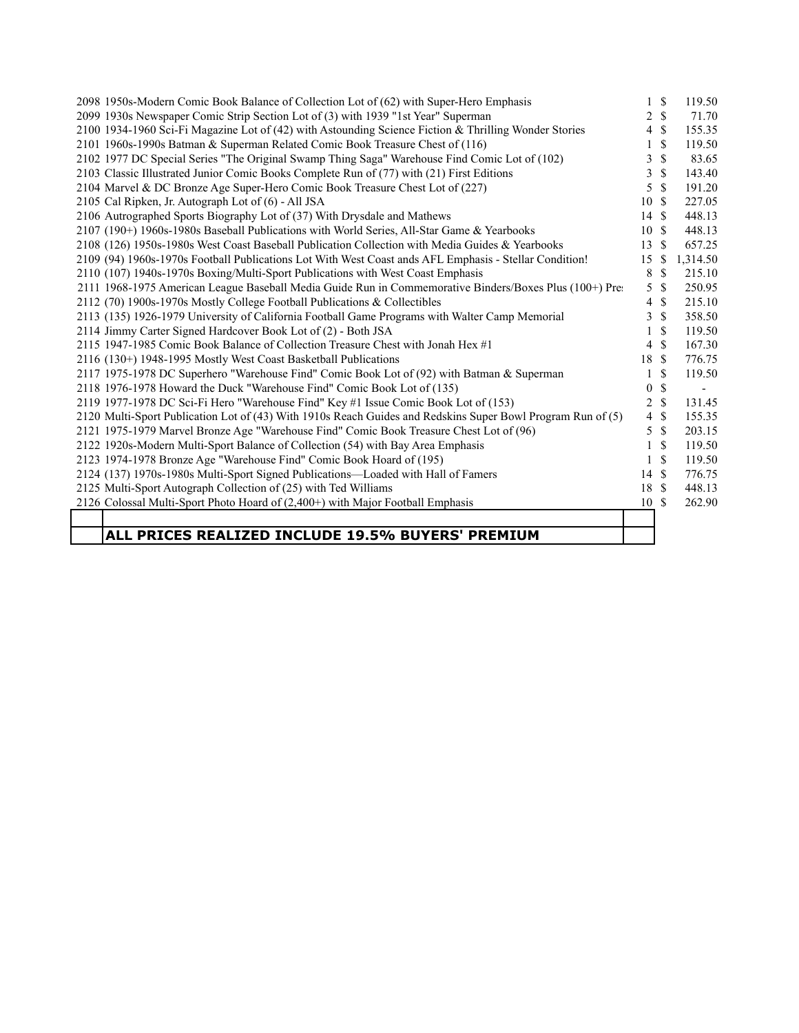| | | | | |
|---|---|---|---|---|
| 2098 | 1950s-Modern Comic Book Balance of Collection Lot of (62) with Super-Hero Emphasis | 1 | $ | 119.50 |
| 2099 | 1930s Newspaper Comic Strip Section Lot of (3) with 1939 "1st Year" Superman | 2 | $ | 71.70 |
| 2100 | 1934-1960 Sci-Fi Magazine Lot of (42) with Astounding Science Fiction & Thrilling Wonder Stories | 4 | $ | 155.35 |
| 2101 | 1960s-1990s Batman & Superman Related Comic Book Treasure Chest of (116) | 1 | $ | 119.50 |
| 2102 | 1977 DC Special Series "The Original Swamp Thing Saga" Warehouse Find Comic Lot of (102) | 3 | $ | 83.65 |
| 2103 | Classic Illustrated Junior Comic Books Complete Run of (77) with (21) First Editions | 3 | $ | 143.40 |
| 2104 | Marvel & DC Bronze Age Super-Hero Comic Book Treasure Chest Lot of (227) | 5 | $ | 191.20 |
| 2105 | Cal Ripken, Jr. Autograph Lot of (6) - All JSA | 10 | $ | 227.05 |
| 2106 | Autrographed Sports Biography Lot of (37) With Drysdale and Mathews | 14 | $ | 448.13 |
| 2107 | (190+) 1960s-1980s Baseball Publications with World Series, All-Star Game & Yearbooks | 10 | $ | 448.13 |
| 2108 | (126) 1950s-1980s West Coast Baseball Publication Collection with Media Guides & Yearbooks | 13 | $ | 657.25 |
| 2109 | (94) 1960s-1970s Football Publications Lot With West Coast ands AFL Emphasis - Stellar Condition! | 15 | $ | 1,314.50 |
| 2110 | (107) 1940s-1970s Boxing/Multi-Sport Publications with West Coast Emphasis | 8 | $ | 215.10 |
| 2111 | 1968-1975 American League Baseball Media Guide Run in Commemorative Binders/Boxes Plus (100+) Pre | 5 | $ | 250.95 |
| 2112 | (70) 1900s-1970s Mostly College Football Publications & Collectibles | 4 | $ | 215.10 |
| 2113 | (135) 1926-1979 University of California Football Game Programs with Walter Camp Memorial | 3 | $ | 358.50 |
| 2114 | Jimmy Carter Signed Hardcover Book Lot of (2) - Both JSA | 1 | $ | 119.50 |
| 2115 | 1947-1985 Comic Book Balance of Collection Treasure Chest with Jonah Hex #1 | 4 | $ | 167.30 |
| 2116 | (130+) 1948-1995 Mostly West Coast Basketball Publications | 18 | $ | 776.75 |
| 2117 | 1975-1978 DC Superhero "Warehouse Find" Comic Book Lot of (92) with Batman & Superman | 1 | $ | 119.50 |
| 2118 | 1976-1978 Howard the Duck "Warehouse Find" Comic Book Lot of (135) | 0 | $ | - |
| 2119 | 1977-1978 DC Sci-Fi Hero "Warehouse Find" Key #1 Issue Comic Book Lot of (153) | 2 | $ | 131.45 |
| 2120 | Multi-Sport Publication Lot of (43) With 1910s Reach Guides and Redskins Super Bowl Program Run of (5) | 4 | $ | 155.35 |
| 2121 | 1975-1979 Marvel Bronze Age "Warehouse Find" Comic Book Treasure Chest Lot of (96) | 5 | $ | 203.15 |
| 2122 | 1920s-Modern Multi-Sport Balance of Collection (54) with Bay Area Emphasis | 1 | $ | 119.50 |
| 2123 | 1974-1978 Bronze Age "Warehouse Find" Comic Book Hoard of (195) | 1 | $ | 119.50 |
| 2124 | (137) 1970s-1980s Multi-Sport Signed Publications—Loaded with Hall of Famers | 14 | $ | 776.75 |
| 2125 | Multi-Sport Autograph Collection of (25) with Ted Williams | 18 | $ | 448.13 |
| 2126 | Colossal Multi-Sport Photo Hoard of (2,400+) with Major Football Emphasis | 10 | $ | 262.90 |

**ALL PRICES REALIZED INCLUDE 19.5% BUYERS' PREMIUM**